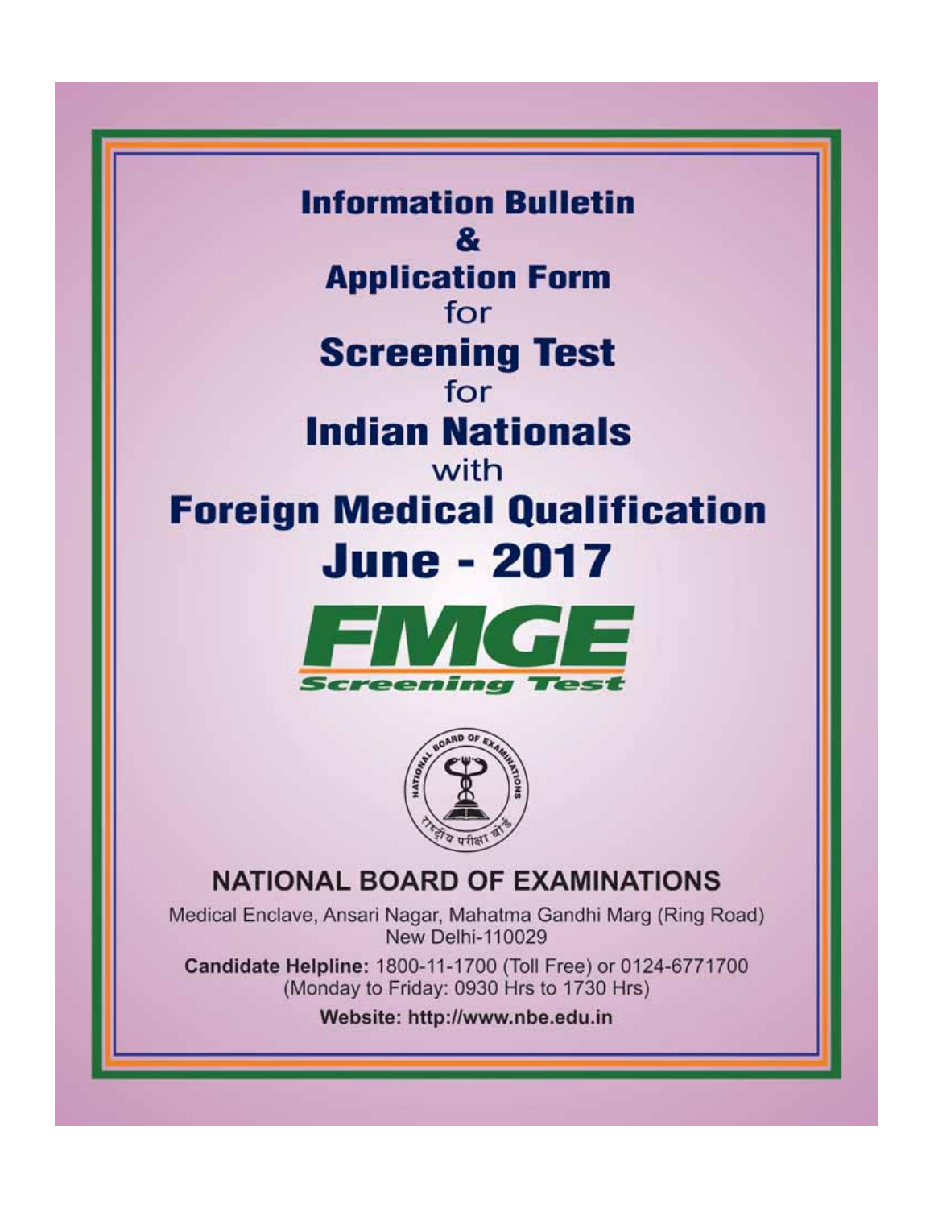# Information Bulletin

# &

# Application Form

for

# Screening Test

for

# Indian Nationals

with

# Foreign Medical Qualification

# June - 2017

**FMGE**

**Screening Test**

## NATIONAL BOARD OF EXAMINATIONS

Medical Enclave, Ansari Nagar, Mahatma Gandhi Marg (Ring Road)
New Delhi-110029

**Candidate Helpline:** 1800-11-1700 (Toll Free) or 0124-6771700
(Monday to Friday: 0930 Hrs to 1730 Hrs)

**Website: http://www.nbe.edu.in**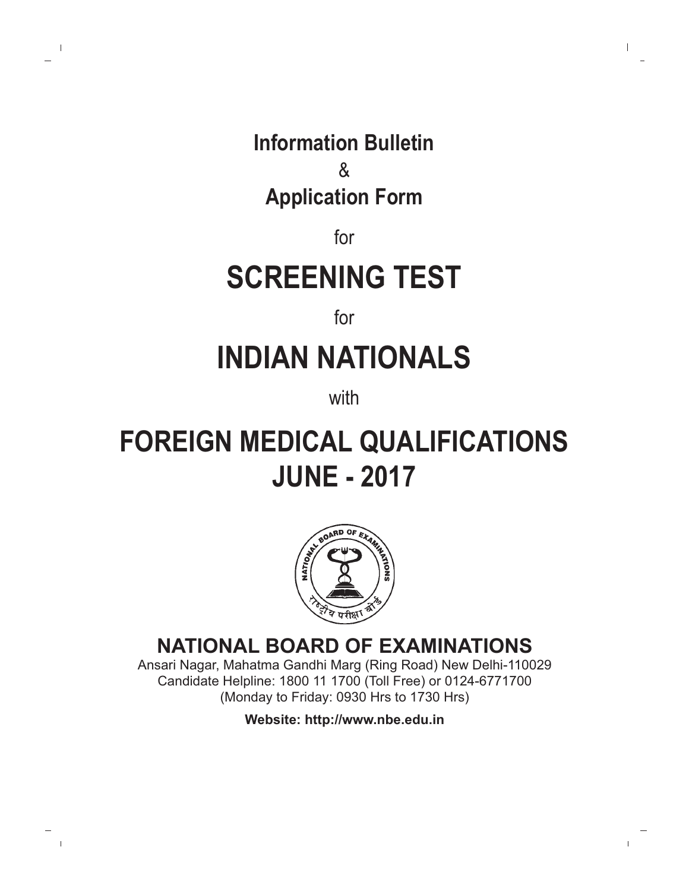**Information Bulletin**

&

**Application Form**

for

# SCREENING TEST

for

# INDIAN NATIONALS

with

# FOREIGN MEDICAL QUALIFICATIONS
# JUNE - 2017

## NATIONAL BOARD OF EXAMINATIONS

Ansari Nagar, Mahatma Gandhi Marg (Ring Road) New Delhi-110029
Candidate Helpline: 1800 11 1700 (Toll Free) or 0124-6771700
(Monday to Friday: 0930 Hrs to 1730 Hrs)

**Website: http://www.nbe.edu.in**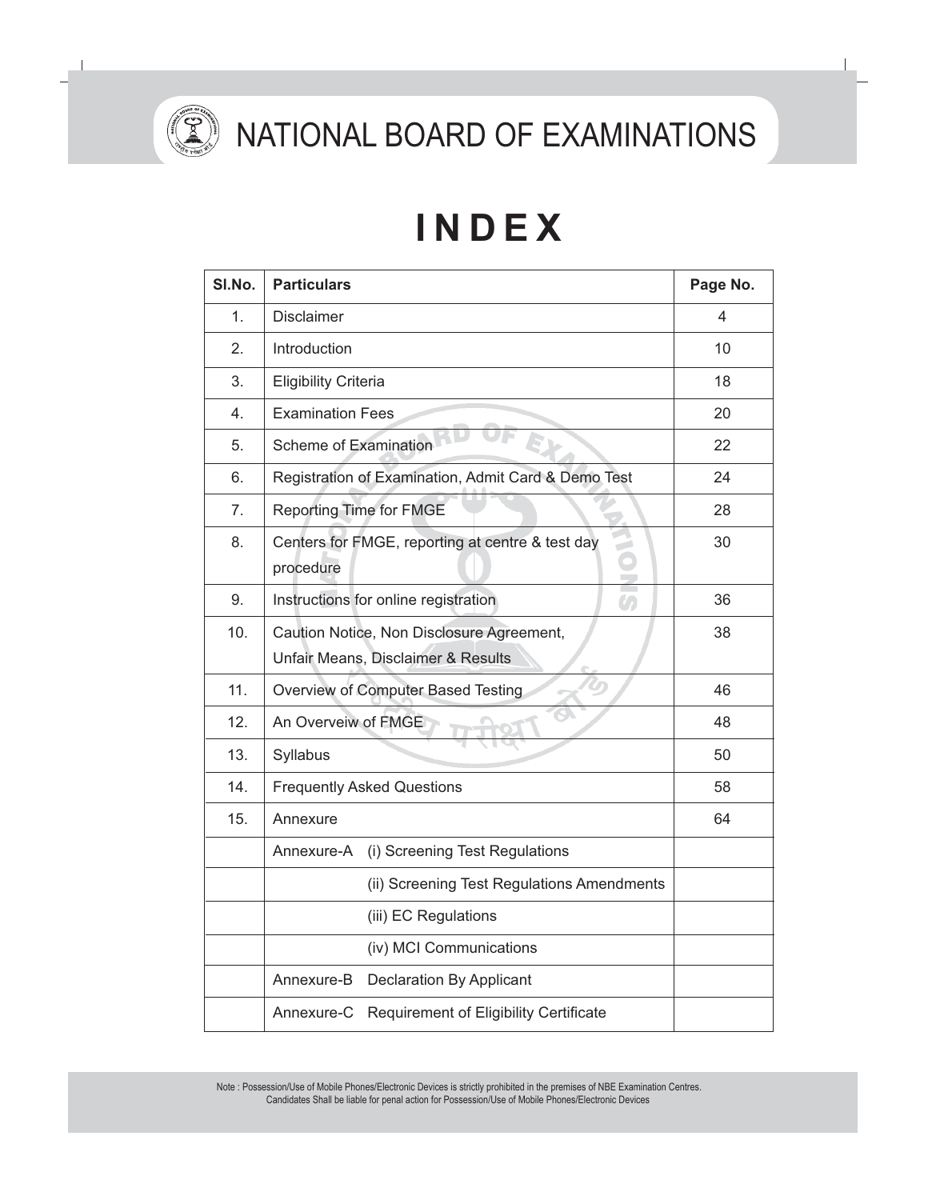# NATIONAL BOARD OF EXAMINATIONS

# INDEX

| Sl.No. | Particulars | Page No. |
|---|---|---|
| 1. | Disclaimer | 4 |
| 2. | Introduction | 10 |
| 3. | Eligibility Criteria | 18 |
| 4. | Examination Fees | 20 |
| 5. | Scheme of Examination | 22 |
| 6. | Registration of Examination, Admit Card & Demo Test | 24 |
| 7. | Reporting Time for FMGE | 28 |
| 8. | Centers for FMGE, reporting at centre & test day procedure | 30 |
| 9. | Instructions for online registration | 36 |
| 10. | Caution Notice, Non Disclosure Agreement, Unfair Means, Disclaimer & Results | 38 |
| 11. | Overview of Computer Based Testing | 46 |
| 12. | An Overveiw of FMGE | 48 |
| 13. | Syllabus | 50 |
| 14. | Frequently Asked Questions | 58 |
| 15. | Annexure | 64 |
| | Annexure-A (i) Screening Test Regulations | |
| | (ii) Screening Test Regulations Amendments | |
| | (iii) EC Regulations | |
| | (iv) MCI Communications | |
| | Annexure-B Declaration By Applicant | |
| | Annexure-C Requirement of Eligibility Certificate | |

Note : Possession/Use of Mobile Phones/Electronic Devices is strictly prohibited in the premises of NBE Examination Centres. Candidates Shall be liable for penal action for Possession/Use of Mobile Phones/Electronic Devices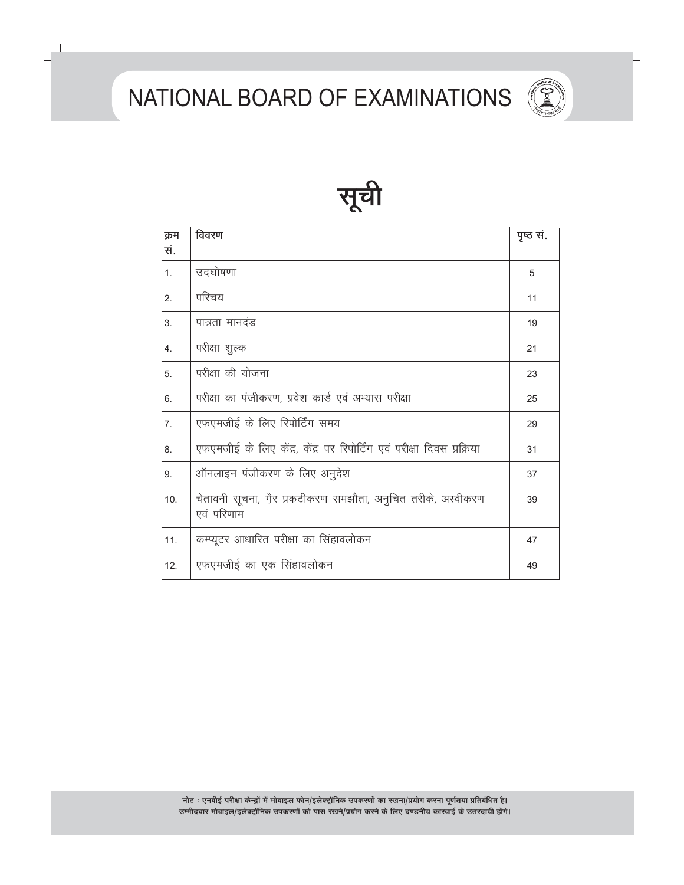# NATIONAL BOARD OF EXAMINATIONS

# सूची

| क्रम सं. | विवरण | पृष्ठ सं. |
|---|---|---|
| 1. | उदघोषणा | 5 |
| 2. | परिचय | 11 |
| 3. | पात्रता मानदंड | 19 |
| 4. | परीक्षा शुल्क | 21 |
| 5. | परीक्षा की योजना | 23 |
| 6. | परीक्षा का पंजीकरण, प्रवेश कार्ड एवं अभ्यास परीक्षा | 25 |
| 7. | एफएमजीई के लिए रिपोर्टिंग समय | 29 |
| 8. | एफएमजीई के लिए केंद्र, केंद्र पर रिपोर्टिंग एवं परीक्षा दिवस प्रक्रिया | 31 |
| 9. | ऑनलाइन पंजीकरण के लिए अनुदेश | 37 |
| 10. | चेतावनी सूचना, ग़ैर प्रकटीकरण समझौता, अनुचित तरीके, अस्वीकरण एवं परिणाम | 39 |
| 11. | कम्प्यूटर आधारित परीक्षा का सिंहावलोकन | 47 |
| 12. | एफएमजीई का एक सिंहावलोकन | 49 |

**नोट : एनबीई परीक्षा केन्द्रों में मोबाइल फोन/इलेक्ट्रॉनिक उपकरणों का रखना/प्रयोग करना पूर्णतया प्रतिबंधित है। उम्मीदवार मोबाइल/इलेक्ट्रॉनिक उपकरणों को पास रखने/प्रयोग करने के लिए दण्डनीय कारवाई के उत्तरदायी होंगे।**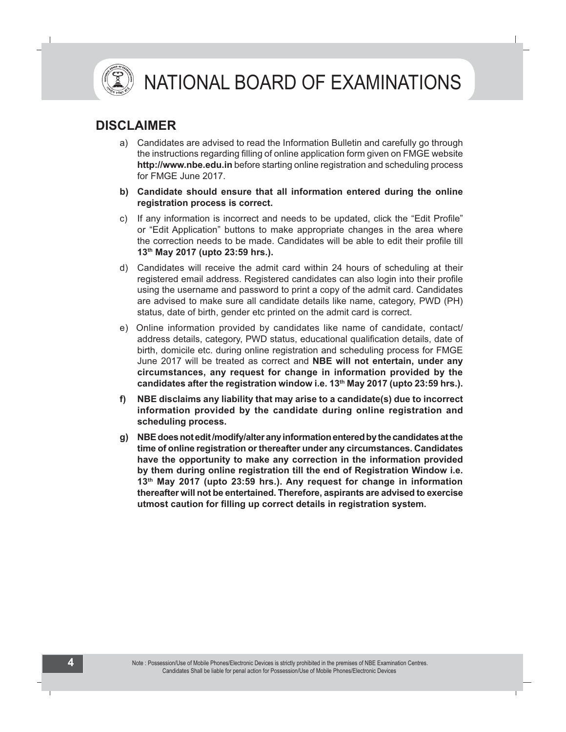## DISCLAIMER

a) Candidates are advised to read the Information Bulletin and carefully go through the instructions regarding filling of online application form given on FMGE website **http://www.nbe.edu.in** before starting online registration and scheduling process for FMGE June 2017.

**b) Candidate should ensure that all information entered during the online registration process is correct.**

c) If any information is incorrect and needs to be updated, click the "Edit Profile" or "Edit Application" buttons to make appropriate changes in the area where the correction needs to be made. Candidates will be able to edit their profile till **13th May 2017 (upto 23:59 hrs.).**

d) Candidates will receive the admit card within 24 hours of scheduling at their registered email address. Registered candidates can also login into their profile using the username and password to print a copy of the admit card. Candidates are advised to make sure all candidate details like name, category, PWD (PH) status, date of birth, gender etc printed on the admit card is correct.

e) Online information provided by candidates like name of candidate, contact/ address details, category, PWD status, educational qualification details, date of birth, domicile etc. during online registration and scheduling process for FMGE June 2017 will be treated as correct and **NBE will not entertain, under any circumstances, any request for change in information provided by the candidates after the registration window i.e. 13th May 2017 (upto 23:59 hrs.).**

**f) NBE disclaims any liability that may arise to a candidate(s) due to incorrect information provided by the candidate during online registration and scheduling process.**

**g) NBE does not edit /modify/alter any information entered by the candidates at the time of online registration or thereafter under any circumstances. Candidates have the opportunity to make any correction in the information provided by them during online registration till the end of Registration Window i.e. 13th May 2017 (upto 23:59 hrs.). Any request for change in information thereafter will not be entertained. Therefore, aspirants are advised to exercise utmost caution for filling up correct details in registration system.**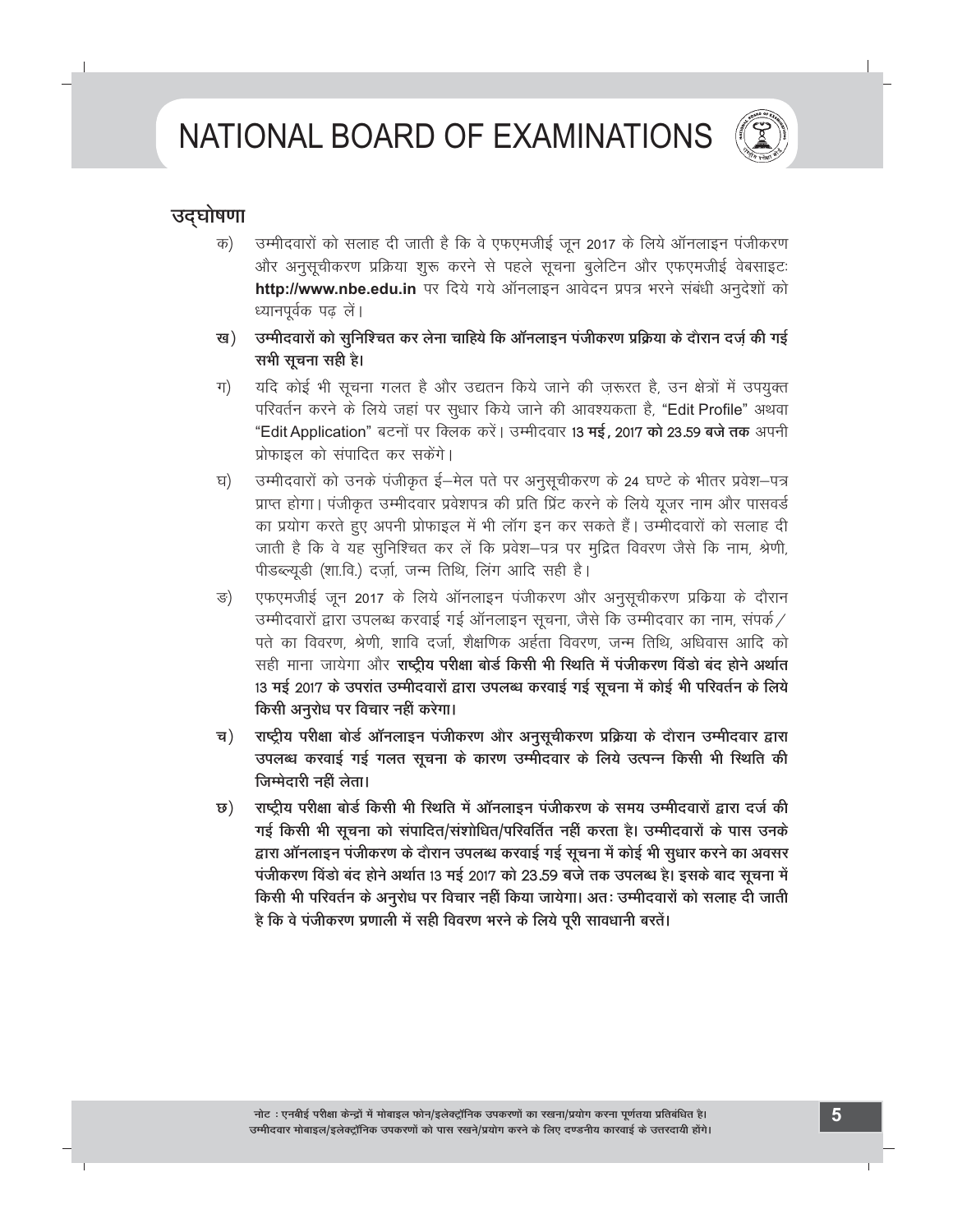## उद्घोषणा

क) उम्मीदवारों को सलाह दी जाती है कि वे एफएमजीई जून 2017 के लिये ऑनलाइन पंजीकरण और अनुसूचीकरण प्रक्रिया शुरू करने से पहले सूचना बुलेटिन और एफएमजीई वेबसाइटः **http://www.nbe.edu.in** पर दिये गये ऑनलाइन आवेदन प्रपत्र भरने संबंधी अनुदेशों को ध्यानपूर्वक पढ़ लें।

ख) **उम्मीदवारों को सुनिश्चित कर लेना चाहिये कि ऑनलाइन पंजीकरण प्रक्रिया के दौरान दर्ज़ की गई सभी सूचना सही है।**

ग) यदि कोई भी सूचना गलत है और उद्यतन किये जाने की ज़रूरत है, उन क्षेत्रों में उपयुक्त परिवर्तन करने के लिये जहां पर सुधार किये जाने की आवश्यकता है, "Edit Profile" अथवा "Edit Application" बटनों पर क्लिक करें। उम्मीदवार **13 मई, 2017 को 23.59 बजे तक** अपनी प्रोफाइल को संपादित कर सकेंगे।

घ) उम्मीदवारों को उनके पंजीकृत ई–मेल पते पर अनुसूचीकरण के 24 घण्टे के भीतर प्रवेश–पत्र प्राप्त होगा। पंजीकृत उम्मीदवार प्रवेशपत्र की प्रति प्रिंट करने के लिये यूज़र नाम और पासवर्ड का प्रयोग करते हुए अपनी प्रोफाइल में भी लॉग इन कर सकते हैं। उम्मीदवारों को सलाह दी जाती है कि वे यह सुनिश्चित कर लें कि प्रवेश–पत्र पर मुद्रित विवरण जैसे कि नाम, श्रेणी, पीडब्ल्यूडी (शा.वि.) दर्ज़ा, जन्म तिथि, लिंग आदि सही है।

ङ) एफएमजीई जून 2017 के लिये ऑनलाइन पंजीकरण और अनुसूचीकरण प्रक्रिया के दौरान उम्मीदवारों द्वारा उपलब्ध करवाई गई ऑनलाइन सूचना, जैसे कि उम्मीदवार का नाम, संपर्क / पते का विवरण, श्रेणी, शावि दर्जा, शैक्षणिक अर्हता विवरण, जन्म तिथि, अधिवास आदि को सही माना जायेगा और **राष्ट्रीय परीक्षा बोर्ड किसी भी स्थिति में पंजीकरण विंडो बंद होने अर्थात 13 मई 2017 के उपरांत उम्मीदवारों द्वारा उपलब्ध करवाई गई सूचना में कोई भी परिवर्तन के लिये किसी अनुरोध पर विचार नहीं करेगा।**

च) **राष्ट्रीय परीक्षा बोर्ड ऑनलाइन पंजीकरण और अनुसूचीकरण प्रक्रिया के दौरान उम्मीदवार द्वारा उपलब्ध करवाई गई गलत सूचना के कारण उम्मीदवार के लिये उत्पन्न किसी भी स्थिति की जिम्मेदारी नहीं लेता।**

छ) **राष्ट्रीय परीक्षा बोर्ड किसी भी स्थिति में ऑनलाइन पंजीकरण के समय उम्मीदवारों द्वारा दर्ज की गई किसी भी सूचना को संपादित/संशोधित/परिवर्तित नहीं करता है। उम्मीदवारों के पास उनके द्वारा ऑनलाइन पंजीकरण के दौरान उपलब्ध करवाई गई सूचना में कोई भी सुधार करने का अवसर पंजीकरण विंडो बंद होने अर्थात 13 मई 2017 को 23.59 बजे तक उपलब्ध है। इसके बाद सूचना में किसी भी परिवर्तन के अनुरोध पर विचार नहीं किया जायेगा। अतः उम्मीदवारों को सलाह दी जाती है कि वे पंजीकरण प्रणाली में सही विवरण भरने के लिये पूरी सावधानी बरतें।**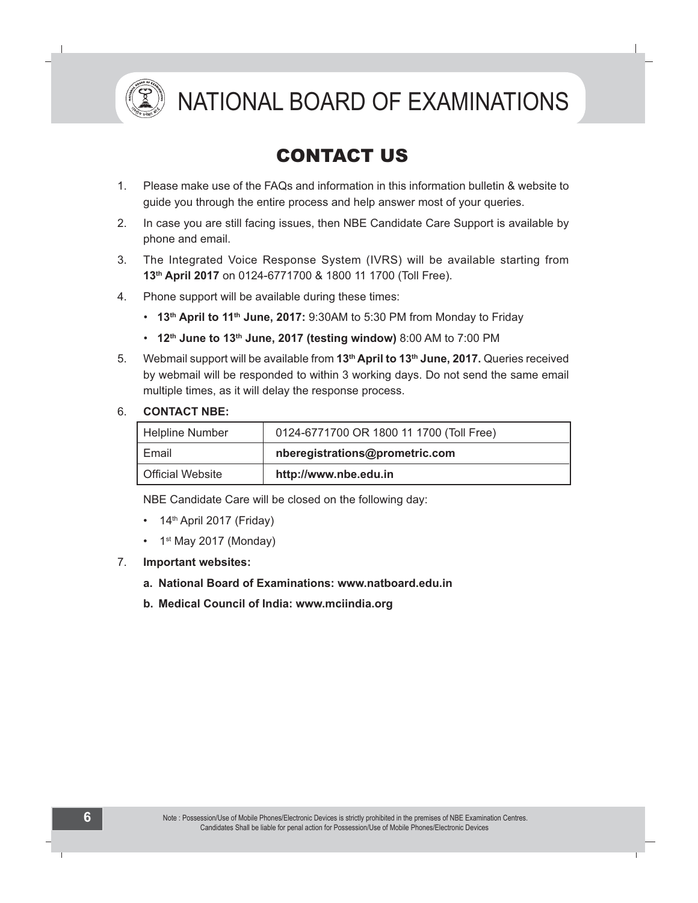# NATIONAL BOARD OF EXAMINATIONS

## CONTACT US

1. Please make use of the FAQs and information in this information bulletin & website to guide you through the entire process and help answer most of your queries.

2. In case you are still facing issues, then NBE Candidate Care Support is available by phone and email.

3. The Integrated Voice Response System (IVRS) will be available starting from **13th April 2017** on 0124-6771700 & 1800 11 1700 (Toll Free).

4. Phone support will be available during these times:
   - **13th April to 11th June, 2017:** 9:30AM to 5:30 PM from Monday to Friday
   - **12th June to 13th June, 2017 (testing window)** 8:00 AM to 7:00 PM

5. Webmail support will be available from **13th April to 13th June, 2017.** Queries received by webmail will be responded to within 3 working days. Do not send the same email multiple times, as it will delay the response process.

6. **CONTACT NBE:**

| Helpline Number | 0124-6771700 OR 1800 11 1700 (Toll Free) |
|---|---|
| Email | **nberegistrations@prometric.com** |
| Official Website | **http://www.nbe.edu.in** |

   NBE Candidate Care will be closed on the following day:
   - 14th April 2017 (Friday)
   - 1st May 2017 (Monday)

7. **Important websites:**
   - **a. National Board of Examinations: www.natboard.edu.in**
   - **b. Medical Council of India: www.mciindia.org**

Note : Possession/Use of Mobile Phones/Electronic Devices is strictly prohibited in the premises of NBE Examination Centres. Candidates Shall be liable for penal action for Possession/Use of Mobile Phones/Electronic Devices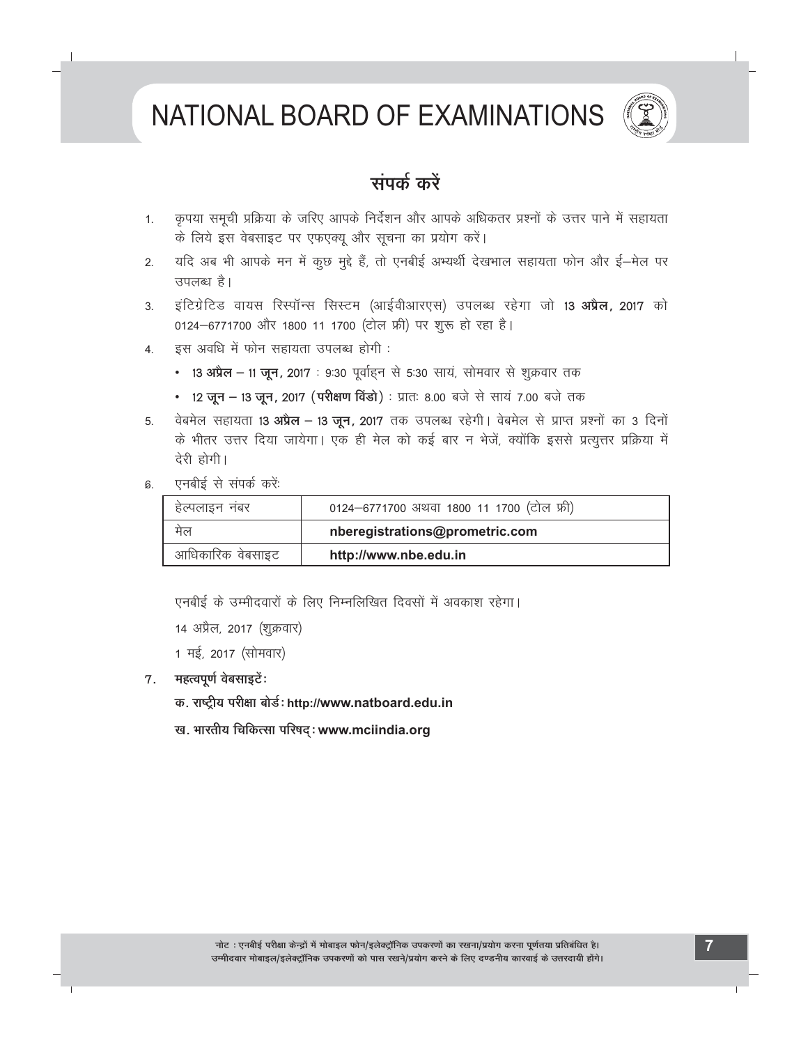## संपर्क करें

1. कृपया समूची प्रक्रिया के जरिए आपके निर्देशन और आपके अधिकतर प्रश्नों के उत्तर पाने में सहायता के लिये इस वेबसाइट पर एफएक्यू और सूचना का प्रयोग करें।
2. यदि अब भी आपके मन में कुछ मुद्दे हैं, तो एनबीई अभ्यर्थी देखभाल सहायता फोन और ई–मेल पर उपलब्ध है।
3. इंटिग्रेटिड वायस रिस्पॉन्स सिस्टम (आईवीआरएस) उपलब्ध रहेगा जो **13 अप्रैल, 2017** को 0124–6771700 और 1800 11 1700 (टोल फ्री) पर शुरू हो रहा है।
4. इस अवधि में फोन सहायता उपलब्ध होगी :
   - **13 अप्रैल – 11 जून, 2017** : 9:30 पूर्वाहन से 5:30 सायं, सोमवार से शुक्रवार तक
   - **12 जून – 13 जून, 2017 (परीक्षण विंडो)** : प्रातः 8.00 बजे से सायं 7.00 बजे तक
5. वेबमेल सहायता **13 अप्रैल – 13 जून, 2017** तक उपलब्ध रहेगी। वेबमेल से प्राप्त प्रश्नों का 3 दिनों के भीतर उत्तर दिया जायेगा। एक ही मेल को कई बार न भेजें, क्योंकि इससे प्रत्युत्तर प्रक्रिया में देरी होगी।
6. एनबीई से संपर्क करें:

| हेल्पलाइन नंबर | 0124–6771700 अथवा 1800 11 1700 (टोल फ्री) |
|---|---|
| मेल | **nberegistrations@prometric.com** |
| आधिकारिक वेबसाइट | **http://www.nbe.edu.in** |

एनबीई के उम्मीदवारों के लिए निम्नलिखित दिवसों में अवकाश रहेगा।

14 अप्रैल, 2017 (शुक्रवार)

1 मई, 2017 (सोमवार)

7. **महत्वपूर्ण वेबसाइटें:**

   **क. राष्ट्रीय परीक्षा बोर्ड: http://www.natboard.edu.in**

   **ख. भारतीय चिकित्सा परिषद्: www.mciindia.org**

नोट : एनबीई परीक्षा केन्द्रों में मोबाइल फोन/इलेक्ट्रॉनिक उपकरणों का रखना/प्रयोग करना पूर्णतया प्रतिबंधित है। उम्मीदवार मोबाइल/इलेक्ट्रॉनिक उपकरणों को पास रखने/प्रयोग करने के लिए दण्डनीय कारवाई के उत्तरदायी होंगे।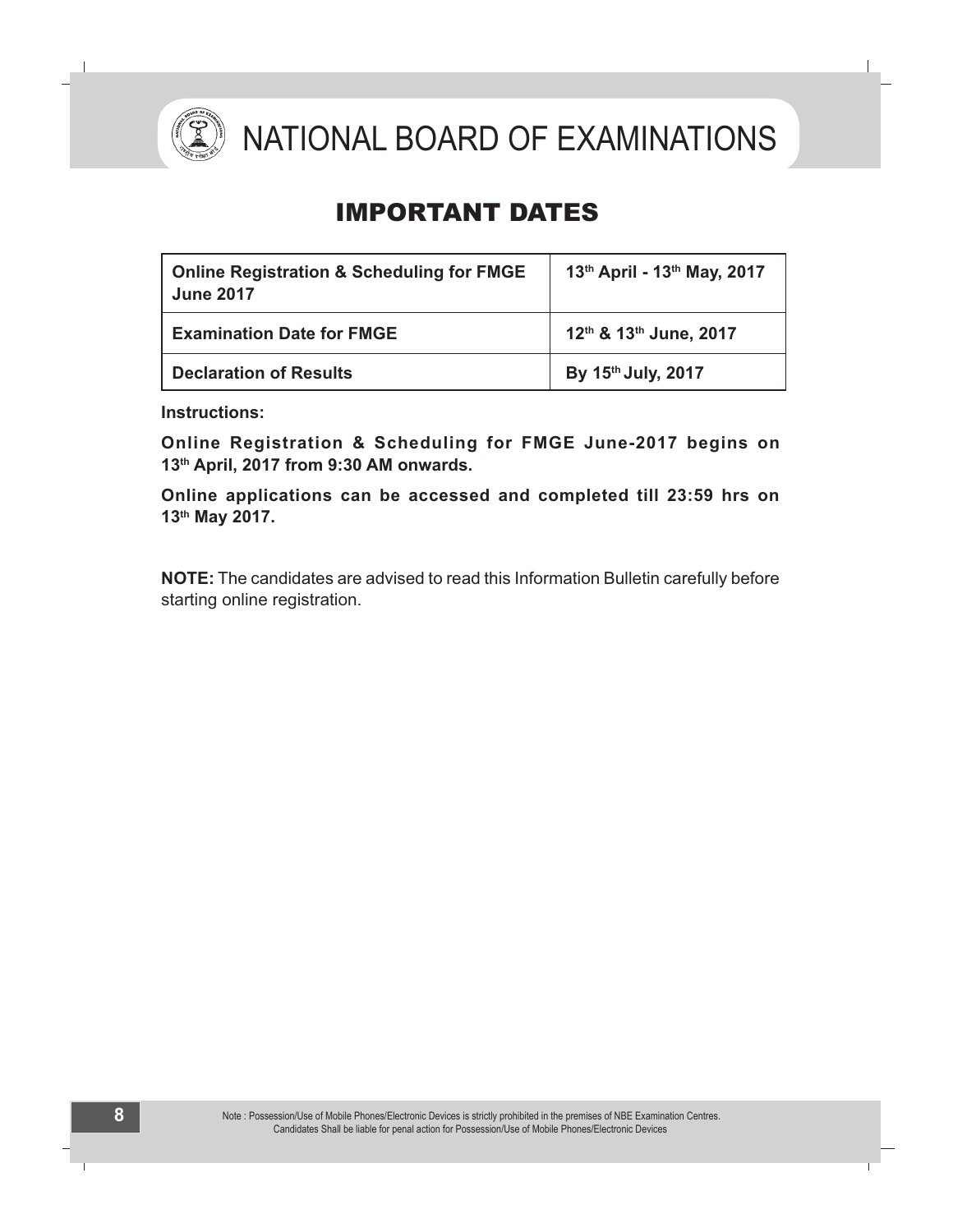# IMPORTANT DATES

| Online Registration & Scheduling for FMGE June 2017 | 13th April - 13th May, 2017 |
|---|---|
| Examination Date for FMGE | 12th & 13th June, 2017 |
| Declaration of Results | By 15th July, 2017 |

**Instructions:**

**Online Registration & Scheduling for FMGE June-2017 begins on 13th April, 2017 from 9:30 AM onwards.**

**Online applications can be accessed and completed till 23:59 hrs on 13th May 2017.**

**NOTE:** The candidates are advised to read this Information Bulletin carefully before starting online registration.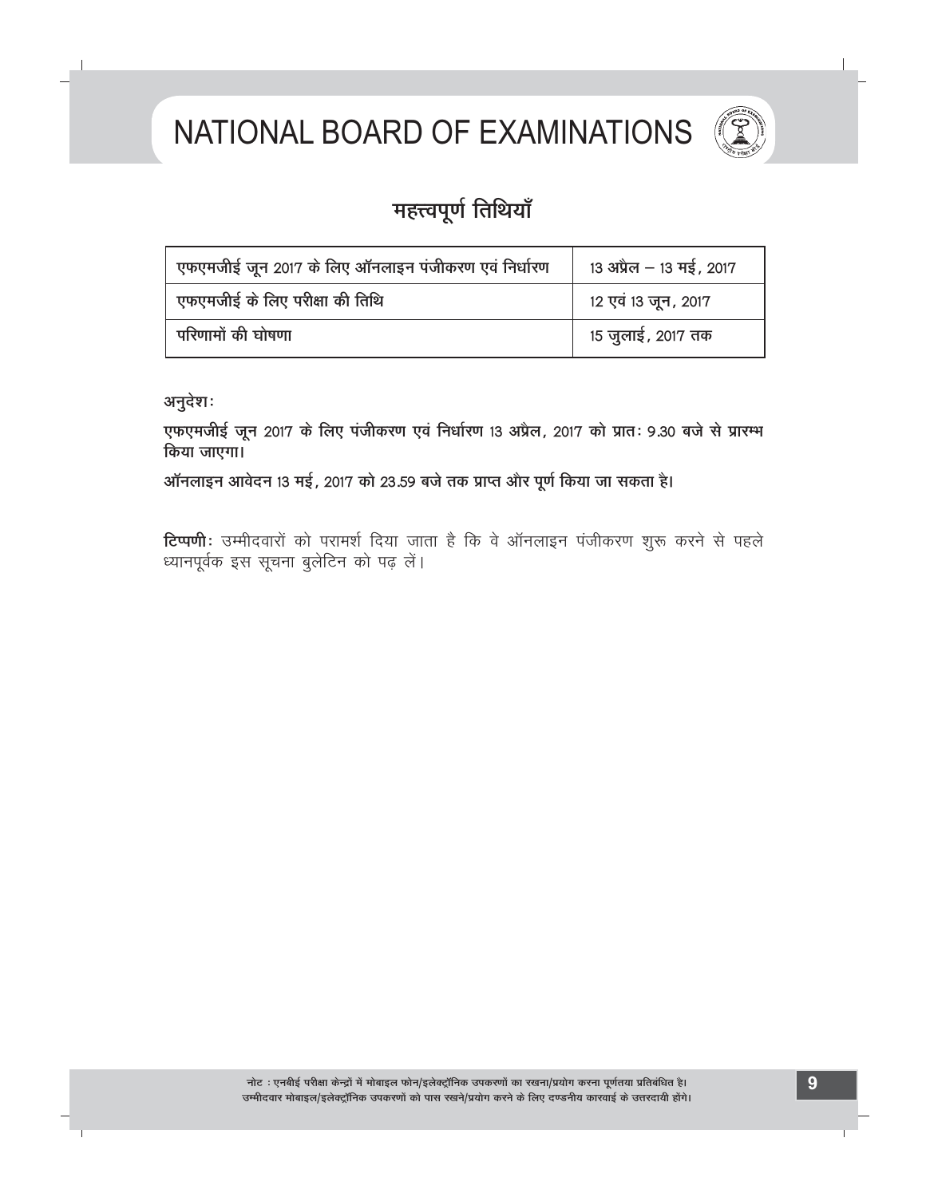# NATIONAL BOARD OF EXAMINATIONS

## महत्त्वपूर्ण तिथियाँ

| एफएमजीई जून 2017 के लिए ऑनलाइन पंजीकरण एवं निर्धारण | 13 अप्रैल – 13 मई, 2017 |
|---|---|
| एफएमजीई के लिए परीक्षा की तिथि | 12 एवं 13 जून, 2017 |
| परिणामों की घोषणा | 15 जुलाई, 2017 तक |

अनुदेशः

**एफएमजीई जून 2017 के लिए पंजीकरण एवं निर्धारण 13 अप्रैल, 2017 को प्रातः 9.30 बजे से प्रारम्भ किया जाएगा।**

**ऑनलाइन आवेदन 13 मई, 2017 को 23.59 बजे तक प्राप्त और पूर्ण किया जा सकता है।**

**टिप्पणी:** उम्मीदवारों को परामर्श दिया जाता है कि वे ऑनलाइन पंजीकरण शुरू करने से पहले ध्यानपूर्वक इस सूचना बुलेटिन को पढ़ लें।

नोट : एनबीई परीक्षा केन्द्रों में मोबाइल फोन/इलेक्ट्रॉनिक उपकरणों का रखना/प्रयोग करना पूर्णतया प्रतिबंधित है। उम्मीदवार मोबाइल/इलेक्ट्रॉनिक उपकरणों को पास रखने/प्रयोग करने के लिए दण्डनीय कारवाई के उत्तरदायी होंगे।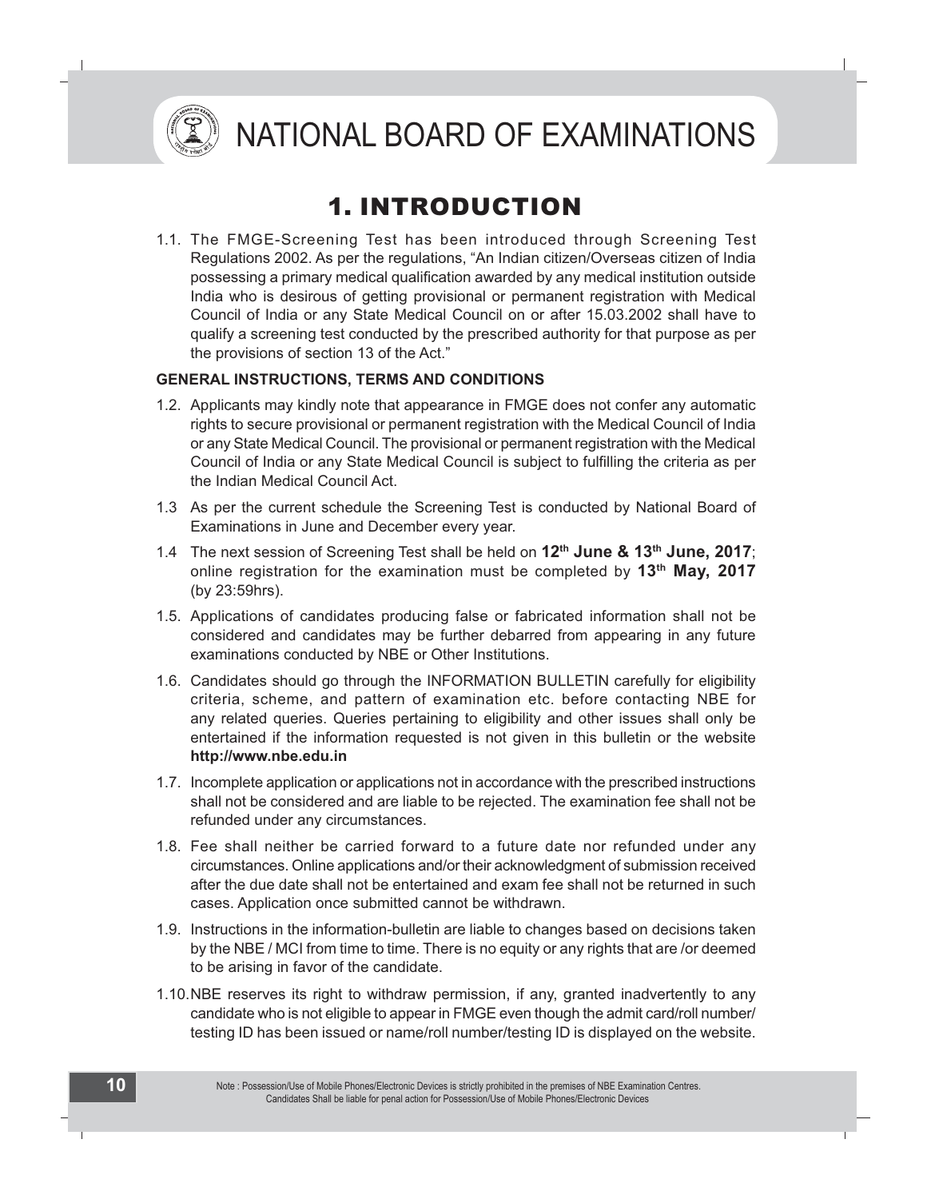# 1. INTRODUCTION

1.1. The FMGE-Screening Test has been introduced through Screening Test Regulations 2002. As per the regulations, "An Indian citizen/Overseas citizen of India possessing a primary medical qualification awarded by any medical institution outside India who is desirous of getting provisional or permanent registration with Medical Council of India or any State Medical Council on or after 15.03.2002 shall have to qualify a screening test conducted by the prescribed authority for that purpose as per the provisions of section 13 of the Act."

**GENERAL INSTRUCTIONS, TERMS AND CONDITIONS**

1.2. Applicants may kindly note that appearance in FMGE does not confer any automatic rights to secure provisional or permanent registration with the Medical Council of India or any State Medical Council. The provisional or permanent registration with the Medical Council of India or any State Medical Council is subject to fulfilling the criteria as per the Indian Medical Council Act.

1.3 As per the current schedule the Screening Test is conducted by National Board of Examinations in June and December every year.

1.4 The next session of Screening Test shall be held on **12th June & 13th June, 2017**; online registration for the examination must be completed by **13th May, 2017** (by 23:59hrs).

1.5. Applications of candidates producing false or fabricated information shall not be considered and candidates may be further debarred from appearing in any future examinations conducted by NBE or Other Institutions.

1.6. Candidates should go through the INFORMATION BULLETIN carefully for eligibility criteria, scheme, and pattern of examination etc. before contacting NBE for any related queries. Queries pertaining to eligibility and other issues shall only be entertained if the information requested is not given in this bulletin or the website **http://www.nbe.edu.in**

1.7. Incomplete application or applications not in accordance with the prescribed instructions shall not be considered and are liable to be rejected. The examination fee shall not be refunded under any circumstances.

1.8. Fee shall neither be carried forward to a future date nor refunded under any circumstances. Online applications and/or their acknowledgment of submission received after the due date shall not be entertained and exam fee shall not be returned in such cases. Application once submitted cannot be withdrawn.

1.9. Instructions in the information-bulletin are liable to changes based on decisions taken by the NBE / MCI from time to time. There is no equity or any rights that are /or deemed to be arising in favor of the candidate.

1.10. NBE reserves its right to withdraw permission, if any, granted inadvertently to any candidate who is not eligible to appear in FMGE even though the admit card/roll number/testing ID has been issued or name/roll number/testing ID is displayed on the website.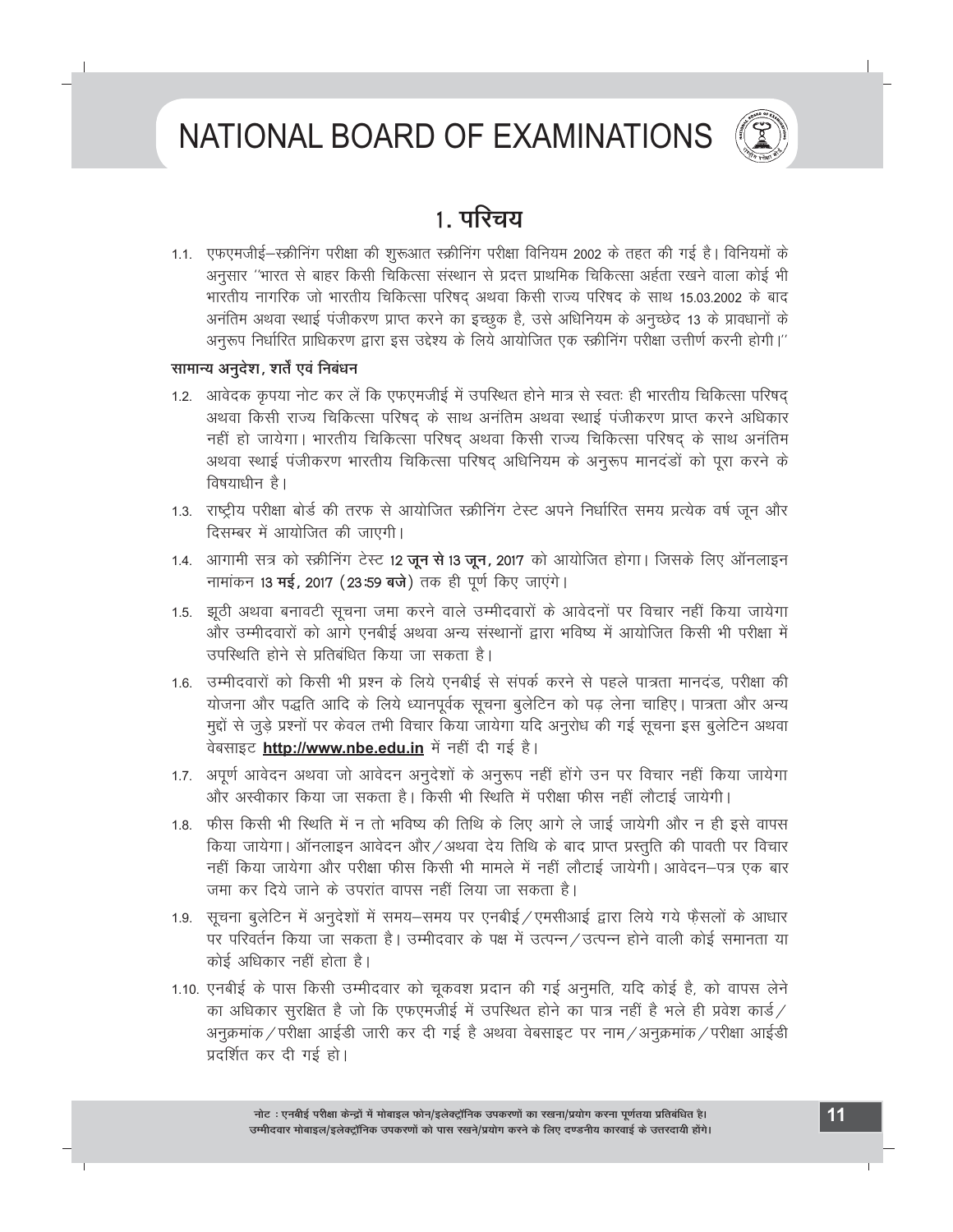# NATIONAL BOARD OF EXAMINATIONS

## 1. परिचय

1.1. एफएमजीई–स्क्रीनिंग परीक्षा की शुरूआत स्क्रीनिंग परीक्षा विनियम 2002 के तहत की गई है। विनियमों के अनुसार "भारत से बाहर किसी चिकित्सा संस्थान से प्रदत्त प्राथमिक चिकित्सा अर्हता रखने वाला कोई भी भारतीय नागरिक जो भारतीय चिकित्सा परिषद् अथवा किसी राज्य परिषद के साथ 15.03.2002 के बाद अनंतिम अथवा स्थाई पंजीकरण प्राप्त करने का इच्छुक है, उसे अधिनियम के अनुच्छेद 13 के प्रावधानों के अनुरूप निर्धारित प्राधिकरण द्वारा इस उद्देश्य के लिये आयोजित एक स्क्रीनिंग परीक्षा उत्तीर्ण करनी होगी।"

### सामान्य अनुदेश, शर्तें एवं निबंधन

1.2. आवेदक कृपया नोट कर लें कि एफएमजीई में उपस्थित होने मात्र से स्वतः ही भारतीय चिकित्सा परिषद् अथवा किसी राज्य चिकित्सा परिषद् के साथ अनंतिम अथवा स्थाई पंजीकरण प्राप्त करने अधिकार नहीं हो जायेगा। भारतीय चिकित्सा परिषद् अथवा किसी राज्य चिकित्सा परिषद् के साथ अनंतिम अथवा स्थाई पंजीकरण भारतीय चिकित्सा परिषद् अधिनियम के अनुरूप मानदंडों को पूरा करने के विषयाधीन है।

1.3. राष्ट्रीय परीक्षा बोर्ड की तरफ से आयोजित स्क्रीनिंग टेस्ट अपने निर्धारित समय प्रत्येक वर्ष जून और दिसम्बर में आयोजित की जाएगी।

1.4. आगामी सत्र को स्क्रीनिंग टेस्ट 12 **जून से** 13 **जून,** 2017 को आयोजित होगा। जिसके लिए ऑनलाइन नामांकन 13 **मई,** 2017 (23:59 **बजे**) तक ही पूर्ण किए जाएंगे।

1.5. झूठी अथवा बनावटी सूचना जमा करने वाले उम्मीदवारों के आवेदनों पर विचार नहीं किया जायेगा और उम्मीदवारों को आगे एनबीई अथवा अन्य संस्थानों द्वारा भविष्य में आयोजित किसी भी परीक्षा में उपस्थिति होने से प्रतिबंधित किया जा सकता है।

1.6. उम्मीदवारों को किसी भी प्रश्न के लिये एनबीई से संपर्क करने से पहले पात्रता मानदंड, परीक्षा की योजना और पद्धति आदि के लिये ध्यानपूर्वक सूचना बुलेटिन को पढ़ लेना चाहिए। पात्रता और अन्य मुद्दों से जुड़े प्रश्नों पर केवल तभी विचार किया जायेगा यदि अनुरोध की गई सूचना इस बुलेटिन अथवा वेबसाइट **http://www.nbe.edu.in** में नहीं दी गई है।

1.7. अपूर्ण आवेदन अथवा जो आवेदन अनुदेशों के अनुरूप नहीं होंगे उन पर विचार नहीं किया जायेगा और अस्वीकार किया जा सकता है। किसी भी स्थिति में परीक्षा फीस नहीं लौटाई जायेगी।

1.8. फीस किसी भी स्थिति में न तो भविष्य की तिथि के लिए आगे ले जाई जायेगी और न ही इसे वापस किया जायेगा। ऑनलाइन आवेदन और/अथवा देय तिथि के बाद प्राप्त प्रस्तुति की पावती पर विचार नहीं किया जायेगा और परीक्षा फीस किसी भी मामले में नहीं लौटाई जायेगी। आवेदन–पत्र एक बार जमा कर दिये जाने के उपरांत वापस नहीं लिया जा सकता है।

1.9. सूचना बुलेटिन में अनुदेशों में समय–समय पर एनबीई/एमसीआई द्वारा लिये गये फ़ैसलों के आधार पर परिवर्तन किया जा सकता है। उम्मीदवार के पक्ष में उत्पन्न/उत्पन्न होने वाली कोई समानता या कोई अधिकार नहीं होता है।

1.10. एनबीई के पास किसी उम्मीदवार को चूकवश प्रदान की गई अनुमति, यदि कोई है, को वापस लेने का अधिकार सुरक्षित है जो कि एफएमजीई में उपस्थित होने का पात्र नहीं है भले ही प्रवेश कार्ड/अनुक्रमांक/परीक्षा आईडी जारी कर दी गई है अथवा वेबसाइट पर नाम/अनुक्रमांक/परीक्षा आईडी प्रदर्शित कर दी गई हो।

नोट : एनबीई परीक्षा केन्द्रों में मोबाइल फोन/इलेक्ट्रॉनिक उपकरणों का रखना/प्रयोग करना पूर्णतया प्रतिबंधित है। उम्मीदवार मोबाइल/इलेक्ट्रॉनिक उपकरणों को पास रखने/प्रयोग करने के लिए दण्डनीय कारवाई के उत्तरदायी होंगे।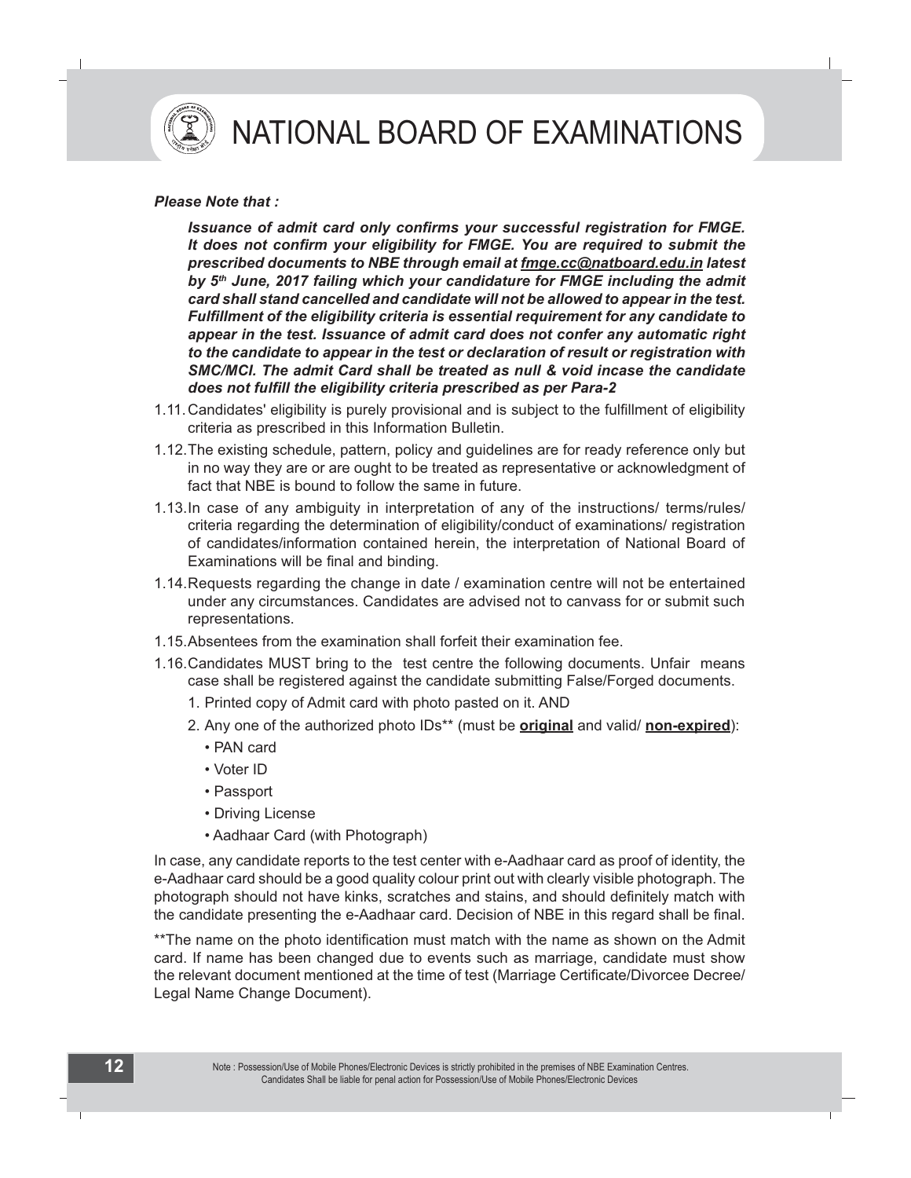***Please Note that :***

> ***Issuance of admit card only confirms your successful registration for FMGE. It does not confirm your eligibility for FMGE. You are required to submit the prescribed documents to NBE through email at fmge.cc@natboard.edu.in latest by 5th June, 2017 failing which your candidature for FMGE including the admit card shall stand cancelled and candidate will not be allowed to appear in the test. Fulfillment of the eligibility criteria is essential requirement for any candidate to appear in the test. Issuance of admit card does not confer any automatic right to the candidate to appear in the test or declaration of result or registration with SMC/MCI. The admit Card shall be treated as null & void incase the candidate does not fulfill the eligibility criteria prescribed as per Para-2***

1.11. Candidates' eligibility is purely provisional and is subject to the fulfillment of eligibility criteria as prescribed in this Information Bulletin.

1.12. The existing schedule, pattern, policy and guidelines are for ready reference only but in no way they are or are ought to be treated as representative or acknowledgment of fact that NBE is bound to follow the same in future.

1.13. In case of any ambiguity in interpretation of any of the instructions/ terms/rules/ criteria regarding the determination of eligibility/conduct of examinations/ registration of candidates/information contained herein, the interpretation of National Board of Examinations will be final and binding.

1.14. Requests regarding the change in date / examination centre will not be entertained under any circumstances. Candidates are advised not to canvass for or submit such representations.

1.15. Absentees from the examination shall forfeit their examination fee.

1.16. Candidates MUST bring to the test centre the following documents. Unfair means case shall be registered against the candidate submitting False/Forged documents.

   1. Printed copy of Admit card with photo pasted on it. AND
   2. Any one of the authorized photo IDs** (must be **original** and valid/ **non-expired**):
      - PAN card
      - Voter ID
      - Passport
      - Driving License
      - Aadhaar Card (with Photograph)

In case, any candidate reports to the test center with e-Aadhaar card as proof of identity, the e-Aadhaar card should be a good quality colour print out with clearly visible photograph. The photograph should not have kinks, scratches and stains, and should definitely match with the candidate presenting the e-Aadhaar card. Decision of NBE in this regard shall be final.

**The name on the photo identification must match with the name as shown on the Admit card. If name has been changed due to events such as marriage, candidate must show the relevant document mentioned at the time of test (Marriage Certificate/Divorcee Decree/ Legal Name Change Document).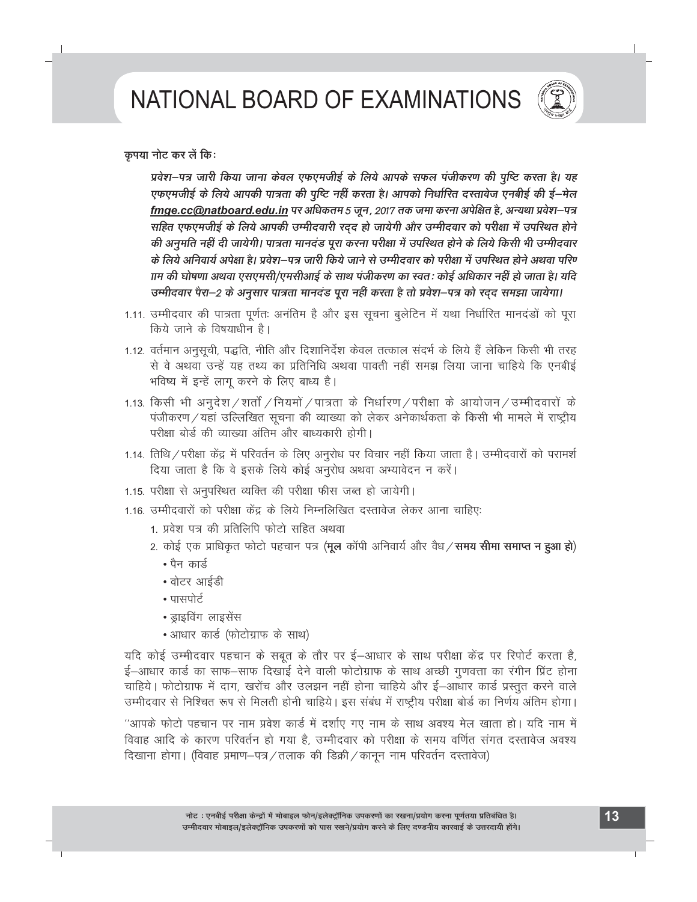कृपया नोट कर लें किः

***प्रवेश–पत्र जारी किया जाना केवल एफएमजीई के लिये आपके सफल पंजीकरण की पुष्टि करता है। यह एफएमजीई के लिये आपकी पात्रता की पुष्टि नहीं करता है। आपको निर्धारित दस्तावेज एनबीई की ई–मेल fmge.cc@natboard.edu.in पर अधिकतम 5 जून, 2017 तक जमा करना अपेक्षित है, अन्यथा प्रवेश–पत्र सहित एफएमजीई के लिये आपकी उम्मीदवारी रद्द हो जायेगी और उम्मीदवार को परीक्षा में उपस्थित होने की अनुमति नहीं दी जायेगी। पात्रता मानदंड पूरा करना परीक्षा में उपस्थित होने के लिये किसी भी उम्मीदवार के लिये अनिवार्य अपेक्षा है। प्रवेश–पत्र जारी किये जाने से उम्मीदवार को परीक्षा में उपस्थित होने अथवा परिणाम की घोषणा अथवा एसएमसी/एमसीआई के साथ पंजीकरण का स्वतः कोई अधिकार नहीं हो जाता है। यदि उम्मीदवार पैरा–2 के अनुसार पात्रता मानदंड पूरा नहीं करता है तो प्रवेश–पत्र को रद्द समझा जायेगा।***

1.11. उम्मीदवार की पात्रता पूर्णतः अनंतिम है और इस सूचना बुलेटिन में यथा निर्धारित मानदंडों को पूरा किये जाने के विषयाधीन है।

1.12. वर्तमान अनुसूची, पद्धति, नीति और दिशानिर्देश केवल तत्काल संदर्भ के लिये हैं लेकिन किसी भी तरह से वे अथवा उन्हें यह तथ्य का प्रतिनिधि अथवा पावती नहीं समझ लिया जाना चाहिये कि एनबीई भविष्य में इन्हें लागू करने के लिए बाध्य है।

1.13. किसी भी अनुदेश / शर्तों / नियमों / पात्रता के निर्धारण / परीक्षा के आयोजन / उम्मीदवारों के पंजीकरण / यहां उल्लिखित सूचना की व्याख्या को लेकर अनेकार्थकता के किसी भी मामले में राष्ट्रीय परीक्षा बोर्ड की व्याख्या अंतिम और बाध्यकारी होगी।

1.14. तिथि / परीक्षा केंद्र में परिवर्तन के लिए अनुरोध पर विचार नहीं किया जाता है। उम्मीदवारों को परामर्श दिया जाता है कि वे इसके लिये कोई अनुरोध अथवा अभ्यावेदन न करें।

1.15. परीक्षा से अनुपस्थित व्यक्ति की परीक्षा फीस जब्त हो जायेगी।

1.16. उम्मीदवारों को परीक्षा केंद्र के लिये निम्नलिखित दस्तावेज लेकर आना चाहिएः

1. प्रवेश पत्र की प्रतिलिपि फोटो सहित अथवा
2. कोई एक प्राधिकृत फोटो पहचान पत्र (**मूल** कॉपी अनिवार्य और वैध / **समय सीमा समाप्त न हुआ हो**)
   - पैन कार्ड
   - वोटर आईडी
   - पासपोर्ट
   - ड्राइविंग लाइसेंस
   - आधार कार्ड (फोटोग्राफ के साथ)

यदि कोई उम्मीदवार पहचान के सबूत के तौर पर ई–आधार के साथ परीक्षा केंद्र पर रिपोर्ट करता है, ई–आधार कार्ड का साफ–साफ दिखाई देने वाली फोटोग्राफ के साथ अच्छी गुणवत्ता का रंगीन प्रिंट होना चाहिये। फोटोग्राफ में दाग, खरोंच और उलझन नहीं होना चाहिये और ई–आधार कार्ड प्रस्तुत करने वाले उम्मीदवार से निश्चित रूप से मिलती होनी चाहिये। इस संबंध में राष्ट्रीय परीक्षा बोर्ड का निर्णय अंतिम होगा।

"आपके फोटो पहचान पर नाम प्रवेश कार्ड में दर्शाए गए नाम के साथ अवश्य मेल खाता हो। यदि नाम में विवाह आदि के कारण परिवर्तन हो गया है, उम्मीदवार को परीक्षा के समय वर्णित संगत दस्तावेज अवश्य दिखाना होगा। (विवाह प्रमाण–पत्र / तलाक की डिक्री / कानून नाम परिवर्तन दस्तावेज)

**नोट : एनबीई परीक्षा केन्द्रों में मोबाइल फोन/इलेक्ट्रॉनिक उपकरणों का रखना/प्रयोग करना पूर्णतया प्रतिबंधित है। उम्मीदवार मोबाइल/इलेक्ट्रॉनिक उपकरणों को पास रखने/प्रयोग करने के लिए दण्डनीय कारवाई के उत्तरदायी होंगे।**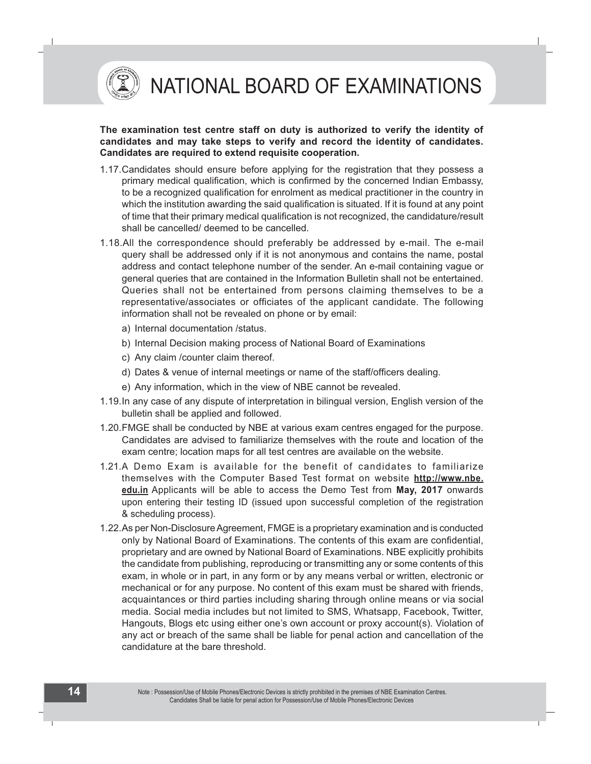**The examination test centre staff on duty is authorized to verify the identity of candidates and may take steps to verify and record the identity of candidates. Candidates are required to extend requisite cooperation.**

1.17. Candidates should ensure before applying for the registration that they possess a primary medical qualification, which is confirmed by the concerned Indian Embassy, to be a recognized qualification for enrolment as medical practitioner in the country in which the institution awarding the said qualification is situated. If it is found at any point of time that their primary medical qualification is not recognized, the candidature/result shall be cancelled/ deemed to be cancelled.

1.18. All the correspondence should preferably be addressed by e-mail. The e-mail query shall be addressed only if it is not anonymous and contains the name, postal address and contact telephone number of the sender. An e-mail containing vague or general queries that are contained in the Information Bulletin shall not be entertained. Queries shall not be entertained from persons claiming themselves to be a representative/associates or officiates of the applicant candidate. The following information shall not be revealed on phone or by email:

   a) Internal documentation /status.

   b) Internal Decision making process of National Board of Examinations

   c) Any claim /counter claim thereof.

   d) Dates & venue of internal meetings or name of the staff/officers dealing.

   e) Any information, which in the view of NBE cannot be revealed.

1.19. In any case of any dispute of interpretation in bilingual version, English version of the bulletin shall be applied and followed.

1.20. FMGE shall be conducted by NBE at various exam centres engaged for the purpose. Candidates are advised to familiarize themselves with the route and location of the exam centre; location maps for all test centres are available on the website.

1.21. A Demo Exam is available for the benefit of candidates to familiarize themselves with the Computer Based Test format on website **http://www.nbe.edu.in** Applicants will be able to access the Demo Test from **May, 2017** onwards upon entering their testing ID (issued upon successful completion of the registration & scheduling process).

1.22. As per Non-Disclosure Agreement, FMGE is a proprietary examination and is conducted only by National Board of Examinations. The contents of this exam are confidential, proprietary and are owned by National Board of Examinations. NBE explicitly prohibits the candidate from publishing, reproducing or transmitting any or some contents of this exam, in whole or in part, in any form or by any means verbal or written, electronic or mechanical or for any purpose. No content of this exam must be shared with friends, acquaintances or third parties including sharing through online means or via social media. Social media includes but not limited to SMS, Whatsapp, Facebook, Twitter, Hangouts, Blogs etc using either one's own account or proxy account(s). Violation of any act or breach of the same shall be liable for penal action and cancellation of the candidature at the bare threshold.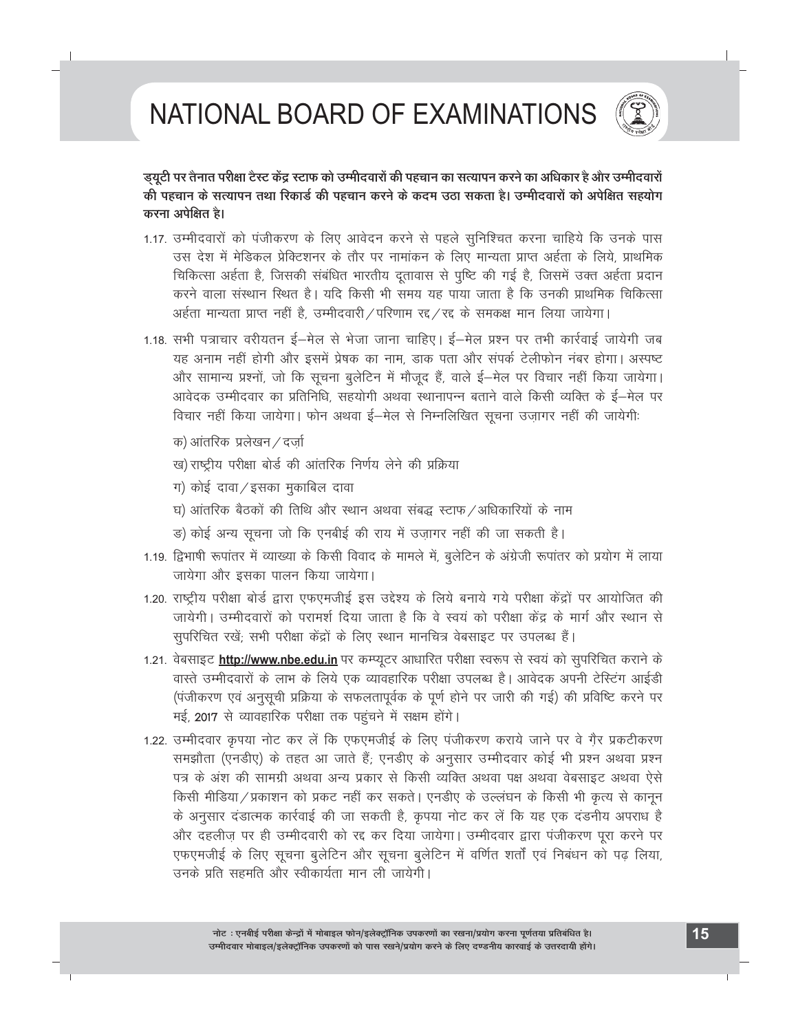**ड्यूटी पर तैनात परीक्षा टैस्ट केंद्र स्टाफ को उम्मीदवारों की पहचान का सत्यापन करने का अधिकार है और उम्मीदवारों की पहचान के सत्यापन तथा रिकार्ड की पहचान करने के कदम उठा सकता है। उम्मीदवारों को अपेक्षित सहयोग करना अपेक्षित है।**

1.17. उम्मीदवारों को पंजीकरण के लिए आवेदन करने से पहले सुनिश्चित करना चाहिये कि उनके पास उस देश में मेडिकल प्रेक्टिशनर के तौर पर नामांकन के लिए मान्यता प्राप्त अर्हता के लिये, प्राथमिक चिकित्सा अर्हता है, जिसकी संबंधित भारतीय दूतावास से पुष्टि की गई है, जिसमें उक्त अर्हता प्रदान करने वाला संस्थान स्थित है। यदि किसी भी समय यह पाया जाता है कि उनकी प्राथमिक चिकित्सा अर्हता मान्यता प्राप्त नहीं है, उम्मीदवारी/परिणाम रद्द/रद्द के समकक्ष मान लिया जायेगा।

1.18. सभी पत्राचार वरीयतन ई–मेल से भेजा जाना चाहिए। ई–मेल प्रश्न पर तभी कार्रवाई जायेगी जब यह अनाम नहीं होगी और इसमें प्रेषक का नाम, डाक पता और संपर्क टेलीफोन नंबर होगा। अस्पष्ट और सामान्य प्रश्नों, जो कि सूचना बुलेटिन में मौजूद हैं, वाले ई–मेल पर विचार नहीं किया जायेगा। आवेदक उम्मीदवार का प्रतिनिधि, सहयोगी अथवा स्थानापन्न बताने वाले किसी व्यक्ति के ई–मेल पर विचार नहीं किया जायेगा। फोन अथवा ई–मेल से निम्नलिखित सूचना उज़ागर नहीं की जायेगीः

क) आंतरिक प्रलेखन/दर्ज़ा

ख) राष्ट्रीय परीक्षा बोर्ड की आंतरिक निर्णय लेने की प्रक्रिया

ग) कोई दावा/इसका मुकाबिल दावा

घ) आंतरिक बैठकों की तिथि और स्थान अथवा संबद्ध स्टाफ/अधिकारियों के नाम

ङ) कोई अन्य सूचना जो कि एनबीई की राय में उज़ागर नहीं की जा सकती है।

1.19. द्विभाषी रूपांतर में व्याख्या के किसी विवाद के मामले में, बुलेटिन के अंग्रेजी रूपांतर को प्रयोग में लाया जायेगा और इसका पालन किया जायेगा।

1.20. राष्ट्रीय परीक्षा बोर्ड द्वारा एफएमजीई इस उद्देश्य के लिये बनाये गये परीक्षा केंद्रों पर आयोजित की जायेगी। उम्मीदवारों को परामर्श दिया जाता है कि वे स्वयं को परीक्षा केंद्र के मार्ग और स्थान से सुपरिचित रखें; सभी परीक्षा केंद्रों के लिए स्थान मानचित्र वेबसाइट पर उपलब्ध हैं।

1.21. वेबसाइट **http://www.nbe.edu.in** पर कम्प्यूटर आधारित परीक्षा स्वरूप से स्वयं को सुपरिचित कराने के वास्ते उम्मीदवारों के लाभ के लिये एक व्यावहारिक परीक्षा उपलब्ध है। आवेदक अपनी टेस्टिंग आईडी (पंजीकरण एवं अनुसूची प्रक्रिया के सफलतापूर्वक के पूर्ण होने पर जारी की गई) की प्रविष्टि करने पर मई, 2017 से व्यावहारिक परीक्षा तक पहुंचने में सक्षम होंगे।

1.22. उम्मीदवार कृपया नोट कर लें कि एफएमजीई के लिए पंजीकरण कराये जाने पर वे ग़ैर प्रकटीकरण समझौता (एनडीए) के तहत आ जाते हैं; एनडीए के अनुसार उम्मीदवार कोई भी प्रश्न अथवा प्रश्न पत्र के अंश की सामग्री अथवा अन्य प्रकार से किसी व्यक्ति अथवा पक्ष अथवा वेबसाइट अथवा ऐसे किसी मीडिया/प्रकाशन को प्रकट नहीं कर सकते। एनडीए के उल्लंघन के किसी भी कृत्य से कानून के अनुसार दंडात्मक कार्रवाई की जा सकती है, कृपया नोट कर लें कि यह एक दंडनीय अपराध है और दहलीज़ पर ही उम्मीदवारी को रद्द कर दिया जायेगा। उम्मीदवार द्वारा पंजीकरण पूरा करने पर एफएमजीई के लिए सूचना बुलेटिन और सूचना बुलेटिन में वर्णित शर्तों एवं निबंधन को पढ़ लिया, उनके प्रति सहमति और स्वीकार्यता मान ली जायेगी।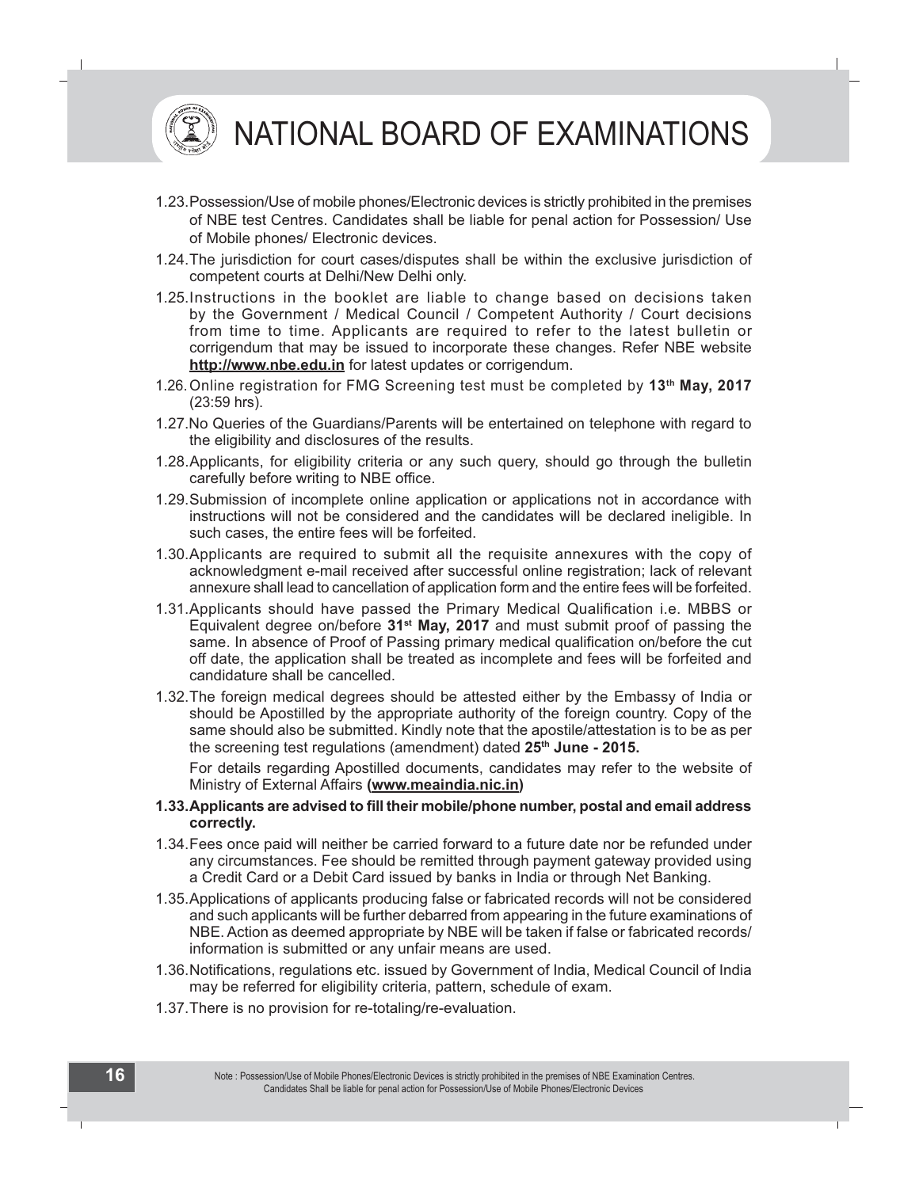1.23. Possession/Use of mobile phones/Electronic devices is strictly prohibited in the premises of NBE test Centres. Candidates shall be liable for penal action for Possession/ Use of Mobile phones/ Electronic devices.

1.24. The jurisdiction for court cases/disputes shall be within the exclusive jurisdiction of competent courts at Delhi/New Delhi only.

1.25. Instructions in the booklet are liable to change based on decisions taken by the Government / Medical Council / Competent Authority / Court decisions from time to time. Applicants are required to refer to the latest bulletin or corrigendum that may be issued to incorporate these changes. Refer NBE website **http://www.nbe.edu.in** for latest updates or corrigendum.

1.26. Online registration for FMG Screening test must be completed by **13th May, 2017** (23:59 hrs).

1.27. No Queries of the Guardians/Parents will be entertained on telephone with regard to the eligibility and disclosures of the results.

1.28. Applicants, for eligibility criteria or any such query, should go through the bulletin carefully before writing to NBE office.

1.29. Submission of incomplete online application or applications not in accordance with instructions will not be considered and the candidates will be declared ineligible. In such cases, the entire fees will be forfeited.

1.30. Applicants are required to submit all the requisite annexures with the copy of acknowledgment e-mail received after successful online registration; lack of relevant annexure shall lead to cancellation of application form and the entire fees will be forfeited.

1.31. Applicants should have passed the Primary Medical Qualification i.e. MBBS or Equivalent degree on/before **31st May, 2017** and must submit proof of passing the same. In absence of Proof of Passing primary medical qualification on/before the cut off date, the application shall be treated as incomplete and fees will be forfeited and candidature shall be cancelled.

1.32. The foreign medical degrees should be attested either by the Embassy of India or should be Apostilled by the appropriate authority of the foreign country. Copy of the same should also be submitted. Kindly note that the apostile/attestation is to be as per the screening test regulations (amendment) dated **25th June - 2015.**

For details regarding Apostilled documents, candidates may refer to the website of Ministry of External Affairs **(www.meaindia.nic.in)**

**1.33. Applicants are advised to fill their mobile/phone number, postal and email address correctly.**

1.34. Fees once paid will neither be carried forward to a future date nor be refunded under any circumstances. Fee should be remitted through payment gateway provided using a Credit Card or a Debit Card issued by banks in India or through Net Banking.

1.35. Applications of applicants producing false or fabricated records will not be considered and such applicants will be further debarred from appearing in the future examinations of NBE. Action as deemed appropriate by NBE will be taken if false or fabricated records/ information is submitted or any unfair means are used.

1.36. Notifications, regulations etc. issued by Government of India, Medical Council of India may be referred for eligibility criteria, pattern, schedule of exam.

1.37. There is no provision for re-totaling/re-evaluation.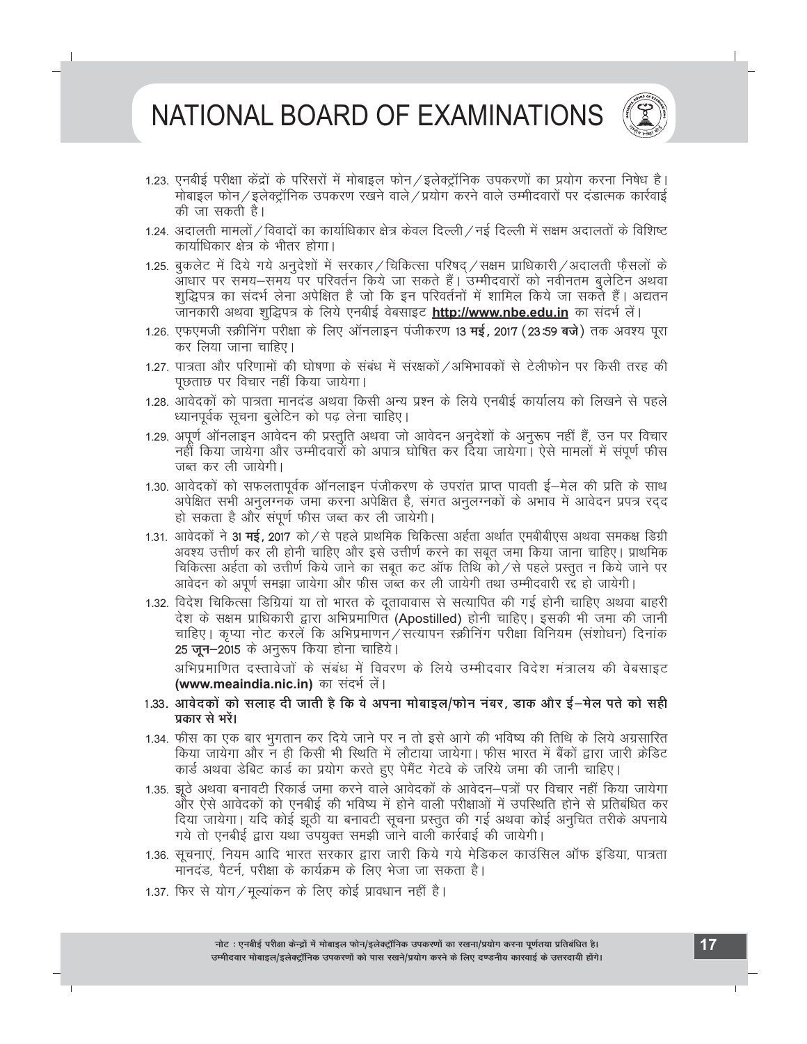1.23. एनबीई परीक्षा केंद्रों के परिसरों में मोबाइल फोन/इलेक्ट्रॉनिक उपकरणों का प्रयोग करना निषेध है। मोबाइल फोन/इलेक्ट्रॉनिक उपकरण रखने वाले/प्रयोग करने वाले उम्मीदवारों पर दंडात्मक कार्रवाई की जा सकती है।

1.24. अदालती मामलों/विवादों का कार्याधिकार क्षेत्र केवल दिल्ली/नई दिल्ली में सक्षम अदालतों के विशिष्ट कार्याधिकार क्षेत्र के भीतर होगा।

1.25. बुकलेट में दिये गये अनुदेशों में सरकार/चिकित्सा परिषद्/सक्षम प्राधिकारी/अदालती फैसलों के आधार पर समय–समय पर परिवर्तन किये जा सकते हैं। उम्मीदवारों को नवीनतम बुलेटिन अथवा शुद्धिपत्र का संदर्भ लेना अपेक्षित है जो कि इन परिवर्तनों में शामिल किये जा सकते हैं। अद्यतन जानकारी अथवा शुद्धिपत्र के लिये एनबीई वेबसाइट **http://www.nbe.edu.in** का संदर्भ लें।

1.26. एफएमजी स्क्रीनिंग परीक्षा के लिए ऑनलाइन पंजीकरण 13 **मई**, 2017 (23:59 **बजे**) तक अवश्य पूरा कर लिया जाना चाहिए।

1.27. पात्रता और परिणामों की घोषणा के संबंध में संरक्षकों/अभिभावकों से टेलीफोन पर किसी तरह की पूछताछ पर विचार नहीं किया जायेगा।

1.28. आवेदकों को पात्रता मानदंड अथवा किसी अन्य प्रश्न के लिये एनबीई कार्यालय को लिखने से पहले ध्यानपूर्वक सूचना बुलेटिन को पढ़ लेना चाहिए।

1.29. अपूर्ण ऑनलाइन आवेदन की प्रस्तुति अथवा जो आवेदन अनुदेशों के अनुरूप नहीं हैं, उन पर विचार नहीं किया जायेगा और उम्मीदवारों को अपात्र घोषित कर दिया जायेगा। ऐसे मामलों में संपूर्ण फीस जब्त कर ली जायेगी।

1.30. आवेदकों को सफलतापूर्वक ऑनलाइन पंजीकरण के उपरांत प्राप्त पावती ई–मेल की प्रति के साथ अपेक्षित सभी अनुलग्नक जमा करना अपेक्षित है, संगत अनुलग्नकों के अभाव में आवेदन प्रपत्र रद्द हो सकता है और संपूर्ण फीस जब्त कर ली जायेगी।

1.31. आवेदकों ने 31 **मई**, 2017 को/से पहले प्राथमिक चिकित्सा अर्हता अर्थात एमबीबीएस अथवा समकक्ष डिग्री अवश्य उत्तीर्ण कर ली होनी चाहिए और इसे उत्तीर्ण करने का सबूत जमा किया जाना चाहिए। प्राथमिक चिकित्सा अर्हता को उत्तीर्ण किये जाने का सबूत कट ऑफ तिथि को/से पहले प्रस्तुत न किये जाने पर आवेदन को अपूर्ण समझा जायेगा और फीस जब्त कर ली जायेगी तथा उम्मीदवारी रद्द हो जायेगी।

1.32. विदेश चिकित्सा डिग्रियां या तो भारत के दूतावास से सत्यापित की गई होनी चाहिए अथवा बाहरी देश के सक्षम प्राधिकारी द्वारा अभिप्रमाणित (Apostilled) होनी चाहिए। इसकी भी जमा की जानी चाहिए। कृप्या नोट करलें कि अभिप्रमाणन/सत्यापन स्क्रीनिंग परीक्षा विनियम (संशोधन) दिनांक 25 **जून**–2015 के अनुरूप किया होना चाहिये।

अभिप्रमाणित दस्तावेजों के संबंध में विवरण के लिये उम्मीदवार विदेश मंत्रालय की वेबसाइट **(www.meaindia.nic.in)** का संदर्भ लें।

1.33. **आवेदकों को सलाह दी जाती है कि वे अपना मोबाइल/फोन नंबर, डाक और ई–मेल पते को सही प्रकार से भरें।**

1.34. फीस का एक बार भुगतान कर दिये जाने पर न तो इसे आगे की भविष्य की तिथि के लिये अग्रसारित किया जायेगा और न ही किसी भी स्थिति में लौटाया जायेगा। फीस भारत में बैंकों द्वारा जारी क्रेडिट कार्ड अथवा डेबिट कार्ड का प्रयोग करते हुए पेमैंट गेटवे के जरिये जमा की जानी चाहिए।

1.35. झूठे अथवा बनावटी रिकार्ड जमा करने वाले आवेदकों के आवेदन–पत्रों पर विचार नहीं किया जायेगा और ऐसे आवेदकों को एनबीई की भविष्य में होने वाली परीक्षाओं में उपस्थिति होने से प्रतिबंधित कर दिया जायेगा। यदि कोई झूठी या बनावटी सूचना प्रस्तुत की गई अथवा कोई अनुचित तरीके अपनाये गये तो एनबीई द्वारा यथा उपयुक्त समझी जाने वाली कार्रवाई की जायेगी।

1.36. सूचनाएं, नियम आदि भारत सरकार द्वारा जारी किये गये मेडिकल काउंसिल ऑफ इंडिया, पात्रता मानदंड, पैटर्न, परीक्षा के कार्यक्रम के लिए भेजा जा सकता है।

1.37. फिर से योग/मूल्यांकन के लिए कोई प्रावधान नहीं है।

**नोट : एनबीई परीक्षा केन्द्रों में मोबाइल फोन/इलेक्ट्रॉनिक उपकरणों का रखना/प्रयोग करना पूर्णतया प्रतिबंधित है। उम्मीदवार मोबाइल/इलेक्ट्रॉनिक उपकरणों को पास रखने/प्रयोग करने के लिए दण्डनीय कारवाई के उत्तरदायी होंगे।**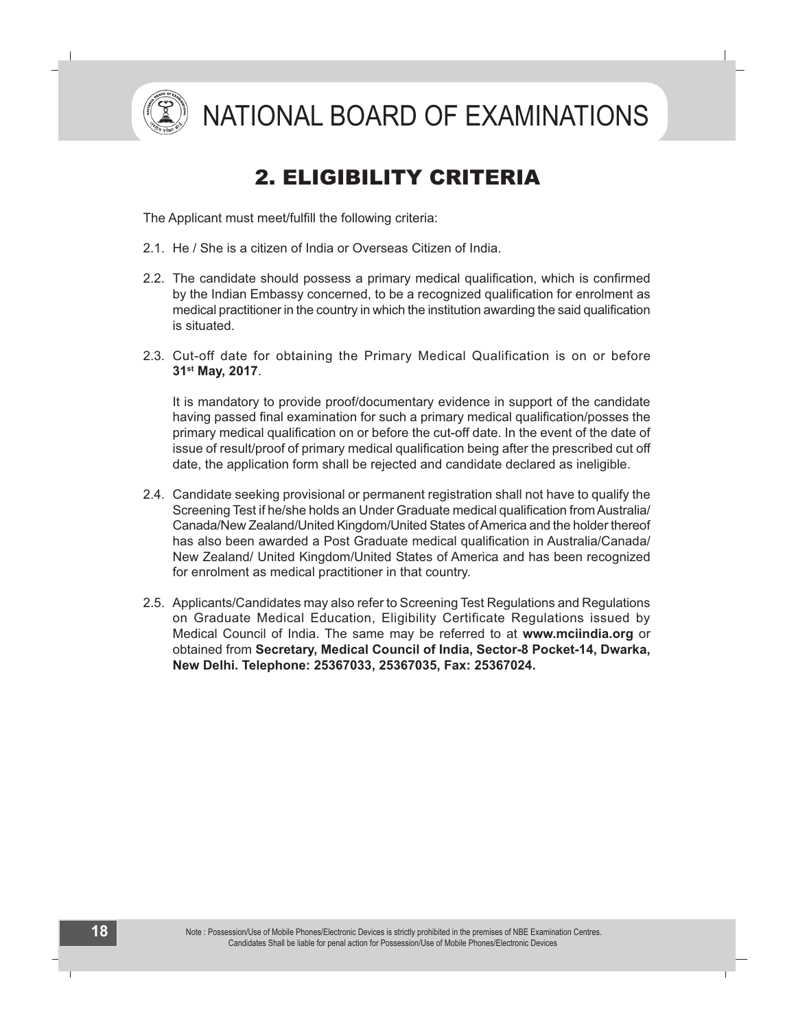## 2. ELIGIBILITY CRITERIA

The Applicant must meet/fulfill the following criteria:

2.1. He / She is a citizen of India or Overseas Citizen of India.

2.2. The candidate should possess a primary medical qualification, which is confirmed by the Indian Embassy concerned, to be a recognized qualification for enrolment as medical practitioner in the country in which the institution awarding the said qualification is situated.

2.3. Cut-off date for obtaining the Primary Medical Qualification is on or before **31st May, 2017**.

It is mandatory to provide proof/documentary evidence in support of the candidate having passed final examination for such a primary medical qualification/posses the primary medical qualification on or before the cut-off date. In the event of the date of issue of result/proof of primary medical qualification being after the prescribed cut off date, the application form shall be rejected and candidate declared as ineligible.

2.4. Candidate seeking provisional or permanent registration shall not have to qualify the Screening Test if he/she holds an Under Graduate medical qualification from Australia/ Canada/New Zealand/United Kingdom/United States of America and the holder thereof has also been awarded a Post Graduate medical qualification in Australia/Canada/ New Zealand/ United Kingdom/United States of America and has been recognized for enrolment as medical practitioner in that country.

2.5. Applicants/Candidates may also refer to Screening Test Regulations and Regulations on Graduate Medical Education, Eligibility Certificate Regulations issued by Medical Council of India. The same may be referred to at **www.mciindia.org** or obtained from **Secretary, Medical Council of India, Sector-8 Pocket-14, Dwarka, New Delhi. Telephone: 25367033, 25367035, Fax: 25367024.**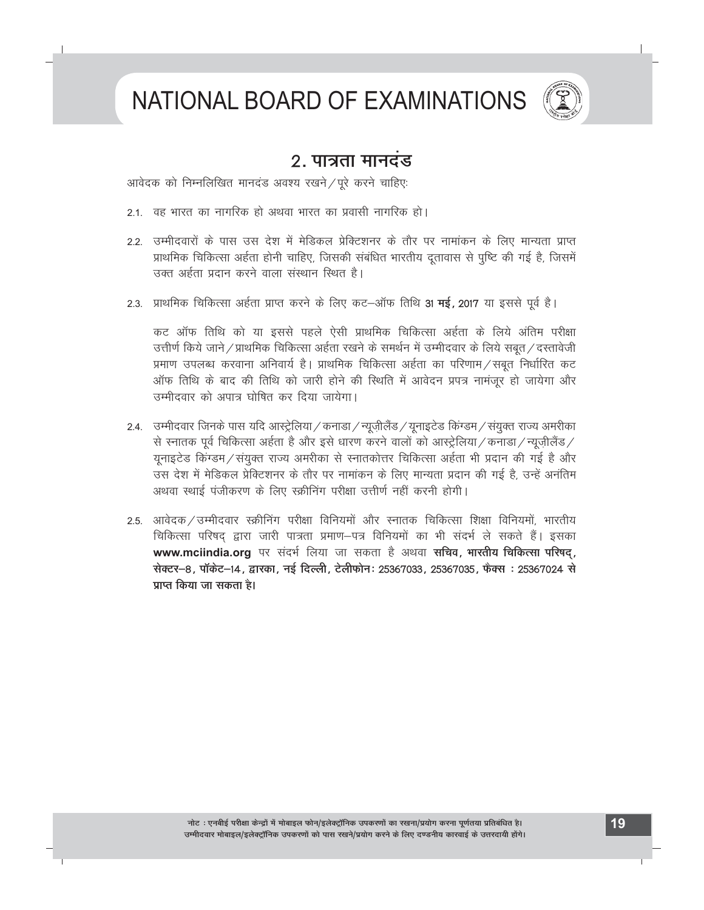## 2. पात्रता मानदंड

आवेदक को निम्नलिखित मानदंड अवश्य रखने/पूरे करने चाहिए:

2.1. वह भारत का नागरिक हो अथवा भारत का प्रवासी नागरिक हो।

2.2. उम्मीदवारों के पास उस देश में मेडिकल प्रेक्टिशनर के तौर पर नामांकन के लिए मान्यता प्राप्त प्राथमिक चिकित्सा अर्हता होनी चाहिए, जिसकी संबंधित भारतीय दूतावास से पुष्टि की गई है, जिसमें उक्त अर्हता प्रदान करने वाला संस्थान स्थित है।

2.3. प्राथमिक चिकित्सा अर्हता प्राप्त करने के लिए कट–ऑफ तिथि **31 मई, 2017** या इससे पूर्व है।

कट ऑफ तिथि को या इससे पहले ऐसी प्राथमिक चिकित्सा अर्हता के लिये अंतिम परीक्षा उत्तीर्ण किये जाने/प्राथमिक चिकित्सा अर्हता रखने के समर्थन में उम्मीदवार के लिये सबूत/दस्तावेजी प्रमाण उपलब्ध करवाना अनिवार्य है। प्राथमिक चिकित्सा अर्हता का परिणाम/सबूत निर्धारित कट ऑफ तिथि के बाद की तिथि को जारी होने की स्थिति में आवेदन प्रपत्र नामंजूर हो जायेगा और उम्मीदवार को अपात्र घोषित कर दिया जायेगा।

2.4. उम्मीदवार जिनके पास यदि आस्ट्रेलिया/कनाडा/न्यूज़ीलैंड/यूनाइटेड किंग्डम/संयुक्त राज्य अमरीका से स्नातक पूर्व चिकित्सा अर्हता है और इसे धारण करने वालों को आस्ट्रेलिया/कनाडा/न्यूज़ीलैंड/यूनाइटेड किंग्डम/संयुक्त राज्य अमरीका से स्नातकोत्तर चिकित्सा अर्हता भी प्रदान की गई है और उस देश में मेडिकल प्रेक्टिशनर के तौर पर नामांकन के लिए मान्यता प्रदान की गई है, उन्हें अनंतिम अथवा स्थाई पंजीकरण के लिए स्क्रीनिंग परीक्षा उत्तीर्ण नहीं करनी होगी।

2.5. आवेदक/उम्मीदवार स्क्रीनिंग परीक्षा विनियमों और स्नातक चिकित्सा शिक्षा विनियमों, भारतीय चिकित्सा परिषद् द्वारा जारी पात्रता प्रमाण–पत्र विनियमों का भी संदर्भ ले सकते हैं। इसका **www.mciindia.org** पर संदर्भ लिया जा सकता है अथवा **सचिव, भारतीय चिकित्सा परिषद्, सेक्टर–8, पॉकेट–14, द्वारका, नई दिल्ली, टेलीफोन: 25367033, 25367035, फैक्स : 25367024 से प्राप्त किया जा सकता है।**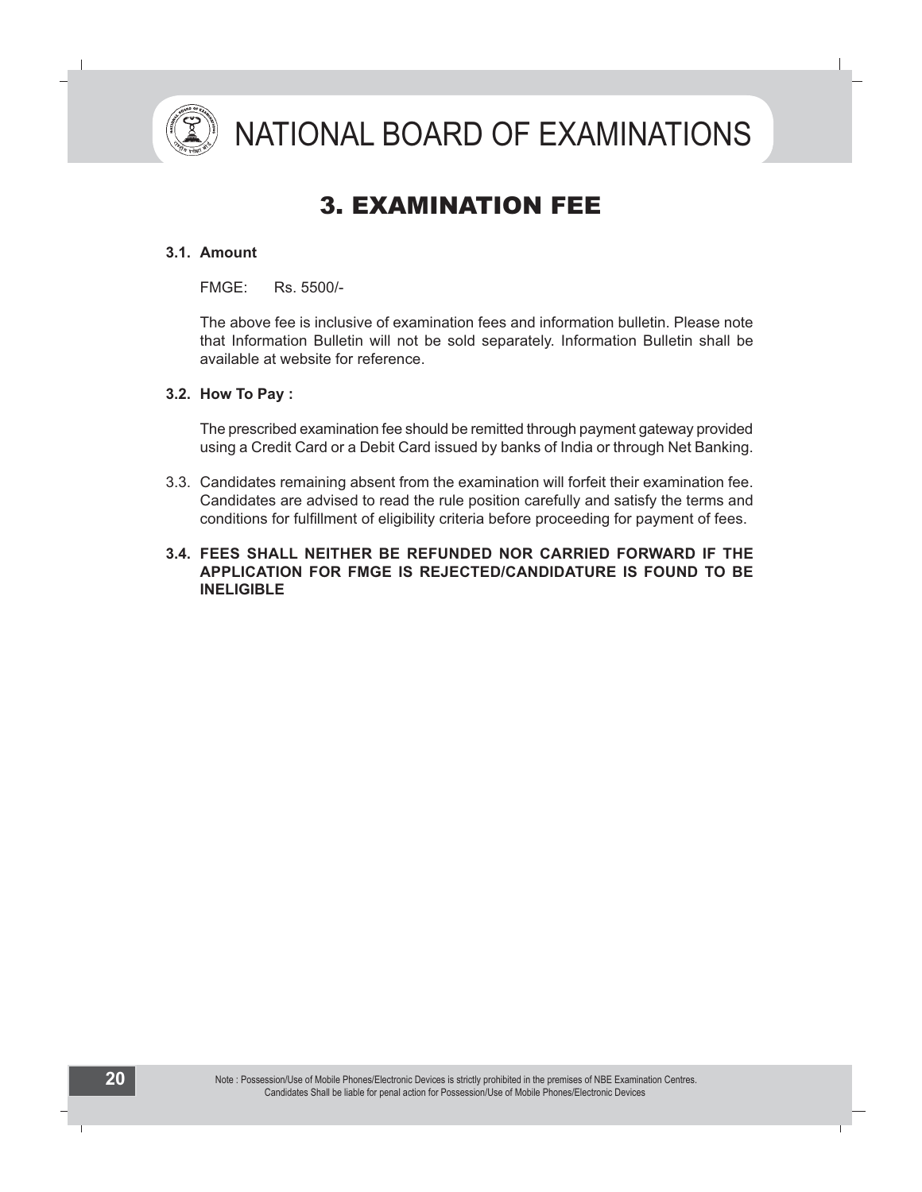# 3. EXAMINATION FEE

**3.1. Amount**

FMGE: Rs. 5500/-

The above fee is inclusive of examination fees and information bulletin. Please note that Information Bulletin will not be sold separately. Information Bulletin shall be available at website for reference.

**3.2. How To Pay :**

The prescribed examination fee should be remitted through payment gateway provided using a Credit Card or a Debit Card issued by banks of India or through Net Banking.

3.3. Candidates remaining absent from the examination will forfeit their examination fee. Candidates are advised to read the rule position carefully and satisfy the terms and conditions for fulfillment of eligibility criteria before proceeding for payment of fees.

**3.4. FEES SHALL NEITHER BE REFUNDED NOR CARRIED FORWARD IF THE APPLICATION FOR FMGE IS REJECTED/CANDIDATURE IS FOUND TO BE INELIGIBLE**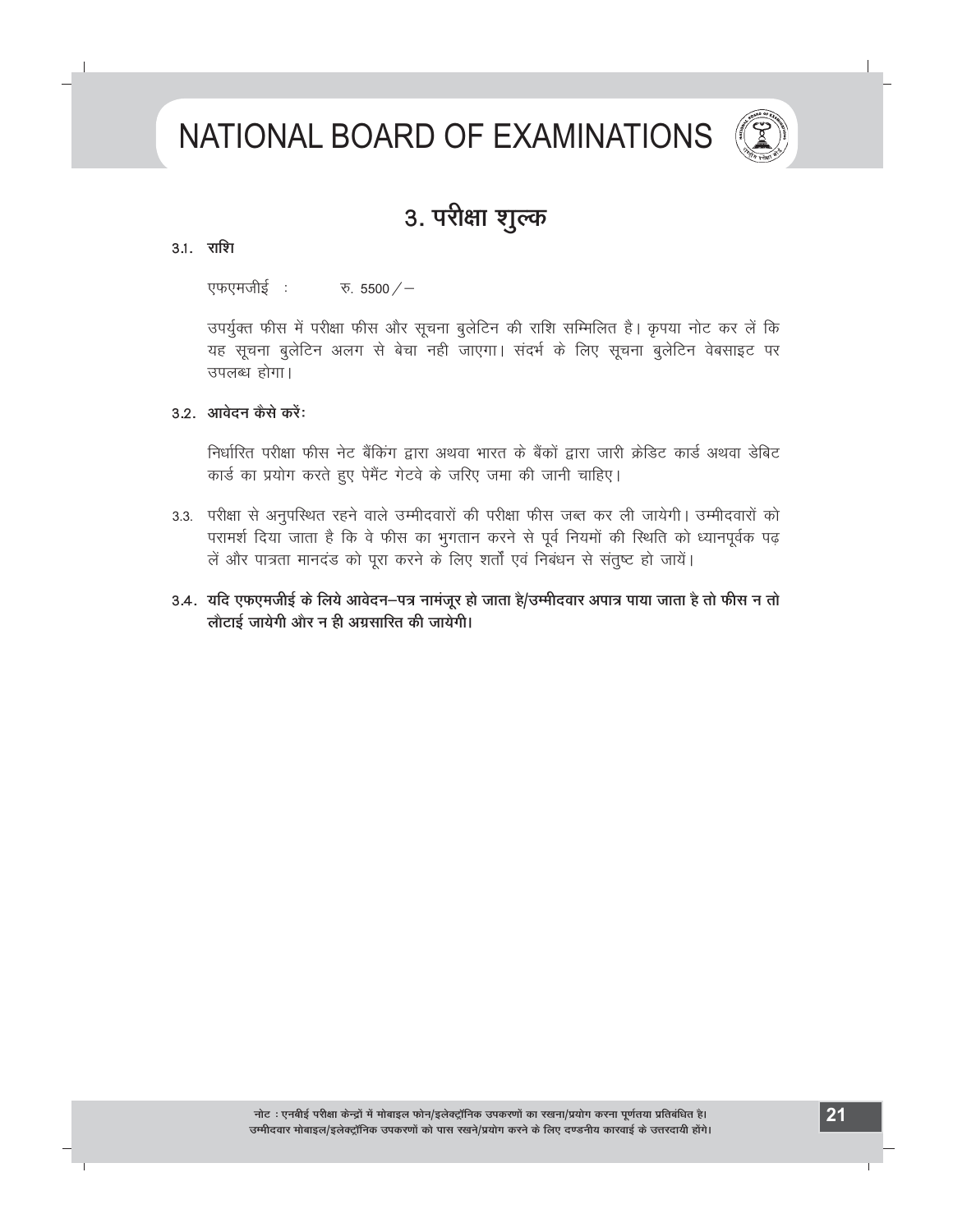# NATIONAL BOARD OF EXAMINATIONS

## 3. परीक्षा शुल्क

### 3.1. राशि

एफएमजीई : रु. 5500/–

उपर्युक्त फीस में परीक्षा फीस और सूचना बुलेटिन की राशि सम्मिलित है। कृपया नोट कर लें कि यह सूचना बुलेटिन अलग से बेचा नही जाएगा। संदर्भ के लिए सूचना बुलेटिन वेबसाइट पर उपलब्ध होगा।

### 3.2. आवेदन कैसे करें:

निर्धारित परीक्षा फीस नेट बैंकिंग द्वारा अथवा भारत के बैंकों द्वारा जारी क्रेडिट कार्ड अथवा डेबिट कार्ड का प्रयोग करते हुए पेमैंट गेटवे के जरिए जमा की जानी चाहिए।

3.3. परीक्षा से अनुपस्थित रहने वाले उम्मीदवारों की परीक्षा फीस जब्त कर ली जायेगी। उम्मीदवारों को परामर्श दिया जाता है कि वे फीस का भुगतान करने से पूर्व नियमों की स्थिति को ध्यानपूर्वक पढ़ लें और पात्रता मानदंड को पूरा करने के लिए शर्तों एवं निबंधन से संतुष्ट हो जायें।

**3.4. यदि एफएमजीई के लिये आवेदन–पत्र नामंजूर हो जाता है/उम्मीदवार अपात्र पाया जाता है तो फीस न तो लौटाई जायेगी और न ही अग्रसारित की जायेगी।**

नोट : एनबीई परीक्षा केन्द्रों में मोबाइल फोन/इलेक्ट्रॉनिक उपकरणों का रखना/प्रयोग करना पूर्णतया प्रतिबंधित है। उम्मीदवार मोबाइल/इलेक्ट्रॉनिक उपकरणों को पास रखने/प्रयोग करने के लिए दण्डनीय कारवाई के उत्तरदायी होंगे।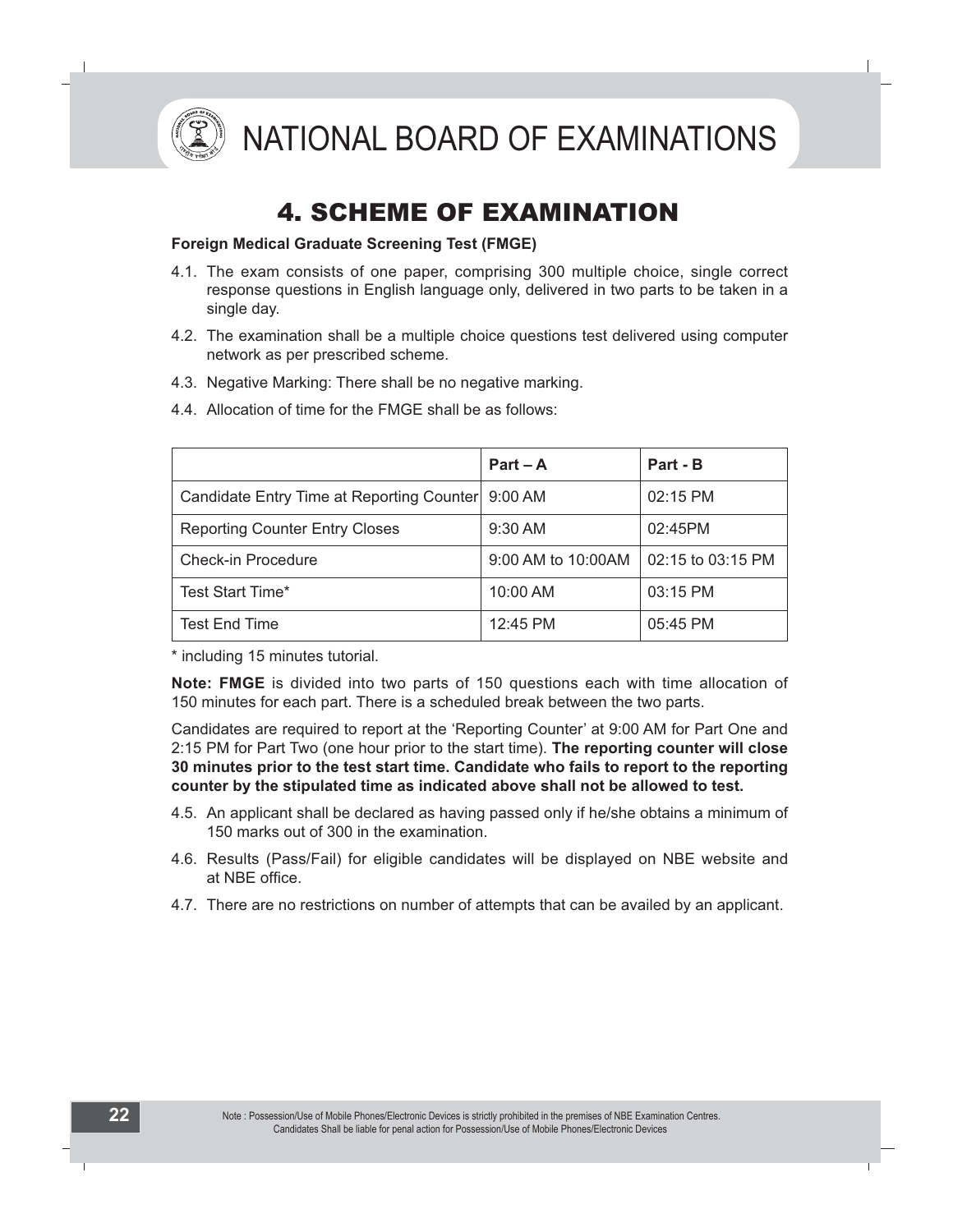# 4. SCHEME OF EXAMINATION

**Foreign Medical Graduate Screening Test (FMGE)**

4.1. The exam consists of one paper, comprising 300 multiple choice, single correct response questions in English language only, delivered in two parts to be taken in a single day.

4.2. The examination shall be a multiple choice questions test delivered using computer network as per prescribed scheme.

4.3. Negative Marking: There shall be no negative marking.

4.4. Allocation of time for the FMGE shall be as follows:

| | **Part – A** | **Part - B** |
|---|---|---|
| Candidate Entry Time at Reporting Counter | 9:00 AM | 02:15 PM |
| Reporting Counter Entry Closes | 9:30 AM | 02:45PM |
| Check-in Procedure | 9:00 AM to 10:00AM | 02:15 to 03:15 PM |
| Test Start Time* | 10:00 AM | 03:15 PM |
| Test End Time | 12:45 PM | 05:45 PM |

* including 15 minutes tutorial.

**Note: FMGE** is divided into two parts of 150 questions each with time allocation of 150 minutes for each part. There is a scheduled break between the two parts.

Candidates are required to report at the 'Reporting Counter' at 9:00 AM for Part One and 2:15 PM for Part Two (one hour prior to the start time). **The reporting counter will close 30 minutes prior to the test start time. Candidate who fails to report to the reporting counter by the stipulated time as indicated above shall not be allowed to test.**

4.5. An applicant shall be declared as having passed only if he/she obtains a minimum of 150 marks out of 300 in the examination.

4.6. Results (Pass/Fail) for eligible candidates will be displayed on NBE website and at NBE office.

4.7. There are no restrictions on number of attempts that can be availed by an applicant.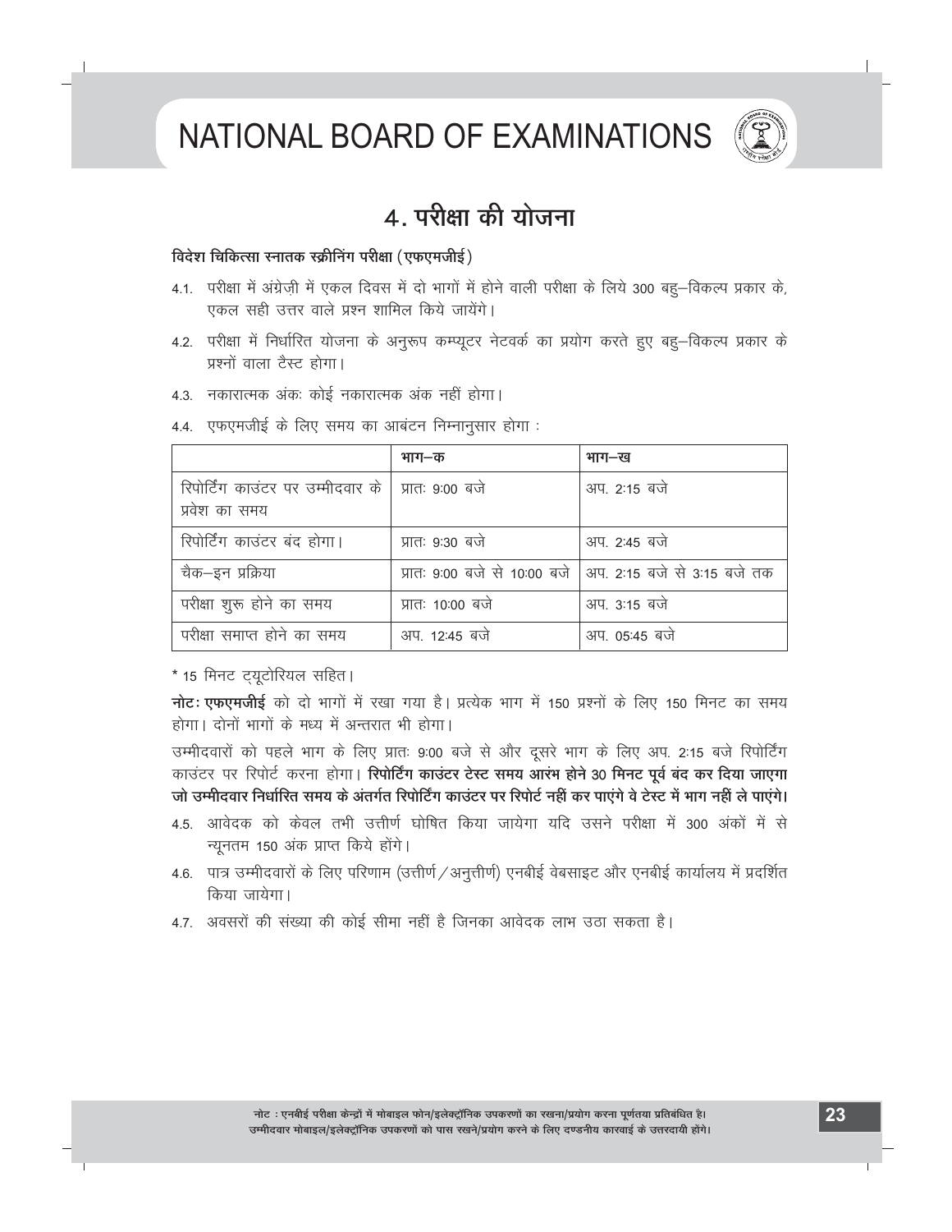# 4. परीक्षा की योजना

**विदेश चिकित्सा स्नातक स्क्रीनिंग परीक्षा (एफएमजीई)**

4.1. परीक्षा में अंग्रेज़ी में एकल दिवस में दो भागों में होने वाली परीक्षा के लिये 300 बहु–विकल्प प्रकार के, एकल सही उत्तर वाले प्रश्न शामिल किये जायेंगे।

4.2. परीक्षा में निर्धारित योजना के अनुरूप कम्प्यूटर नेटवर्क का प्रयोग करते हुए बहु–विकल्प प्रकार के प्रश्नों वाला टैस्ट होगा।

4.3. नकारात्मक अंकः कोई नकारात्मक अंक नहीं होगा।

4.4. एफएमजीई के लिए समय का आबंटन निम्नानुसार होगा :

| | भाग–क | भाग–ख |
|---|---|---|
| रिपोर्टिंग काउंटर पर उम्मीदवार के प्रवेश का समय | प्रातः 9:00 बजे | अप. 2:15 बजे |
| रिपोर्टिंग काउंटर बंद होगा। | प्रातः 9:30 बजे | अप. 2:45 बजे |
| चैक–इन प्रक्रिया | प्रातः 9:00 बजे से 10:00 बजे | अप. 2:15 बजे से 3:15 बजे तक |
| परीक्षा शुरू होने का समय | प्रातः 10:00 बजे | अप. 3:15 बजे |
| परीक्षा समाप्त होने का समय | अप. 12:45 बजे | अप. 05:45 बजे |

* 15 मिनट ट्यूटोरियल सहित।

**नोटः एफएमजीई** को दो भागों में रखा गया है। प्रत्येक भाग में 150 प्रश्नों के लिए 150 मिनट का समय होगा। दोनों भागों के मध्य में अन्तरात भी होगा।

उम्मीदवारों को पहले भाग के लिए प्रातः 9:00 बजे से और दूसरे भाग के लिए अप. 2:15 बजे रिपोर्टिंग काउंटर पर रिपोर्ट करना होगा। **रिपोर्टिंग काउंटर टेस्ट समय आरंभ होने 30 मिनट पूर्व बंद कर दिया जाएगा जो उम्मीदवार निर्धारित समय के अंतर्गत रिपोर्टिंग काउंटर पर रिपोर्ट नहीं कर पाएंगे वे टेस्ट में भाग नहीं ले पाएंगे।**

4.5. आवेदक को केवल तभी उत्तीर्ण घोषित किया जायेगा यदि उसने परीक्षा में 300 अंकों में से न्यूनतम 150 अंक प्राप्त किये होंगे।

4.6. पात्र उम्मीदवारों के लिए परिणाम (उत्तीर्ण/अनुत्तीर्ण) एनबीई वेबसाइट और एनबीई कार्यालय में प्रदर्शित किया जायेगा।

4.7. अवसरों की संख्या की कोई सीमा नहीं है जिनका आवेदक लाभ उठा सकता है।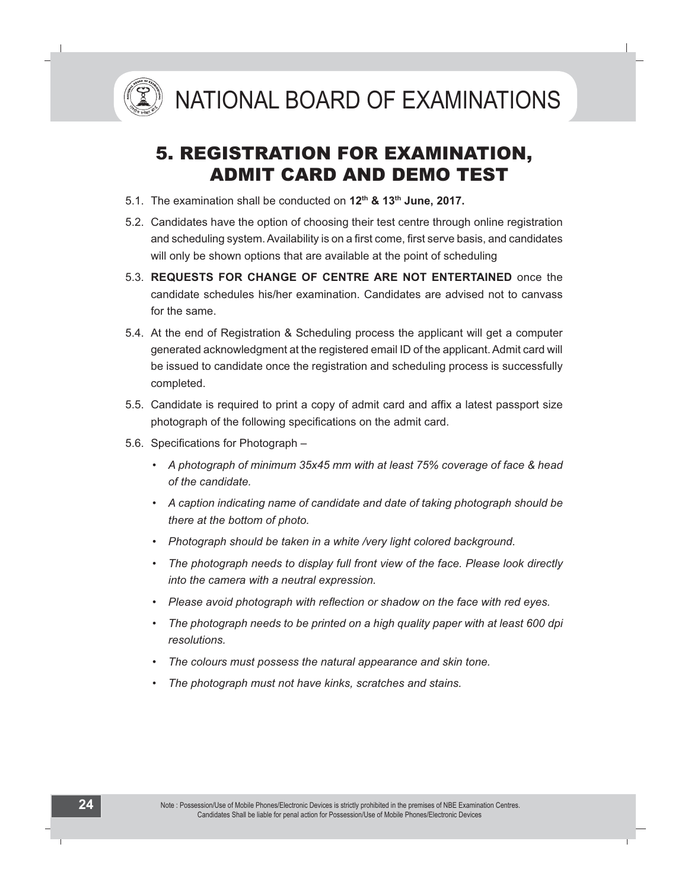## 5. REGISTRATION FOR EXAMINATION, ADMIT CARD AND DEMO TEST

5.1. The examination shall be conducted on **12th & 13th June, 2017.**

5.2. Candidates have the option of choosing their test centre through online registration and scheduling system. Availability is on a first come, first serve basis, and candidates will only be shown options that are available at the point of scheduling

5.3. **REQUESTS FOR CHANGE OF CENTRE ARE NOT ENTERTAINED** once the candidate schedules his/her examination. Candidates are advised not to canvass for the same.

5.4. At the end of Registration & Scheduling process the applicant will get a computer generated acknowledgment at the registered email ID of the applicant. Admit card will be issued to candidate once the registration and scheduling process is successfully completed.

5.5. Candidate is required to print a copy of admit card and affix a latest passport size photograph of the following specifications on the admit card.

5.6. Specifications for Photograph –

- *A photograph of minimum 35x45 mm with at least 75% coverage of face & head of the candidate.*
- *A caption indicating name of candidate and date of taking photograph should be there at the bottom of photo.*
- *Photograph should be taken in a white /very light colored background.*
- *The photograph needs to display full front view of the face. Please look directly into the camera with a neutral expression.*
- *Please avoid photograph with reflection or shadow on the face with red eyes.*
- *The photograph needs to be printed on a high quality paper with at least 600 dpi resolutions.*
- *The colours must possess the natural appearance and skin tone.*
- *The photograph must not have kinks, scratches and stains.*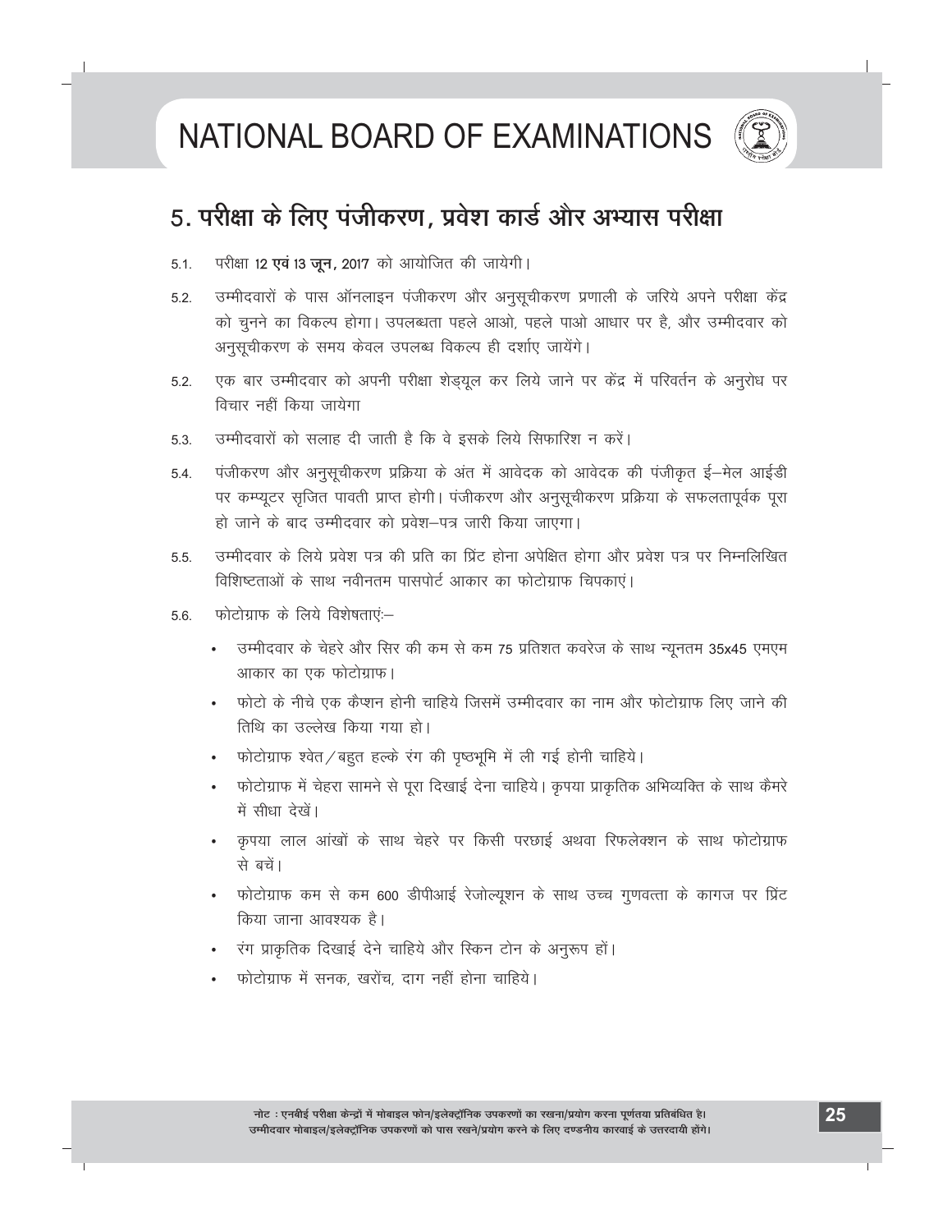## 5. परीक्षा के लिए पंजीकरण, प्रवेश कार्ड और अभ्यास परीक्षा

5.1. परीक्षा **12 एवं 13 जून**, 2017 को आयोजित की जायेगी।

5.2. उम्मीदवारों के पास ऑनलाइन पंजीकरण और अनुसूचीकरण प्रणाली के जरिये अपने परीक्षा केंद्र को चुनने का विकल्प होगा। उपलब्धता पहले आओ, पहले पाओ आधार पर है, और उम्मीदवार को अनुसूचीकरण के समय केवल उपलब्ध विकल्प ही दर्शाए जायेंगे।

5.2. एक बार उम्मीदवार को अपनी परीक्षा शेड्यूल कर लिये जाने पर केंद्र में परिवर्तन के अनुरोध पर विचार नहीं किया जायेगा

5.3. उम्मीदवारों को सलाह दी जाती है कि वे इसके लिये सिफारिश न करें।

5.4. पंजीकरण और अनुसूचीकरण प्रक्रिया के अंत में आवेदक को आवेदक की पंजीकृत ई–मेल आईडी पर कम्प्यूटर सृजित पावती प्राप्त होगी। पंजीकरण और अनुसूचीकरण प्रक्रिया के सफलतापूर्वक पूरा हो जाने के बाद उम्मीदवार को प्रवेश–पत्र जारी किया जाएगा।

5.5. उम्मीदवार के लिये प्रवेश पत्र की प्रति का प्रिंट होना अपेक्षित होगा और प्रवेश पत्र पर निम्नलिखित विशिष्टताओं के साथ नवीनतम पासपोर्ट आकार का फोटोग्राफ चिपकाएं।

5.6. फोटोग्राफ के लिये विशेषताएंः–

- उम्मीदवार के चेहरे और सिर की कम से कम 75 प्रतिशत कवरेज के साथ न्यूनतम 35x45 एमएम आकार का एक फोटोग्राफ।
- फोटो के नीचे एक कैप्शन होनी चाहिये जिसमें उम्मीदवार का नाम और फोटोग्राफ लिए जाने की तिथि का उल्लेख किया गया हो।
- फोटोग्राफ श्वेत / बहुत हल्के रंग की पृष्ठभूमि में ली गई होनी चाहिये।
- फोटोग्राफ में चेहरा सामने से पूरा दिखाई देना चाहिये। कृपया प्राकृतिक अभिव्यक्ति के साथ कैमरे में सीधा देखें।
- कृपया लाल आंखों के साथ चेहरे पर किसी परछाई अथवा रिफलेक्शन के साथ फोटोग्राफ से बचें।
- फोटोग्राफ कम से कम 600 डीपीआई रेजोल्यूशन के साथ उच्च गुणवत्ता के कागज पर प्रिंट किया जाना आवश्यक है।
- रंग प्राकृतिक दिखाई देने चाहिये और स्किन टोन के अनुरूप हों।
- फोटोग्राफ में सनक, खरोंच, दाग नहीं होना चाहिये।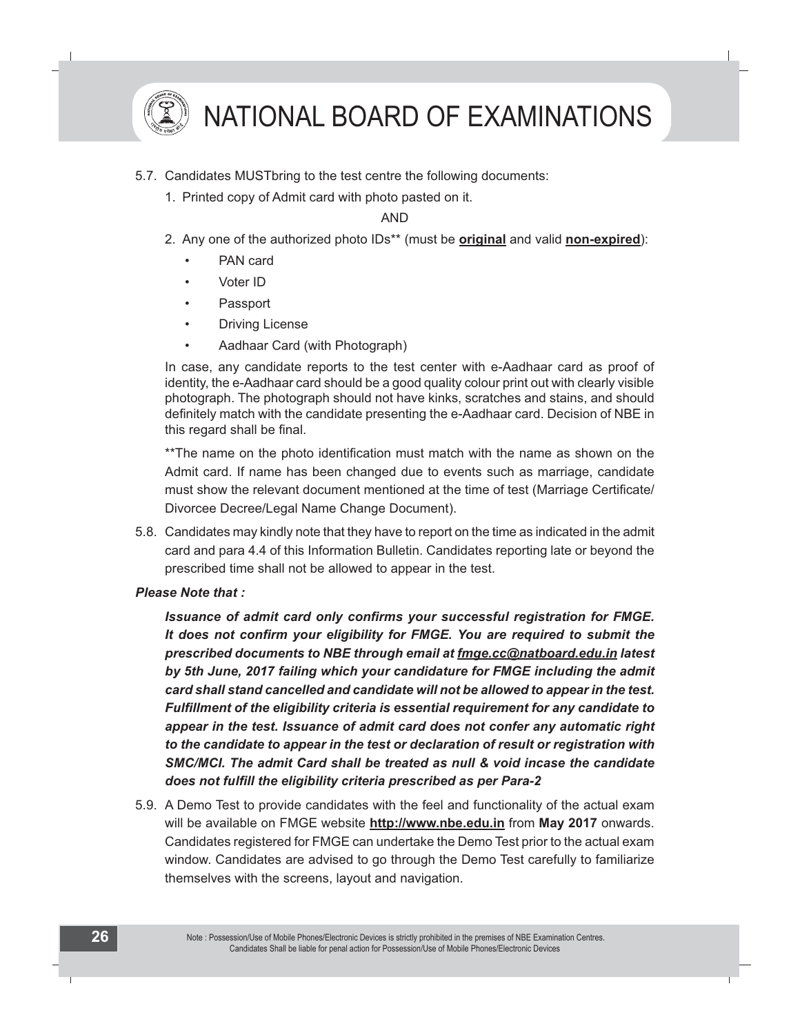5.7. Candidates MUSTbring to the test centre the following documents:

1. Printed copy of Admit card with photo pasted on it.

AND

2. Any one of the authorized photo IDs** (must be **original** and valid **non-expired**):

   - PAN card
   - Voter ID
   - Passport
   - Driving License
   - Aadhaar Card (with Photograph)

In case, any candidate reports to the test center with e-Aadhaar card as proof of identity, the e-Aadhaar card should be a good quality colour print out with clearly visible photograph. The photograph should not have kinks, scratches and stains, and should definitely match with the candidate presenting the e-Aadhaar card. Decision of NBE in this regard shall be final.

**The name on the photo identification must match with the name as shown on the Admit card. If name has been changed due to events such as marriage, candidate must show the relevant document mentioned at the time of test (Marriage Certificate/ Divorcee Decree/Legal Name Change Document).

5.8. Candidates may kindly note that they have to report on the time as indicated in the admit card and para 4.4 of this Information Bulletin. Candidates reporting late or beyond the prescribed time shall not be allowed to appear in the test.

***Please Note that :***

***Issuance of admit card only confirms your successful registration for FMGE. It does not confirm your eligibility for FMGE. You are required to submit the prescribed documents to NBE through email at fmge.cc@natboard.edu.in latest by 5th June, 2017 failing which your candidature for FMGE including the admit card shall stand cancelled and candidate will not be allowed to appear in the test. Fulfillment of the eligibility criteria is essential requirement for any candidate to appear in the test. Issuance of admit card does not confer any automatic right to the candidate to appear in the test or declaration of result or registration with SMC/MCI. The admit Card shall be treated as null & void incase the candidate does not fulfill the eligibility criteria prescribed as per Para-2***

5.9. A Demo Test to provide candidates with the feel and functionality of the actual exam will be available on FMGE website **http://www.nbe.edu.in** from **May 2017** onwards. Candidates registered for FMGE can undertake the Demo Test prior to the actual exam window. Candidates are advised to go through the Demo Test carefully to familiarize themselves with the screens, layout and navigation.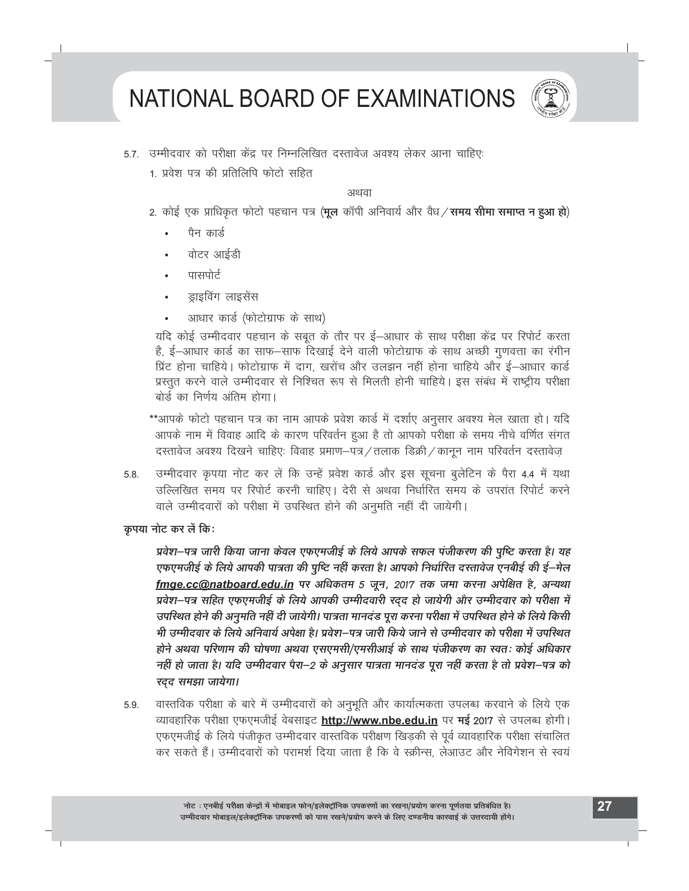5.7. उम्मीदवार को परीक्षा केंद्र पर निम्नलिखित दस्तावेज अवश्य लेकर आना चाहिएः

1. प्रवेश पत्र की प्रतिलिपि फोटो सहित

अथवा

2. कोई एक प्राधिकृत फोटो पहचान पत्र (**मूल** कॉपी अनिवार्य और वैध / **समय सीमा समाप्त न हुआ हो**)

- पैन कार्ड
- वोटर आईडी
- पासपोर्ट
- ड्राइविंग लाइसेंस
- आधार कार्ड (फोटोग्राफ के साथ)

यदि कोई उम्मीदवार पहचान के सबूत के तौर पर ई–आधार के साथ परीक्षा केंद्र पर रिपोर्ट करता है, ई–आधार कार्ड का साफ–साफ दिखाई देने वाली फोटोग्राफ के साथ अच्छी गुणवत्ता का रंगीन प्रिंट होना चाहिये। फोटोग्राफ में दाग, खरोंच और उलझन नहीं होना चाहिये और ई–आधार कार्ड प्रस्तुत करने वाले उम्मीदवार से निश्चित रूप से मिलती होनी चाहिये। इस संबंध में राष्ट्रीय परीक्षा बोर्ड का निर्णय अंतिम होगा।

**आपके फोटो पहचान पत्र का नाम आपके प्रवेश कार्ड में दर्शाए अनुसार अवश्य मेल खाता हो। यदि आपके नाम में विवाह आदि के कारण परिवर्तन हुआ है तो आपको परीक्षा के समय नीचे वर्णित संगत दस्तावेज अवश्य दिखने चाहिएः विवाह प्रमाण–पत्र / तलाक डिक्री / कानून नाम परिवर्तन दस्तावेज़

5.8. उम्मीदवार कृपया नोट कर लें कि उन्हें प्रवेश कार्ड और इस सूचना बुलेटिन के पैरा 4.4 में यथा उल्लिखित समय पर रिपोर्ट करनी चाहिए। देरी से अथवा निर्धारित समय के उपरांत रिपोर्ट करने वाले उम्मीदवारों को परीक्षा में उपस्थित होने की अनुमति नहीं दी जायेगी।

**कृपया नोट कर लें किः**

***प्रवेश–पत्र जारी किया जाना केवल एफएमजीई के लिये आपके सफल पंजीकरण की पुष्टि करता है। यह एफएमजीई के लिये आपकी पात्रता की पुष्टि नहीं करता है। आपको निर्धारित दस्तावेज एनबीई की ई–मेल fmge.cc@natboard.edu.in पर अधिकतम 5 जून, 2017 तक जमा करना अपेक्षित है, अन्यथा प्रवेश–पत्र सहित एफएमजीई के लिये आपकी उम्मीदवारी रद्द हो जायेगी और उम्मीदवार को परीक्षा में उपस्थित होने की अनुमति नहीं दी जायेगी। पात्रता मानदंड पूरा करना परीक्षा में उपस्थित होने के लिये किसी भी उम्मीदवार के लिये अनिवार्य अपेक्षा है। प्रवेश–पत्र जारी किये जाने से उम्मीदवार को परीक्षा में उपस्थित होने अथवा परिणाम की घोषणा अथवा एसएमसी/एमसीआई के साथ पंजीकरण का स्वतः कोई अधिकार नहीं हो जाता है। यदि उम्मीदवार पैरा–2 के अनुसार पात्रता मानदंड पूरा नहीं करता है तो प्रवेश–पत्र को रद्द समझा जायेगा।***

5.9. वास्तविक परीक्षा के बारे में उम्मीदवारों को अनुभूति और कार्यात्मकता उपलब्ध करवाने के लिये एक व्यावहारिक परीक्षा एफएमजीई वेबसाइट **http://www.nbe.edu.in** पर **मई** 2017 से उपलब्ध होगी। एफएमजीई के लिये पंजीकृत उम्मीदवार वास्तविक परीक्षण खिड़की से पूर्व व्यावहारिक परीक्षा संचालित कर सकते हैं। उम्मीदवारों को परामर्श दिया जाता है कि वे स्क्रीन्स, लेआउट और नेविगेशन से स्वयं

नोट : एनबीई परीक्षा केन्द्रों में मोबाइल फोन/इलेक्ट्रॉनिक उपकरणों का रखना/प्रयोग करना पूर्णतया प्रतिबंधित है। उम्मीदवार मोबाइल/इलेक्ट्रॉनिक उपकरणों को पास रखने/प्रयोग करने के लिए दण्डनीय कारवाई के उत्तरदायी होंगे।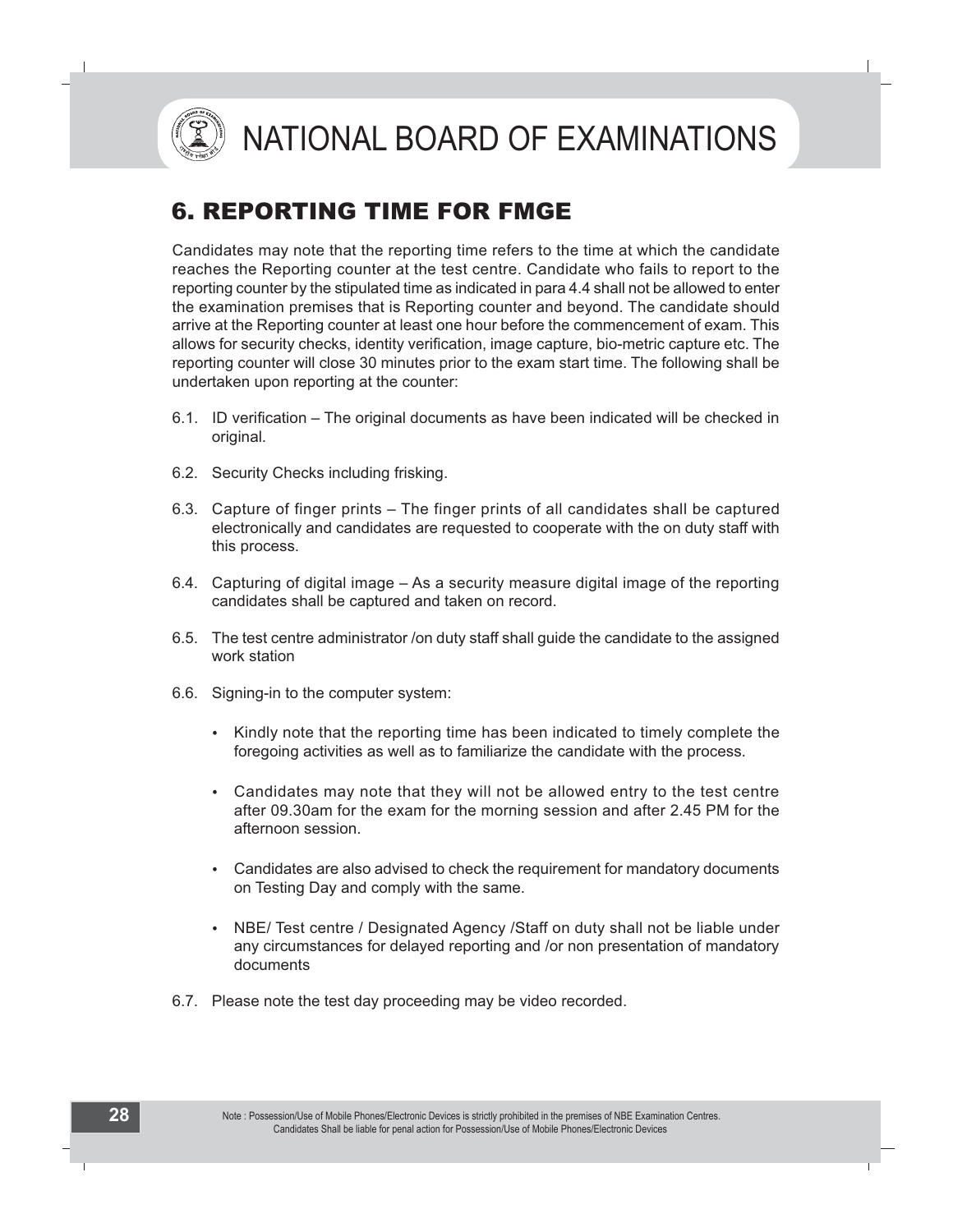## 6. REPORTING TIME FOR FMGE

Candidates may note that the reporting time refers to the time at which the candidate reaches the Reporting counter at the test centre. Candidate who fails to report to the reporting counter by the stipulated time as indicated in para 4.4 shall not be allowed to enter the examination premises that is Reporting counter and beyond. The candidate should arrive at the Reporting counter at least one hour before the commencement of exam. This allows for security checks, identity verification, image capture, bio-metric capture etc. The reporting counter will close 30 minutes prior to the exam start time. The following shall be undertaken upon reporting at the counter:

6.1. ID verification – The original documents as have been indicated will be checked in original.

6.2. Security Checks including frisking.

6.3. Capture of finger prints – The finger prints of all candidates shall be captured electronically and candidates are requested to cooperate with the on duty staff with this process.

6.4. Capturing of digital image – As a security measure digital image of the reporting candidates shall be captured and taken on record.

6.5. The test centre administrator /on duty staff shall guide the candidate to the assigned work station

6.6. Signing-in to the computer system:

- Kindly note that the reporting time has been indicated to timely complete the foregoing activities as well as to familiarize the candidate with the process.
- Candidates may note that they will not be allowed entry to the test centre after 09.30am for the exam for the morning session and after 2.45 PM for the afternoon session.
- Candidates are also advised to check the requirement for mandatory documents on Testing Day and comply with the same.
- NBE/ Test centre / Designated Agency /Staff on duty shall not be liable under any circumstances for delayed reporting and /or non presentation of mandatory documents

6.7. Please note the test day proceeding may be video recorded.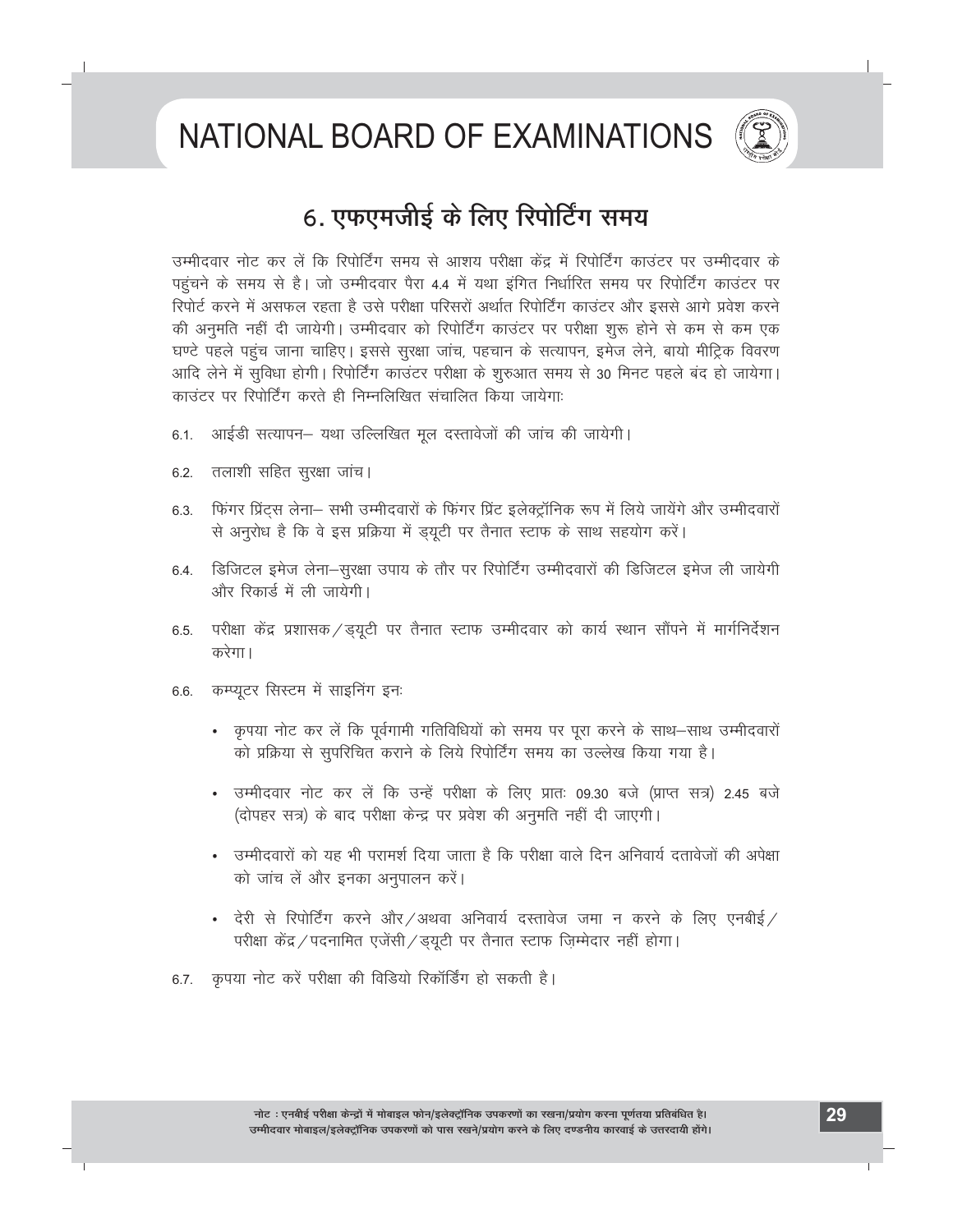## 6. एफएमजीई के लिए रिपोर्टिंग समय

उम्मीदवार नोट कर लें कि रिपोर्टिंग समय से आशय परीक्षा केंद्र में रिपोर्टिंग काउंटर पर उम्मीदवार के पहुंचने के समय से है। जो उम्मीदवार पैरा 4.4 में यथा इंगित निर्धारित समय पर रिपोर्टिंग काउंटर पर रिपोर्ट करने में असफल रहता है उसे परीक्षा परिसरों अर्थात रिपोर्टिंग काउंटर और इससे आगे प्रवेश करने की अनुमति नहीं दी जायेगी। उम्मीदवार को रिपोर्टिंग काउंटर पर परीक्षा शुरू होने से कम से कम एक घण्टे पहले पहुंच जाना चाहिए। इससे सुरक्षा जांच, पहचान के सत्यापन, इमेज लेने, बायो मीट्रिक विवरण आदि लेने में सुविधा होगी। रिपोर्टिंग काउंटर परीक्षा के शुरुआत समय से 30 मिनट पहले बंद हो जायेगा। काउंटर पर रिपोर्टिंग करते ही निम्नलिखित संचालित किया जायेगाः

6.1. आईडी सत्यापन– यथा उल्लिखित मूल दस्तावेजों की जांच की जायेगी।

6.2. तलाशी सहित सुरक्षा जांच।

6.3. फिंगर प्रिंट्स लेना– सभी उम्मीदवारों के फिंगर प्रिंट इलेक्ट्रॉनिक रूप में लिये जायेंगे और उम्मीदवारों से अनुरोध है कि वे इस प्रक्रिया में ड्यूटी पर तैनात स्टाफ के साथ सहयोग करें।

6.4. डिजिटल इमेज लेना–सुरक्षा उपाय के तौर पर रिपोर्टिंग उम्मीदवारों की डिजिटल इमेज ली जायेगी और रिकार्ड में ली जायेगी।

6.5. परीक्षा केंद्र प्रशासक/ड्यूटी पर तैनात स्टाफ उम्मीदवार को कार्य स्थान सौंपने में मार्गनिर्देशन करेगा।

6.6. कम्प्यूटर सिस्टम में साइनिंग इनः

- कृपया नोट कर लें कि पूर्वगामी गतिविधियों को समय पर पूरा करने के साथ–साथ उम्मीदवारों को प्रक्रिया से सुपरिचित कराने के लिये रिपोर्टिंग समय का उल्लेख किया गया है।
- उम्मीदवार नोट कर लें कि उन्हें परीक्षा के लिए प्रातः 09.30 बजे (प्राप्त सत्र) 2.45 बजे (दोपहर सत्र) के बाद परीक्षा केन्द्र पर प्रवेश की अनुमति नहीं दी जाएगी।
- उम्मीदवारों को यह भी परामर्श दिया जाता है कि परीक्षा वाले दिन अनिवार्य दतावेजों की अपेक्षा को जांच लें और इनका अनुपालन करें।
- देरी से रिपोर्टिंग करने और/अथवा अनिवार्य दस्तावेज जमा न करने के लिए एनबीई/परीक्षा केंद्र/पदनामित एजेंसी/ड्यूटी पर तैनात स्टाफ ज़िम्मेदार नहीं होगा।

6.7. कृपया नोट करें परीक्षा की विडियो रिकॉर्डिंग हो सकती है।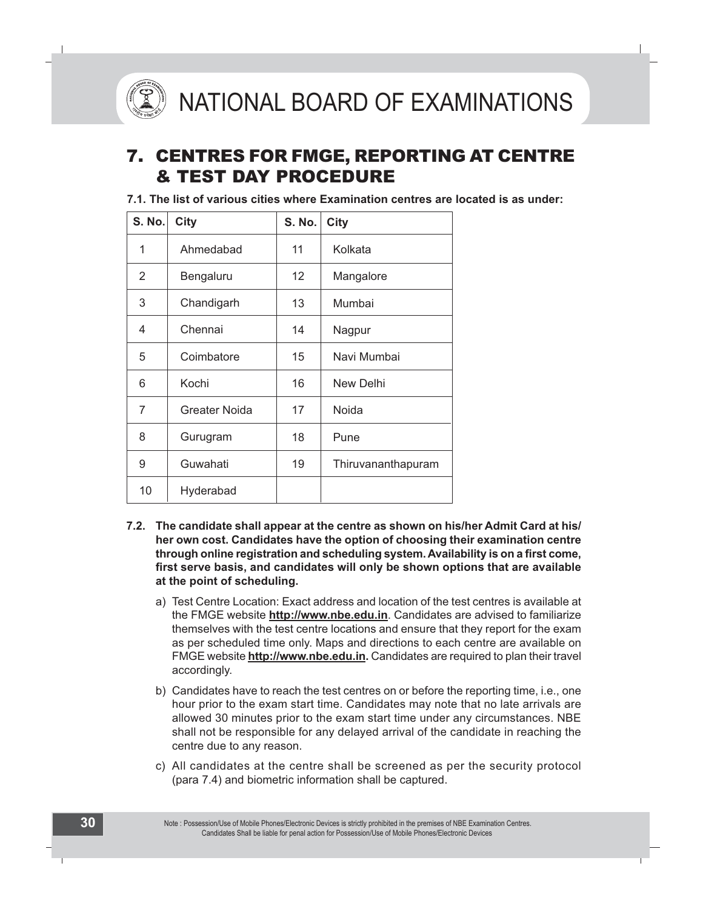## 7. CENTRES FOR FMGE, REPORTING AT CENTRE & TEST DAY PROCEDURE

**7.1. The list of various cities where Examination centres are located is as under:**

| S. No. | City | S. No. | City |
|---|---|---|---|
| 1 | Ahmedabad | 11 | Kolkata |
| 2 | Bengaluru | 12 | Mangalore |
| 3 | Chandigarh | 13 | Mumbai |
| 4 | Chennai | 14 | Nagpur |
| 5 | Coimbatore | 15 | Navi Mumbai |
| 6 | Kochi | 16 | New Delhi |
| 7 | Greater Noida | 17 | Noida |
| 8 | Gurugram | 18 | Pune |
| 9 | Guwahati | 19 | Thiruvananthapuram |
| 10 | Hyderabad | | |

**7.2. The candidate shall appear at the centre as shown on his/her Admit Card at his/her own cost. Candidates have the option of choosing their examination centre through online registration and scheduling system. Availability is on a first come, first serve basis, and candidates will only be shown options that are available at the point of scheduling.**

a) Test Centre Location: Exact address and location of the test centres is available at the FMGE website **http://www.nbe.edu.in**. Candidates are advised to familiarize themselves with the test centre locations and ensure that they report for the exam as per scheduled time only. Maps and directions to each centre are available on FMGE website **http://www.nbe.edu.in.** Candidates are required to plan their travel accordingly.

b) Candidates have to reach the test centres on or before the reporting time, i.e., one hour prior to the exam start time. Candidates may note that no late arrivals are allowed 30 minutes prior to the exam start time under any circumstances. NBE shall not be responsible for any delayed arrival of the candidate in reaching the centre due to any reason.

c) All candidates at the centre shall be screened as per the security protocol (para 7.4) and biometric information shall be captured.

Note : Possession/Use of Mobile Phones/Electronic Devices is strictly prohibited in the premises of NBE Examination Centres. Candidates Shall be liable for penal action for Possession/Use of Mobile Phones/Electronic Devices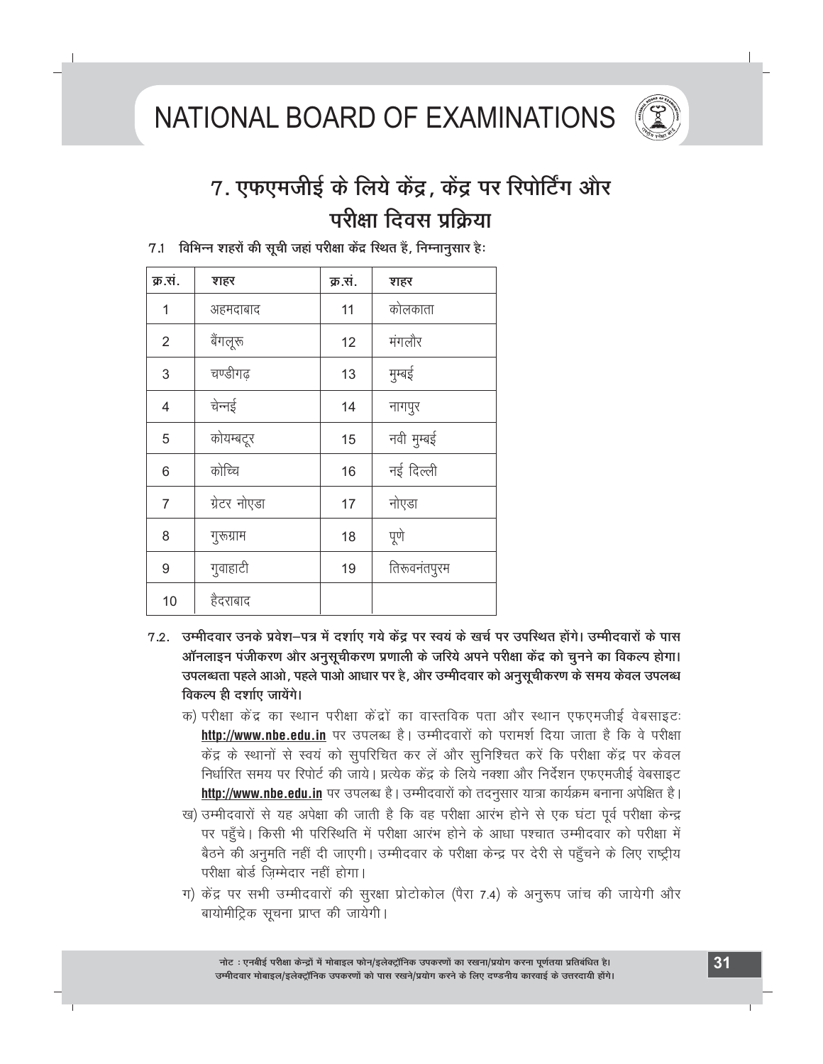# 7. एफएमजीई के लिये केंद्र, केंद्र पर रिपोर्टिंग और परीक्षा दिवस प्रक्रिया

7.1 **विभिन्न शहरों की सूची जहां परीक्षा केंद्र स्थित हैं, निम्नानुसार हैः**

| क्र.सं. | शहर | क्र.सं. | शहर |
|---|---|---|---|
| 1 | अहमदाबाद | 11 | कोलकाता |
| 2 | बैंगलूरू | 12 | मंगलौर |
| 3 | चण्डीगढ़ | 13 | मुम्बई |
| 4 | चेन्नई | 14 | नागपुर |
| 5 | कोयम्बटूर | 15 | नवी मुम्बई |
| 6 | कोच्चि | 16 | नई दिल्ली |
| 7 | ग्रेटर नोएडा | 17 | नोएडा |
| 8 | गुरूग्राम | 18 | पूणे |
| 9 | गुवाहाटी | 19 | तिरूवनंतपुरम |
| 10 | हैदराबाद | | |

7.2. **उम्मीदवार उनके प्रवेश–पत्र में दर्शाए गये केंद्र पर स्वयं के खर्च पर उपस्थित होंगे। उम्मीदवारों के पास ऑनलाइन पंजीकरण और अनुसूचीकरण प्रणाली के जरिये अपने परीक्षा केंद्र को चुनने का विकल्प होगा। उपलब्धता पहले आओ, पहले पाओ आधार पर है, और उम्मीदवार को अनुसूचीकरण के समय केवल उपलब्ध विकल्प ही दर्शाए जायेंगे।**

क) परीक्षा केंद्र का स्थान परीक्षा केंद्रों का वास्तविक पता और स्थान एफएमजीई वेबसाइटः **http://www.nbe.edu.in** पर उपलब्ध है। उम्मीदवारों को परामर्श दिया जाता है कि वे परीक्षा केंद्र के स्थानों से स्वयं को सुपरिचित कर लें और सुनिश्चित करें कि परीक्षा केंद्र पर केवल निर्धारित समय पर रिपोर्ट की जाये। प्रत्येक केंद्र के लिये नक्शा और निर्देशन एफएमजीई वेबसाइट **http://www.nbe.edu.in** पर उपलब्ध है। उम्मीदवारों को तदनुसार यात्रा कार्यक्रम बनाना अपेक्षित है।

ख) उम्मीदवारों से यह अपेक्षा की जाती है कि वह परीक्षा आरंभ होने से एक घंटा पूर्व परीक्षा केन्द्र पर पहुँचे। किसी भी परिस्थिति में परीक्षा आरंभ होने के आधा पश्चात उम्मीदवार को परीक्षा में बैठने की अनुमति नहीं दी जाएगी। उम्मीदवार के परीक्षा केन्द्र पर देरी से पहुँचने के लिए राष्ट्रीय परीक्षा बोर्ड ज़िम्मेदार नहीं होगा।

ग) केंद्र पर सभी उम्मीदवारों की सुरक्षा प्रोटोकोल (पैरा 7.4) के अनुरूप जांच की जायेगी और बायोमीट्रिक सूचना प्राप्त की जायेगी।

**नोट : एनबीई परीक्षा केन्द्रों में मोबाइल फोन/इलेक्ट्रॉनिक उपकरणों का रखना/प्रयोग करना पूर्णतया प्रतिबंधित है। उम्मीदवार मोबाइल/इलेक्ट्रॉनिक उपकरणों को पास रखने/प्रयोग करने के लिए दण्डनीय कारवाई के उत्तरदायी होंगे।**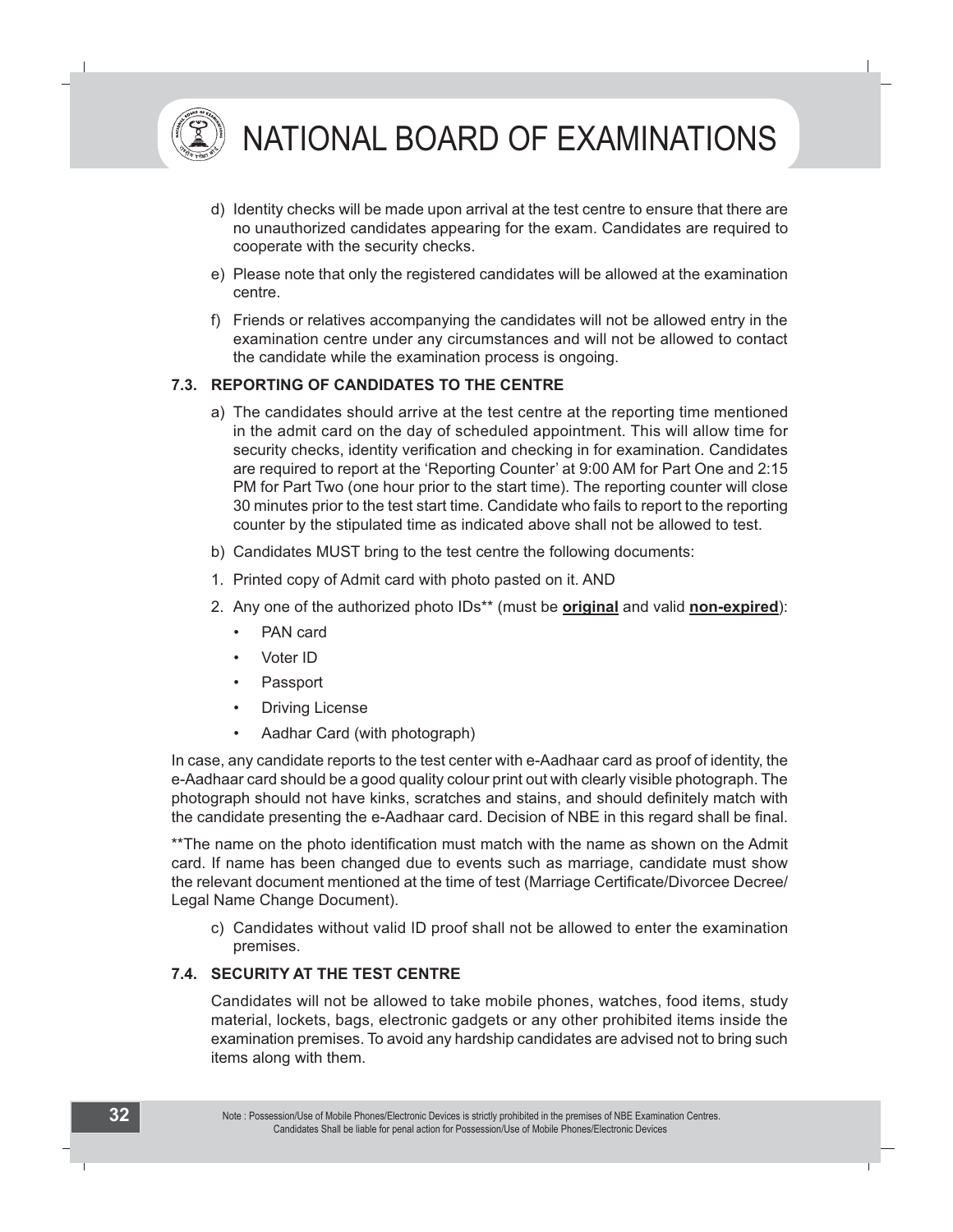d) Identity checks will be made upon arrival at the test centre to ensure that there are no unauthorized candidates appearing for the exam. Candidates are required to cooperate with the security checks.

e) Please note that only the registered candidates will be allowed at the examination centre.

f) Friends or relatives accompanying the candidates will not be allowed entry in the examination centre under any circumstances and will not be allowed to contact the candidate while the examination process is ongoing.

### 7.3. REPORTING OF CANDIDATES TO THE CENTRE

a) The candidates should arrive at the test centre at the reporting time mentioned in the admit card on the day of scheduled appointment. This will allow time for security checks, identity verification and checking in for examination. Candidates are required to report at the 'Reporting Counter' at 9:00 AM for Part One and 2:15 PM for Part Two (one hour prior to the start time). The reporting counter will close 30 minutes prior to the test start time. Candidate who fails to report to the reporting counter by the stipulated time as indicated above shall not be allowed to test.

b) Candidates MUST bring to the test centre the following documents:

1. Printed copy of Admit card with photo pasted on it. AND
2. Any one of the authorized photo IDs** (must be **original** and valid **non-expired**):
   - PAN card
   - Voter ID
   - Passport
   - Driving License
   - Aadhar Card (with photograph)

In case, any candidate reports to the test center with e-Aadhaar card as proof of identity, the e-Aadhaar card should be a good quality colour print out with clearly visible photograph. The photograph should not have kinks, scratches and stains, and should definitely match with the candidate presenting the e-Aadhaar card. Decision of NBE in this regard shall be final.

**The name on the photo identification must match with the name as shown on the Admit card. If name has been changed due to events such as marriage, candidate must show the relevant document mentioned at the time of test (Marriage Certificate/Divorcee Decree/ Legal Name Change Document).

c) Candidates without valid ID proof shall not be allowed to enter the examination premises.

### 7.4. SECURITY AT THE TEST CENTRE

Candidates will not be allowed to take mobile phones, watches, food items, study material, lockets, bags, electronic gadgets or any other prohibited items inside the examination premises. To avoid any hardship candidates are advised not to bring such items along with them.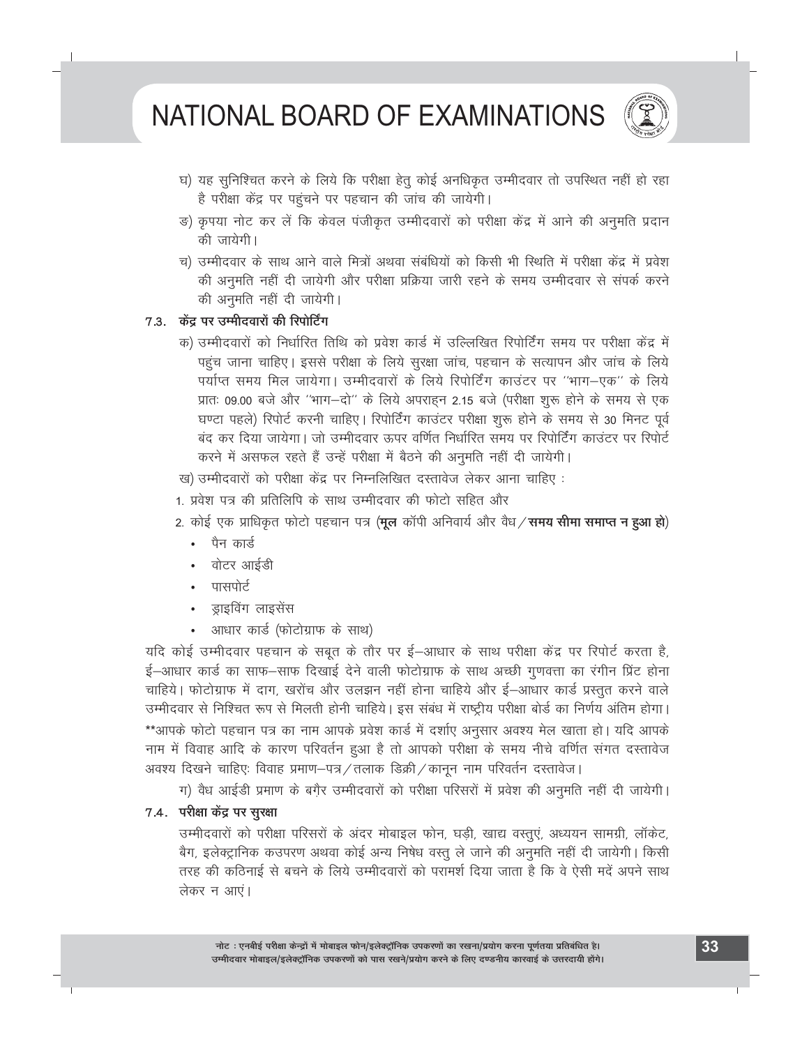घ) यह सुनिश्चित करने के लिये कि परीक्षा हेतु कोई अनधिकृत उम्मीदवार तो उपस्थित नहीं हो रहा है परीक्षा केंद्र पर पहुंचने पर पहचान की जांच की जायेगी।

ङ) कृपया नोट कर लें कि केवल पंजीकृत उम्मीदवारों को परीक्षा केंद्र में आने की अनुमति प्रदान की जायेगी।

च) उम्मीदवार के साथ आने वाले मित्रों अथवा संबंधियों को किसी भी स्थिति में परीक्षा केंद्र में प्रवेश की अनुमति नहीं दी जायेगी और परीक्षा प्रक्रिया जारी रहने के समय उम्मीदवार से संपर्क करने की अनुमति नहीं दी जायेगी।

### 7.3. केंद्र पर उम्मीदवारों की रिपोर्टिंग

क) उम्मीदवारों को निर्धारित तिथि को प्रवेश कार्ड में उल्लिखित रिपोर्टिंग समय पर परीक्षा केंद्र में पहुंच जाना चाहिए। इससे परीक्षा के लिये सुरक्षा जांच, पहचान के सत्यापन और जांच के लिये पर्याप्त समय मिल जायेगा। उम्मीदवारों के लिये रिपोर्टिंग काउंटर पर ''भाग–एक'' के लिये प्रातः 09.00 बजे और ''भाग–दो'' के लिये अपराह्न 2.15 बजे (परीक्षा शुरू होने के समय से एक घण्टा पहले) रिपोर्ट करनी चाहिए। रिपोर्टिंग काउंटर परीक्षा शुरू होने के समय से 30 मिनट पूर्व बंद कर दिया जायेगा। जो उम्मीदवार ऊपर वर्णित निर्धारित समय पर रिपोर्टिंग काउंटर पर रिपोर्ट करने में असफल रहते हैं उन्हें परीक्षा में बैठने की अनुमति नहीं दी जायेगी।

ख) उम्मीदवारों को परीक्षा केंद्र पर निम्नलिखित दस्तावेज लेकर आना चाहिए :

1. प्रवेश पत्र की प्रतिलिपि के साथ उम्मीदवार की फोटो सहित और
2. कोई एक प्राधिकृत फोटो पहचान पत्र (**मूल** कॉपी अनिवार्य और वैध / **समय सीमा समाप्त न हुआ हो**)
   - पैन कार्ड
   - वोटर आईडी
   - पासपोर्ट
   - ड्राइविंग लाइसेंस
   - आधार कार्ड (फोटोग्राफ के साथ)

यदि कोई उम्मीदवार पहचान के सबूत के तौर पर ई–आधार के साथ परीक्षा केंद्र पर रिपोर्ट करता है, ई–आधार कार्ड का साफ–साफ दिखाई देने वाली फोटोग्राफ के साथ अच्छी गुणवत्ता का रंगीन प्रिंट होना चाहिये। फोटोग्राफ में दाग, खरोंच और उलझन नहीं होना चाहिये और ई–आधार कार्ड प्रस्तुत करने वाले उम्मीदवार से निश्चित रूप से मिलती होनी चाहिये। इस संबंध में राष्ट्रीय परीक्षा बोर्ड का निर्णय अंतिम होगा।

**आपके फोटो पहचान पत्र का नाम आपके प्रवेश कार्ड में दर्शाए अनुसार अवश्य मेल खाता हो। यदि आपके नाम में विवाह आदि के कारण परिवर्तन हुआ है तो आपको परीक्षा के समय नीचे वर्णित संगत दस्तावेज अवश्य दिखने चाहिएः विवाह प्रमाण–पत्र / तलाक डिक्री / कानून नाम परिवर्तन दस्तावेज।

ग) वैध आईडी प्रमाण के बग़ैर उम्मीदवारों को परीक्षा परिसरों में प्रवेश की अनुमति नहीं दी जायेगी।

### 7.4. परीक्षा केंद्र पर सुरक्षा

उम्मीदवारों को परीक्षा परिसरों के अंदर मोबाइल फोन, घड़ी, खाद्य वस्तुएं, अध्ययन सामग्री, लॉकेट, बैग, इलेक्ट्रानिक कउपरण अथवा कोई अन्य निषेध वस्तु ले जाने की अनुमति नहीं दी जायेगी। किसी तरह की कठिनाई से बचने के लिये उम्मीदवारों को परामर्श दिया जाता है कि वे ऐसी मदें अपने साथ लेकर न आएं।

**नोट : एनबीई परीक्षा केन्द्रों में मोबाइल फोन/इलेक्ट्रॉनिक उपकरणों का रखना/प्रयोग करना पूर्णतया प्रतिबंधित है। उम्मीदवार मोबाइल/इलेक्ट्रॉनिक उपकरणों को पास रखने/प्रयोग करने के लिए दण्डनीय कारवाई के उत्तरदायी होंगे।**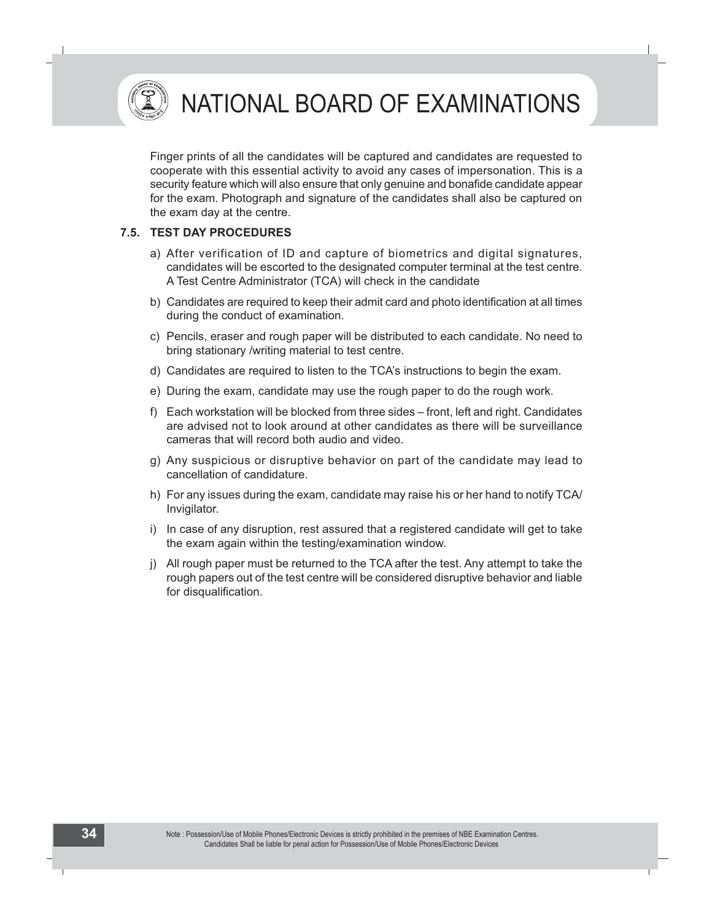Finger prints of all the candidates will be captured and candidates are requested to cooperate with this essential activity to avoid any cases of impersonation. This is a security feature which will also ensure that only genuine and bonafide candidate appear for the exam. Photograph and signature of the candidates shall also be captured on the exam day at the centre.

### 7.5. TEST DAY PROCEDURES

a) After verification of ID and capture of biometrics and digital signatures, candidates will be escorted to the designated computer terminal at the test centre. A Test Centre Administrator (TCA) will check in the candidate

b) Candidates are required to keep their admit card and photo identification at all times during the conduct of examination.

c) Pencils, eraser and rough paper will be distributed to each candidate. No need to bring stationary /writing material to test centre.

d) Candidates are required to listen to the TCA's instructions to begin the exam.

e) During the exam, candidate may use the rough paper to do the rough work.

f) Each workstation will be blocked from three sides – front, left and right. Candidates are advised not to look around at other candidates as there will be surveillance cameras that will record both audio and video.

g) Any suspicious or disruptive behavior on part of the candidate may lead to cancellation of candidature.

h) For any issues during the exam, candidate may raise his or her hand to notify TCA/ Invigilator.

i) In case of any disruption, rest assured that a registered candidate will get to take the exam again within the testing/examination window.

j) All rough paper must be returned to the TCA after the test. Any attempt to take the rough papers out of the test centre will be considered disruptive behavior and liable for disqualification.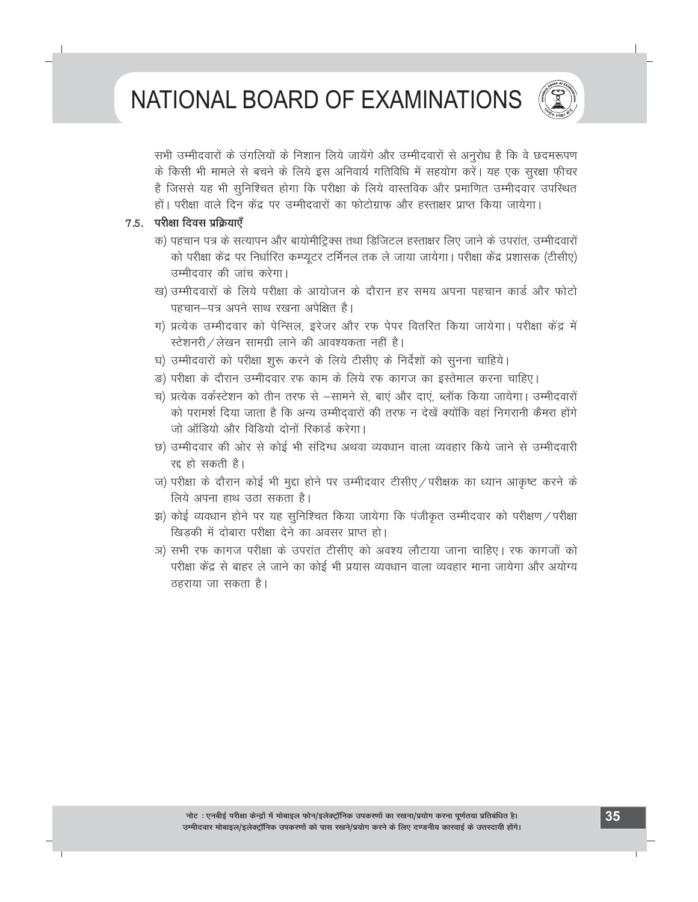सभी उम्मीदवारों के उंगलियों के निशान लिये जायेंगे और उम्मीदवारों से अनुरोध है कि वे छदमरूपण के किसी भी मामले से बचने के लिये इस अनिवार्य गतिविधि में सहयोग करें। यह एक सुरक्षा फ़ीचर है जिससे यह भी सुनिश्चित होगा कि परीक्षा के लिये वास्तविक और प्रमाणित उम्मीदवार उपस्थित हों। परीक्षा वाले दिन केंद्र पर उम्मीदवारों का फोटोग्राफ और हस्ताक्षर प्राप्त किया जायेगा।

### 7.5. परीक्षा दिवस प्रक्रियाएँ

क) पहचान पत्र के सत्यापन और बायोमीट्रिक्स तथा डिजिटल हस्ताक्षर लिए जाने के उपरांत, उम्मीदवारों को परीक्षा केंद्र पर निर्धारित कम्प्यूटर टर्मिनल तक ले जाया जायेगा। परीक्षा केंद्र प्रशासक (टीसीए) उम्मीदवार की जांच करेगा।

ख) उम्मीदवारों के लिये परीक्षा के आयोजन के दौरान हर समय अपना पहचान कार्ड और फोटो पहचान–पत्र अपने साथ रखना अपेक्षित है।

ग) प्रत्येक उम्मीदवार को पेन्सिल, इरेजर और रफ पेपर वितरित किया जायेगा। परीक्षा केंद्र में स्टेशनरी/लेखन सामग्री लाने की आवश्यकता नहीं है।

घ) उम्मीदवारों को परीक्षा शुरू करने के लिये टीसीए के निर्देशों को सुनना चाहिये।

ड) परीक्षा के दौरान उम्मीदवार रफ काम के लिये रफ कागज का इस्तेमाल करना चाहिए।

च) प्रत्येक वर्कस्टेशन को तीन तरफ से –सामने से, बाएं और दाएं, ब्लॉक किया जायेगा। उम्मीदवारों को परामर्श दिया जाता है कि अन्य उम्मीद्वारों की तरफ न देखें क्योंकि वहां निगरानी कैमरा होंगे जो ऑडियो और विडियो दोनों रिकार्ड करेगा।

छ) उम्मीदवार की ओर से कोई भी संदिग्ध अथवा व्यवधान वाला व्यवहार किये जाने से उम्मीदवारी रद्द हो सकती है।

ज) परीक्षा के दौरान कोई भी मुद्दा होने पर उम्मीदवार टीसीए/परीक्षक का ध्यान आकृष्ट करने के लिये अपना हाथ उठा सकता है।

झ) कोई व्यवधान होने पर यह सुनिश्चित किया जायेगा कि पंजीकृत उम्मीदवार को परीक्षण/परीक्षा खिड़की में दोबारा परीक्षा देने का अवसर प्राप्त हो।

ञ) सभी रफ कागज परीक्षा के उपरांत टीसीए को अवश्य लौटाया जाना चाहिए। रफ कागजों को परीक्षा केंद्र से बाहर ले जाने का कोई भी प्रयास व्यवधान वाला व्यवहार माना जायेगा और अयोग्य ठहराया जा सकता है।

**नोट : एनबीई परीक्षा केन्द्रों में मोबाइल फोन/इलेक्ट्रॉनिक उपकरणों का रखना/प्रयोग करना पूर्णतया प्रतिबंधित है। उम्मीदवार मोबाइल/इलेक्ट्रॉनिक उपकरणों को पास रखने/प्रयोग करने के लिए दण्डनीय कारवाई के उत्तरदायी होंगे।**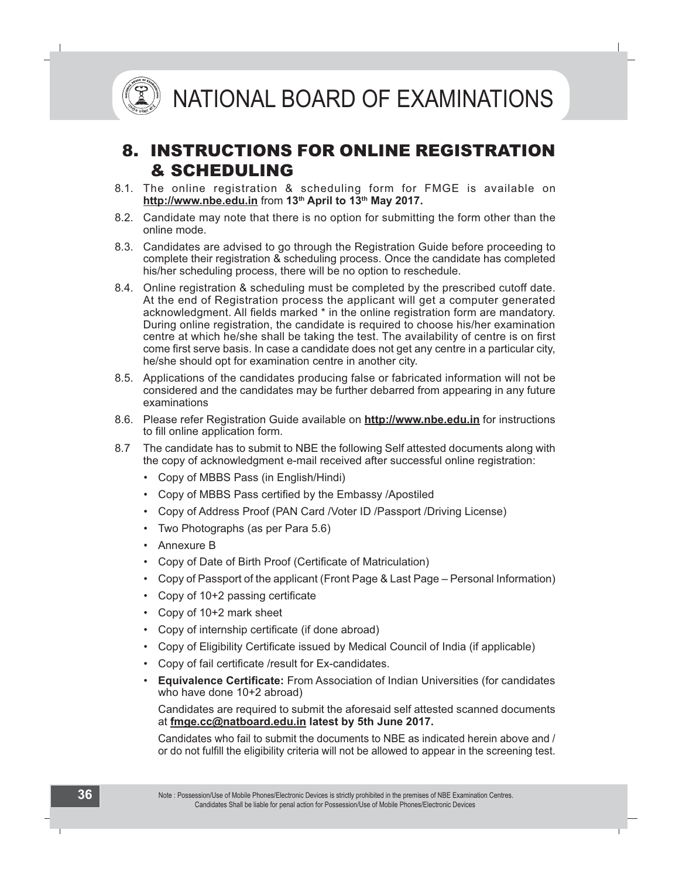# 8. INSTRUCTIONS FOR ONLINE REGISTRATION & SCHEDULING

8.1. The online registration & scheduling form for FMGE is available on **http://www.nbe.edu.in** from **13th April to 13th May 2017.**

8.2. Candidate may note that there is no option for submitting the form other than the online mode.

8.3. Candidates are advised to go through the Registration Guide before proceeding to complete their registration & scheduling process. Once the candidate has completed his/her scheduling process, there will be no option to reschedule.

8.4. Online registration & scheduling must be completed by the prescribed cutoff date. At the end of Registration process the applicant will get a computer generated acknowledgment. All fields marked * in the online registration form are mandatory. During online registration, the candidate is required to choose his/her examination centre at which he/she shall be taking the test. The availability of centre is on first come first serve basis. In case a candidate does not get any centre in a particular city, he/she should opt for examination centre in another city.

8.5. Applications of the candidates producing false or fabricated information will not be considered and the candidates may be further debarred from appearing in any future examinations

8.6. Please refer Registration Guide available on **http://www.nbe.edu.in** for instructions to fill online application form.

8.7 The candidate has to submit to NBE the following Self attested documents along with the copy of acknowledgment e-mail received after successful online registration:

- Copy of MBBS Pass (in English/Hindi)
- Copy of MBBS Pass certified by the Embassy /Apostiled
- Copy of Address Proof (PAN Card /Voter ID /Passport /Driving License)
- Two Photographs (as per Para 5.6)
- Annexure B
- Copy of Date of Birth Proof (Certificate of Matriculation)
- Copy of Passport of the applicant (Front Page & Last Page – Personal Information)
- Copy of 10+2 passing certificate
- Copy of 10+2 mark sheet
- Copy of internship certificate (if done abroad)
- Copy of Eligibility Certificate issued by Medical Council of India (if applicable)
- Copy of fail certificate /result for Ex-candidates.
- **Equivalence Certificate:** From Association of Indian Universities (for candidates who have done 10+2 abroad)

  Candidates are required to submit the aforesaid self attested scanned documents at **fmge.cc@natboard.edu.in latest by 5th June 2017.**

  Candidates who fail to submit the documents to NBE as indicated herein above and / or do not fulfill the eligibility criteria will not be allowed to appear in the screening test.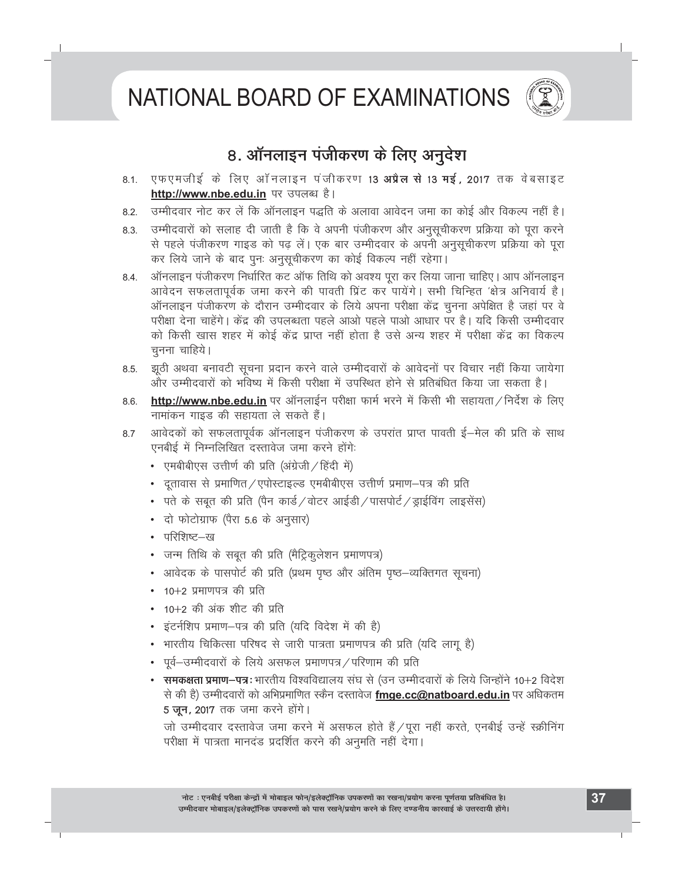## ८. ऑनलाइन पंजीकरण के लिए अनुदेश

8.1. एफएमजीई के लिए ऑनलाइन पंजीकरण **13 अप्रैल से 13 मई**, 2017 तक वेबसाइट **http://www.nbe.edu.in** पर उपलब्ध है।

8.2. उम्मीदवार नोट कर लें कि ऑनलाइन पद्धति के अलावा आवेदन जमा का कोई और विकल्प नहीं है।

8.3. उम्मीदवारों को सलाह दी जाती है कि वे अपनी पंजीकरण और अनुसूचीकरण प्रक्रिया को पूरा करने से पहले पंजीकरण गाइड को पढ़ लें। एक बार उम्मीदवार के अपनी अनुसूचीकरण प्रक्रिया को पूरा कर लिये जाने के बाद पुनः अनुसूचीकरण का कोई विकल्प नहीं रहेगा।

8.4. ऑनलाइन पंजीकरण निर्धारित कट ऑफ तिथि को अवश्य पूरा कर लिया जाना चाहिए। आप ऑनलाइन आवेदन सफलतापूर्वक जमा करने की पावती प्रिंट कर पायेंगे। सभी चिन्हित 'क्षेत्र अनिवार्य है। ऑनलाइन पंजीकरण के दौरान उम्मीदवार के लिये अपना परीक्षा केंद्र चुनना अपेक्षित है जहां पर वे परीक्षा देना चाहेंगे। केंद्र की उपलब्धता पहले आओ पहले पाओ आधार पर है। यदि किसी उम्मीदवार को किसी खास शहर में कोई केंद्र प्राप्त नहीं होता है उसे अन्य शहर में परीक्षा केंद्र का विकल्प चुनना चाहिये।

8.5. झूठी अथवा बनावटी सूचना प्रदान करने वाले उम्मीदवारों के आवेदनों पर विचार नहीं किया जायेगा और उम्मीदवारों को भविष्य में किसी परीक्षा में उपस्थित होने से प्रतिबंधित किया जा सकता है।

8.6. **http://www.nbe.edu.in** पर ऑनलाईन परीक्षा फार्म भरने में किसी भी सहायता/निर्देश के लिए नामांकन गाइड की सहायता ले सकते हैं।

8.7 आवेदकों को सफलतापूर्वक ऑनलाइन पंजीकरण के उपरांत प्राप्त पावती ई–मेल की प्रति के साथ एनबीई में निम्नलिखित दस्तावेज जमा करने होंगेः

- एमबीबीएस उत्तीर्ण की प्रति (अंग्रेजी/हिंदी में)
- दूतावास से प्रमाणित/एपोस्टाइल्ड एमबीबीएस उत्तीर्ण प्रमाण–पत्र की प्रति
- पते के सबूत की प्रति (पैन कार्ड/वोटर आईडी/पासपोर्ट/ड्राईविंग लाइसेंस)
- दो फोटोग्राफ (पैरा 5.6 के अनुसार)
- परिशिष्ट–ख
- जन्म तिथि के सबूत की प्रति (मैट्रिकुलेशन प्रमाणपत्र)
- आवेदक के पासपोर्ट की प्रति (प्रथम पृष्ठ और अंतिम पृष्ठ–व्यक्तिगत सूचना)
- 10+2 प्रमाणपत्र की प्रति
- 10+2 की अंक शीट की प्रति
- इंटर्नशिप प्रमाण–पत्र की प्रति (यदि विदेश में की है)
- भारतीय चिकित्सा परिषद से जारी पात्रता प्रमाणपत्र की प्रति (यदि लागू है)
- पूर्व–उम्मीदवारों के लिये असफल प्रमाणपत्र/परिणाम की प्रति
- **समकक्षता प्रमाण–पत्रः** भारतीय विश्वविद्यालय संघ से (उन उम्मीदवारों के लिये जिन्होंने 10+2 विदेश से की है) उम्मीदवारों को अभिप्रमाणित स्कैन दस्तावेज **fmge.cc@natboard.edu.in** पर अधिकतम **5 जून**, 2017 तक जमा करने होंगे।

  जो उम्मीदवार दस्तावेज जमा करने में असफल होते हैं/पूरा नहीं करते, एनबीई उन्हें स्क्रीनिंग परीक्षा में पात्रता मानदंड प्रदर्शित करने की अनुमति नहीं देगा।

**नोट : एनबीई परीक्षा केन्द्रों में मोबाइल फोन/इलेक्ट्रॉनिक उपकरणों का रखना/प्रयोग करना पूर्णतया प्रतिबंधित है। उम्मीदवार मोबाइल/इलेक्ट्रॉनिक उपकरणों को पास रखने/प्रयोग करने के लिए दण्डनीय कारवाई के उत्तरदायी होंगे।**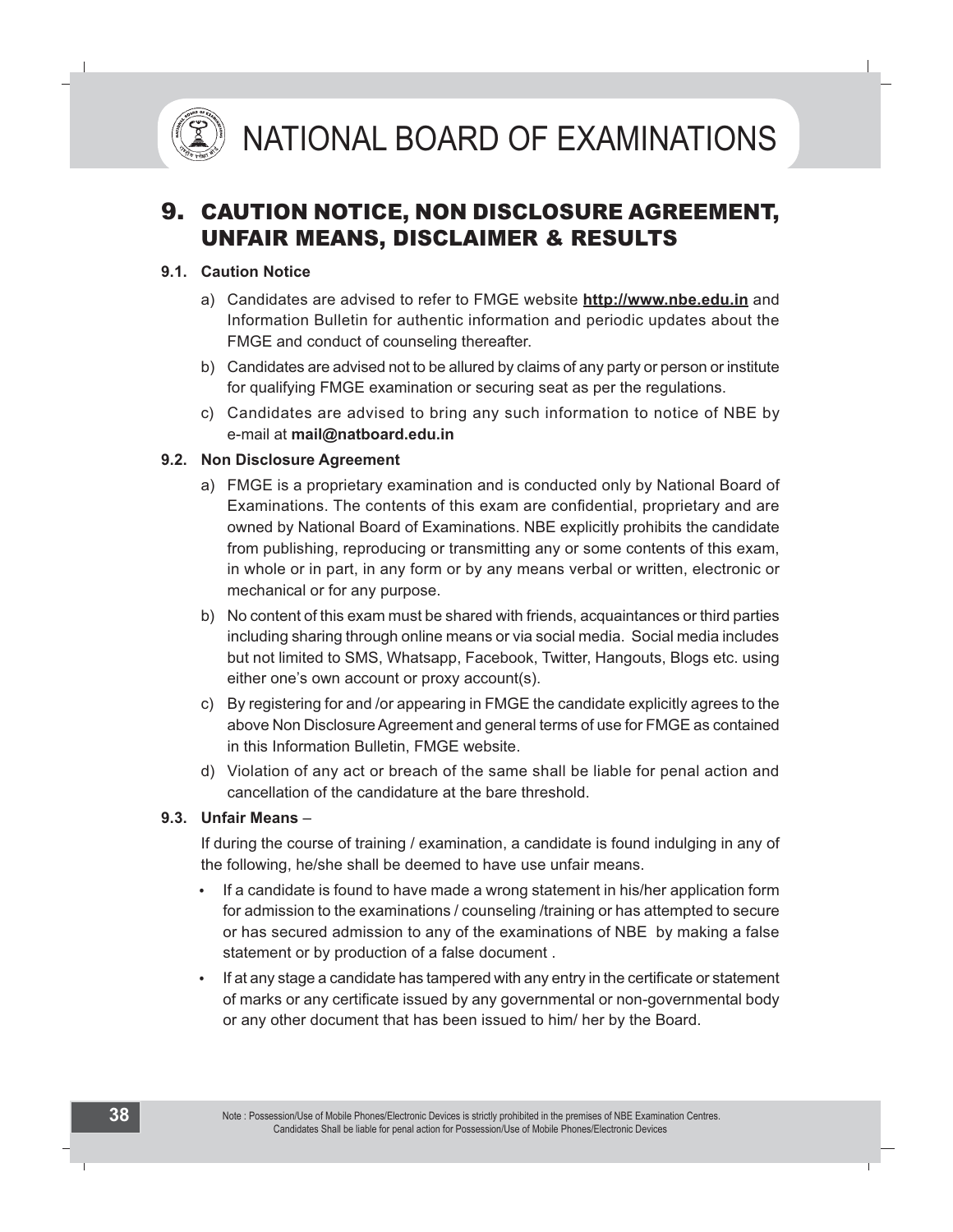## 9. CAUTION NOTICE, NON DISCLOSURE AGREEMENT, UNFAIR MEANS, DISCLAIMER & RESULTS

### 9.1. Caution Notice

a) Candidates are advised to refer to FMGE website **http://www.nbe.edu.in** and Information Bulletin for authentic information and periodic updates about the FMGE and conduct of counseling thereafter.

b) Candidates are advised not to be allured by claims of any party or person or institute for qualifying FMGE examination or securing seat as per the regulations.

c) Candidates are advised to bring any such information to notice of NBE by e-mail at **mail@natboard.edu.in**

### 9.2. Non Disclosure Agreement

a) FMGE is a proprietary examination and is conducted only by National Board of Examinations. The contents of this exam are confidential, proprietary and are owned by National Board of Examinations. NBE explicitly prohibits the candidate from publishing, reproducing or transmitting any or some contents of this exam, in whole or in part, in any form or by any means verbal or written, electronic or mechanical or for any purpose.

b) No content of this exam must be shared with friends, acquaintances or third parties including sharing through online means or via social media. Social media includes but not limited to SMS, Whatsapp, Facebook, Twitter, Hangouts, Blogs etc. using either one's own account or proxy account(s).

c) By registering for and /or appearing in FMGE the candidate explicitly agrees to the above Non Disclosure Agreement and general terms of use for FMGE as contained in this Information Bulletin, FMGE website.

d) Violation of any act or breach of the same shall be liable for penal action and cancellation of the candidature at the bare threshold.

### 9.3. Unfair Means –

If during the course of training / examination, a candidate is found indulging in any of the following, he/she shall be deemed to have use unfair means.

- If a candidate is found to have made a wrong statement in his/her application form for admission to the examinations / counseling /training or has attempted to secure or has secured admission to any of the examinations of NBE by making a false statement or by production of a false document .
- If at any stage a candidate has tampered with any entry in the certificate or statement of marks or any certificate issued by any governmental or non-governmental body or any other document that has been issued to him/ her by the Board.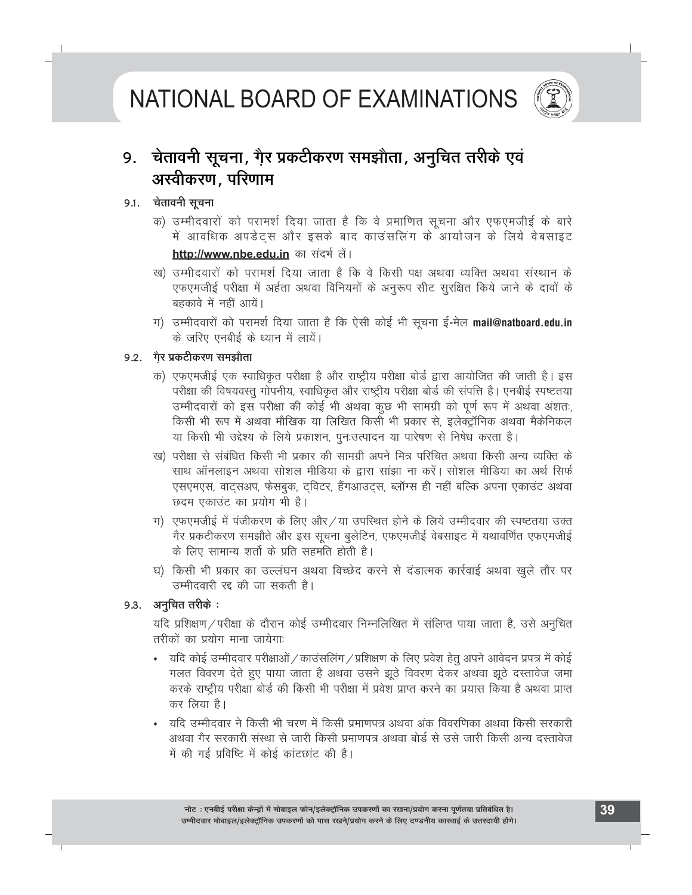## 9. चेतावनी सूचना, गैर प्रकटीकरण समझौता, अनुचित तरीके एवं अस्वीकरण, परिणाम

### 9.1. चेतावनी सूचना

क) उम्मीदवारों को परामर्श दिया जाता है कि वे प्रमाणित सूचना और एफएमजीई के बारे में आवधिक अपडेट्स और इसके बाद काउंसलिंग के आयोजन के लिये वेबसाइट **http://www.nbe.edu.in** का संदर्भ लें।

ख) उम्मीदवारों को परामर्श दिया जाता है कि वे किसी पक्ष अथवा व्यक्ति अथवा संस्थान के एफएमजीई परीक्षा में अर्हता अथवा विनियमों के अनुरूप सीट सुरक्षित किये जाने के दावों के बहकावे में नहीं आयें।

ग) उम्मीदवारों को परामर्श दिया जाता है कि ऐसी कोई भी सूचना ई-मेल **mail@natboard.edu.in** के जरिए एनबीई के ध्यान में लायें।

### 9.2. गैर प्रकटीकरण समझौता

क) एफएमजीई एक स्वाधिकृत परीक्षा है और राष्ट्रीय परीक्षा बोर्ड द्वारा आयोजित की जाती है। इस परीक्षा की विषयवस्तु गोपनीय, स्वाधिकृत और राष्ट्रीय परीक्षा बोर्ड की संपत्ति है। एनबीई स्पष्टतया उम्मीदवारों को इस परीक्षा की कोई भी अथवा कुछ भी सामग्री को पूर्ण रूप में अथवा अंशतः, किसी भी रूप में अथवा मौखिक या लिखित किसी भी प्रकार से, इलेक्ट्रॉनिक अथवा मैकेनिकल या किसी भी उद्देश्य के लिये प्रकाशन, पुनःउत्पादन या पारेषण से निषेध करता है।

ख) परीक्षा से संबंधित किसी भी प्रकार की सामग्री अपने मित्र परिचित अथवा किसी अन्य व्यक्ति के साथ ऑनलाइन अथवा सोशल मीडिया के द्वारा सांझा ना करें। सोशल मीडिया का अर्थ सिर्फ एसएमएस, वाट्सअप, फेसबुक, ट्विटर, हैंगआउट्स, ब्लॉग्स ही नहीं बल्कि अपना एकाउंट अथवा छदम एकाउंट का प्रयोग भी है।

ग) एफएमजीई में पंजीकरण के लिए और/या उपस्थित होने के लिये उम्मीदवार की स्पष्टतया उक्त गैर प्रकटीकरण समझौते और इस सूचना बुलेटिन, एफएमजीई वेबसाइट में यथावर्णित एफएमजीई के लिए सामान्य शर्तों के प्रति सहमति होती है।

घ) किसी भी प्रकार का उल्लंघन अथवा विच्छेद करने से दंडात्मक कार्रवाई अथवा खुले तौर पर उम्मीदवारी रद्द की जा सकती है।

### 9.3. अनुचित तरीके :

यदि प्रशिक्षण/परीक्षा के दौरान कोई उम्मीदवार निम्नलिखित में संलिप्त पाया जाता है, उसे अनुचित तरीकों का प्रयोग माना जायेगाः

- यदि कोई उम्मीदवार परीक्षाओं/काउंसलिंग/प्रशिक्षण के लिए प्रवेश हेतु अपने आवेदन प्रपत्र में कोई गलत विवरण देते हुए पाया जाता है अथवा उसने झूठे विवरण देकर अथवा झूठे दस्तावेज जमा करके राष्ट्रीय परीक्षा बोर्ड की किसी भी परीक्षा में प्रवेश प्राप्त करने का प्रयास किया है अथवा प्राप्त कर लिया है।
- यदि उम्मीदवार ने किसी भी चरण में किसी प्रमाणपत्र अथवा अंक विवरणिका अथवा किसी सरकारी अथवा गैर सरकारी संस्था से जारी किसी प्रमाणपत्र अथवा बोर्ड से उसे जारी किसी अन्य दस्तावेज में की गई प्रविष्टि में कोई कांटछांट की है।

नोट : एनबीई परीक्षा केन्द्रों में मोबाइल फोन/इलेक्ट्रॉनिक उपकरणों का रखना/प्रयोग करना पूर्णतया प्रतिबंधित है। उम्मीदवार मोबाइल/इलेक्ट्रॉनिक उपकरणों को पास रखने/प्रयोग करने के लिए दण्डनीय कारवाई के उत्तरदायी होंगे।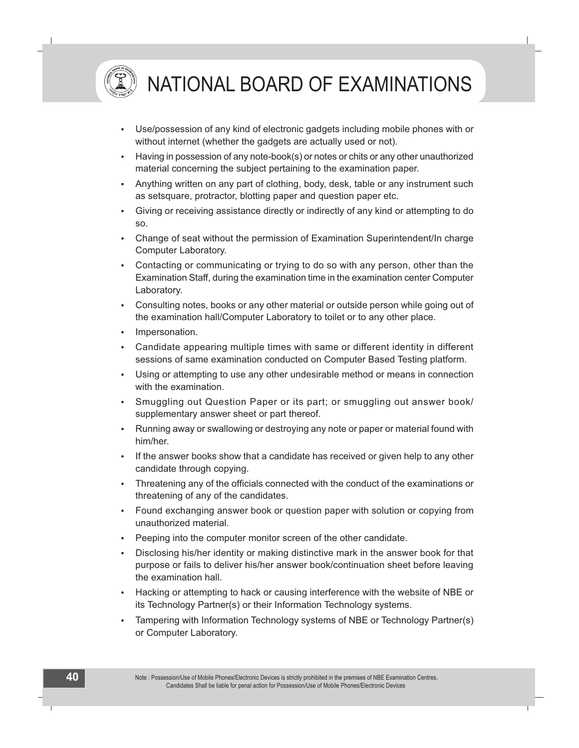- Use/possession of any kind of electronic gadgets including mobile phones with or without internet (whether the gadgets are actually used or not).
- Having in possession of any note-book(s) or notes or chits or any other unauthorized material concerning the subject pertaining to the examination paper.
- Anything written on any part of clothing, body, desk, table or any instrument such as setsquare, protractor, blotting paper and question paper etc.
- Giving or receiving assistance directly or indirectly of any kind or attempting to do so.
- Change of seat without the permission of Examination Superintendent/In charge Computer Laboratory.
- Contacting or communicating or trying to do so with any person, other than the Examination Staff, during the examination time in the examination center Computer Laboratory.
- Consulting notes, books or any other material or outside person while going out of the examination hall/Computer Laboratory to toilet or to any other place.
- Impersonation.
- Candidate appearing multiple times with same or different identity in different sessions of same examination conducted on Computer Based Testing platform.
- Using or attempting to use any other undesirable method or means in connection with the examination.
- Smuggling out Question Paper or its part; or smuggling out answer book/ supplementary answer sheet or part thereof.
- Running away or swallowing or destroying any note or paper or material found with him/her.
- If the answer books show that a candidate has received or given help to any other candidate through copying.
- Threatening any of the officials connected with the conduct of the examinations or threatening of any of the candidates.
- Found exchanging answer book or question paper with solution or copying from unauthorized material.
- Peeping into the computer monitor screen of the other candidate.
- Disclosing his/her identity or making distinctive mark in the answer book for that purpose or fails to deliver his/her answer book/continuation sheet before leaving the examination hall.
- Hacking or attempting to hack or causing interference with the website of NBE or its Technology Partner(s) or their Information Technology systems.
- Tampering with Information Technology systems of NBE or Technology Partner(s) or Computer Laboratory.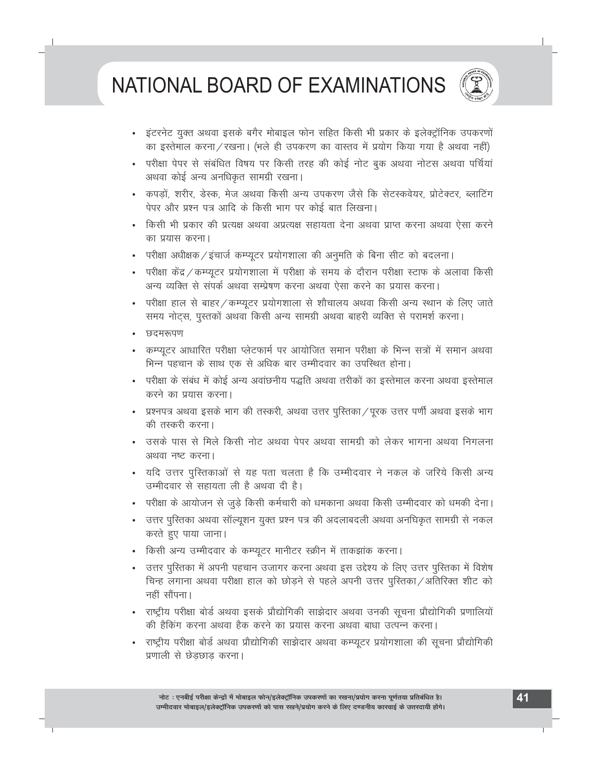- इंटरनेट युक्त अथवा इसके बगैर मोबाइल फोन सहित किसी भी प्रकार के इलेक्ट्रॉनिक उपकरणों का इस्तेमाल करना/रखना। (भले ही उपकरण का वास्तव में प्रयोग किया गया है अथवा नहीं)
- परीक्षा पेपर से संबंधित विषय पर किसी तरह की कोई नोट बुक अथवा नोटस अथवा पर्चियां अथवा कोई अन्य अनधिकृत सामग्री रखना।
- कपड़ों, शरीर, डेस्क, मेज अथवा किसी अन्य उपकरण जैसे कि सेटस्कवेयर, प्रोटेक्टर, ब्लाटिंग पेपर और प्रश्न पत्र आदि के किसी भाग पर कोई बात लिखना।
- किसी भी प्रकार की प्रत्यक्ष अथवा अप्रत्यक्ष सहायता देना अथवा प्राप्त करना अथवा ऐसा करने का प्रयास करना।
- परीक्षा अधीक्षक/इंचार्ज कम्प्यूटर प्रयोगशाला की अनुमति के बिना सीट को बदलना।
- परीक्षा केंद्र/कम्प्यूटर प्रयोगशाला में परीक्षा के समय के दौरान परीक्षा स्टाफ के अलावा किसी अन्य व्यक्ति से संपर्क अथवा सम्प्रेषण करना अथवा ऐसा करने का प्रयास करना।
- परीक्षा हाल से बाहर/कम्प्यूटर प्रयोगशाला से शौचालय अथवा किसी अन्य स्थान के लिए जाते समय नोट्स, पुस्तकों अथवा किसी अन्य सामग्री अथवा बाहरी व्यक्ति से परामर्श करना।
- छदमरूपण
- कम्प्यूटर आधारित परीक्षा प्लेटफार्म पर आयोजित समान परीक्षा के भिन्न सत्रों में समान अथवा भिन्न पहचान के साथ एक से अधिक बार उम्मीदवार का उपस्थित होना।
- परीक्षा के संबंध में कोई अन्य अवांछनीय पद्धति अथवा तरीकों का इस्तेमाल करना अथवा इस्तेमाल करने का प्रयास करना।
- प्रश्नपत्र अथवा इसके भाग की तस्करी, अथवा उत्तर पुस्तिका/पूरक उत्तर पर्णी अथवा इसके भाग की तस्करी करना।
- उसके पास से मिले किसी नोट अथवा पेपर अथवा सामग्री को लेकर भागना अथवा निगलना अथवा नष्ट करना।
- यदि उत्तर पुस्तिकाओं से यह पता चलता है कि उम्मीदवार ने नकल के जरिये किसी अन्य उम्मीदवार से सहायता ली है अथवा दी है।
- परीक्षा के आयोजन से जुड़े किसी कर्मचारी को धमकाना अथवा किसी उम्मीदवार को धमकी देना।
- उत्तर पुस्तिका अथवा सॉल्यूशन युक्त प्रश्न पत्र की अदलाबदली अथवा अनघिकृत सामग्री से नकल करते हुए पाया जाना।
- किसी अन्य उम्मीदवार के कम्प्यूटर मानीटर स्क्रीन में ताकझांक करना।
- उत्तर पुस्तिका में अपनी पहचान उजागर करना अथवा इस उद्देश्य के लिए उत्तर पुस्तिका में विशेष चिन्ह लगाना अथवा परीक्षा हाल को छोड़ने से पहले अपनी उत्तर पुस्तिका/अतिरिक्त शीट को नहीं सौंपना।
- राष्ट्रीय परीक्षा बोर्ड अथवा इसके प्रौद्योगिकी साझेदार अथवा उनकी सूचना प्रौद्योगिकी प्रणालियों की हैकिंग करना अथवा हैक करने का प्रयास करना अथवा बाधा उत्पन्न करना।
- राष्ट्रीय परीक्षा बोर्ड अथवा प्रौद्योगिकी साझेदार अथवा कम्प्यूटर प्रयोगशाला की सूचना प्रौद्योगिकी प्रणाली से छेड़छाड़ करना।

**नोट : एनबीई परीक्षा केन्द्रों में मोबाइल फोन/इलेक्ट्रॉनिक उपकरणों का रखना/प्रयोग करना पूर्णतया प्रतिबंधित है। उम्मीदवार मोबाइल/इलेक्ट्रॉनिक उपकरणों को पास रखने/प्रयोग करने के लिए दण्डनीय कारवाई के उत्तरदायी होंगे।**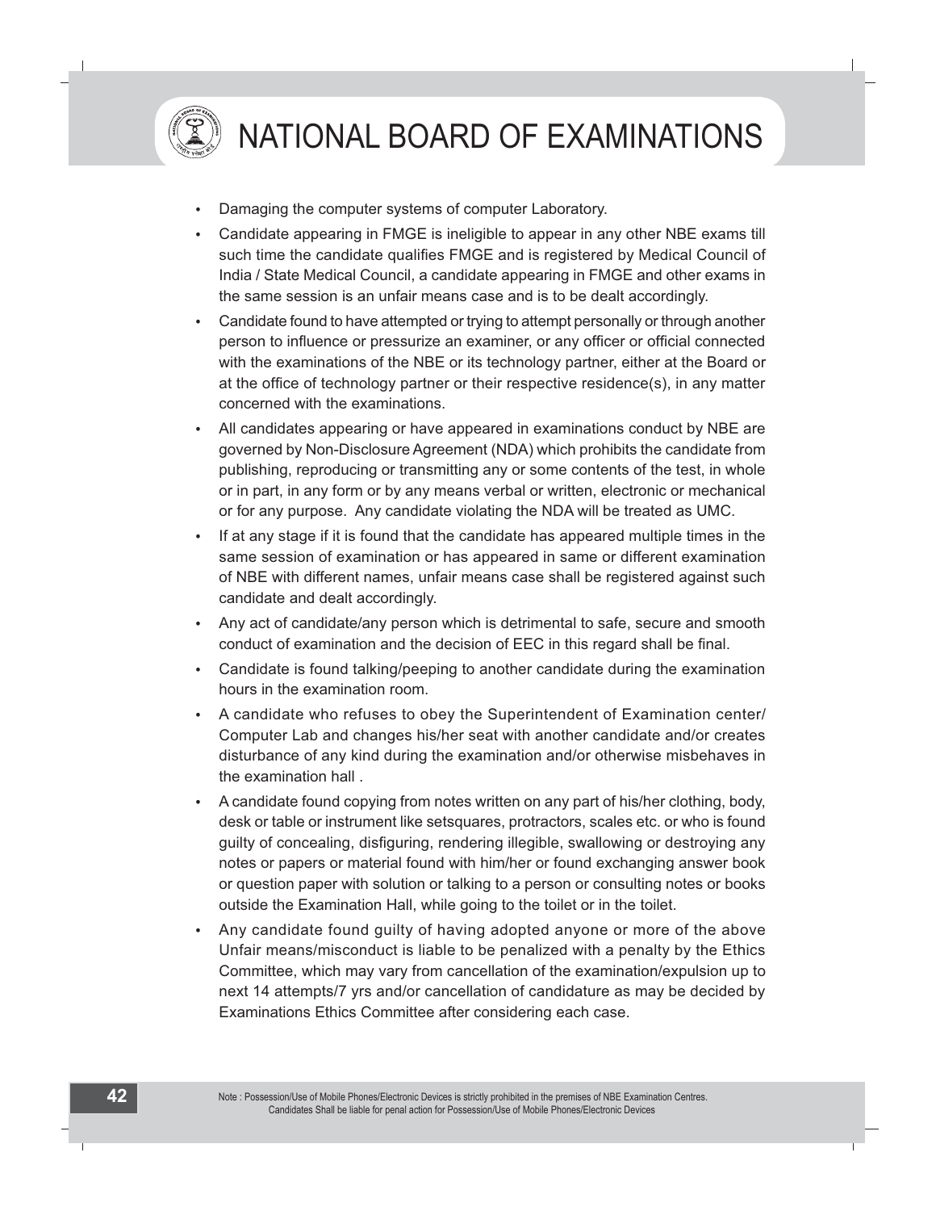- Damaging the computer systems of computer Laboratory.
- Candidate appearing in FMGE is ineligible to appear in any other NBE exams till such time the candidate qualifies FMGE and is registered by Medical Council of India / State Medical Council, a candidate appearing in FMGE and other exams in the same session is an unfair means case and is to be dealt accordingly.
- Candidate found to have attempted or trying to attempt personally or through another person to influence or pressurize an examiner, or any officer or official connected with the examinations of the NBE or its technology partner, either at the Board or at the office of technology partner or their respective residence(s), in any matter concerned with the examinations.
- All candidates appearing or have appeared in examinations conduct by NBE are governed by Non-Disclosure Agreement (NDA) which prohibits the candidate from publishing, reproducing or transmitting any or some contents of the test, in whole or in part, in any form or by any means verbal or written, electronic or mechanical or for any purpose. Any candidate violating the NDA will be treated as UMC.
- If at any stage if it is found that the candidate has appeared multiple times in the same session of examination or has appeared in same or different examination of NBE with different names, unfair means case shall be registered against such candidate and dealt accordingly.
- Any act of candidate/any person which is detrimental to safe, secure and smooth conduct of examination and the decision of EEC in this regard shall be final.
- Candidate is found talking/peeping to another candidate during the examination hours in the examination room.
- A candidate who refuses to obey the Superintendent of Examination center/ Computer Lab and changes his/her seat with another candidate and/or creates disturbance of any kind during the examination and/or otherwise misbehaves in the examination hall .
- A candidate found copying from notes written on any part of his/her clothing, body, desk or table or instrument like setsquares, protractors, scales etc. or who is found guilty of concealing, disfiguring, rendering illegible, swallowing or destroying any notes or papers or material found with him/her or found exchanging answer book or question paper with solution or talking to a person or consulting notes or books outside the Examination Hall, while going to the toilet or in the toilet.
- Any candidate found guilty of having adopted anyone or more of the above Unfair means/misconduct is liable to be penalized with a penalty by the Ethics Committee, which may vary from cancellation of the examination/expulsion up to next 14 attempts/7 yrs and/or cancellation of candidature as may be decided by Examinations Ethics Committee after considering each case.

Note : Possession/Use of Mobile Phones/Electronic Devices is strictly prohibited in the premises of NBE Examination Centres. Candidates Shall be liable for penal action for Possession/Use of Mobile Phones/Electronic Devices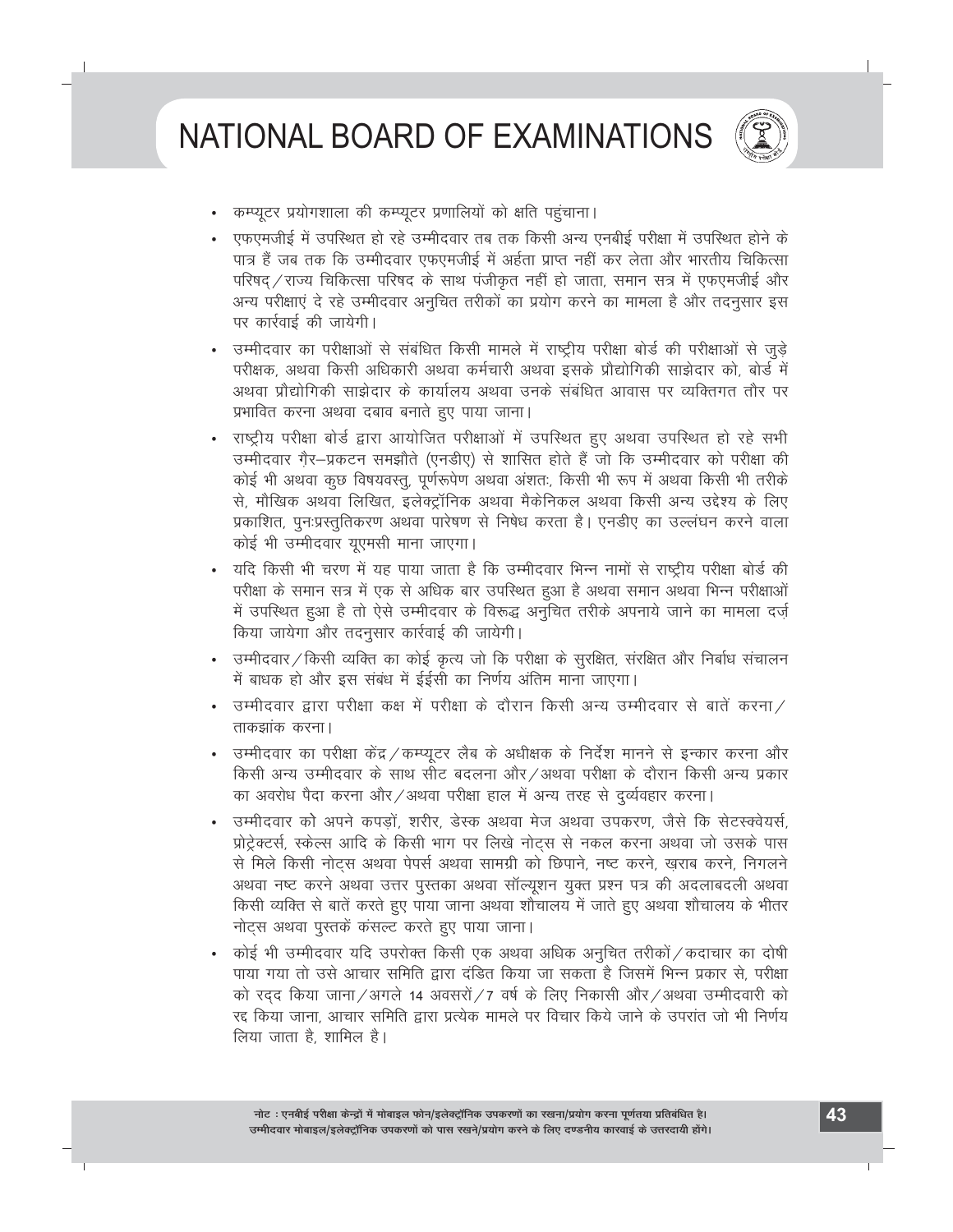- कम्प्यूटर प्रयोगशाला की कम्प्यूटर प्रणालियों को क्षति पहुंचाना।
- एफएमजीई में उपस्थित हो रहे उम्मीदवार तब तक किसी अन्य एनबीई परीक्षा में उपस्थित होने के पात्र हैं जब तक कि उम्मीदवार एफएमजीई में अर्हता प्राप्त नहीं कर लेता और भारतीय चिकित्सा परिषद्/राज्य चिकित्सा परिषद के साथ पंजीकृत नहीं हो जाता, समान सत्र में एफएमजीई और अन्य परीक्षाएं दे रहे उम्मीदवार अनुचित तरीकों का प्रयोग करने का मामला है और तदनुसार इस पर कार्रवाई की जायेगी।
- उम्मीदवार का परीक्षाओं से संबंधित किसी मामले में राष्ट्रीय परीक्षा बोर्ड की परीक्षाओं से जुड़े परीक्षक, अथवा किसी अधिकारी अथवा कर्मचारी अथवा इसके प्रौद्योगिकी साझेदार को, बोर्ड में अथवा प्रौद्योगिकी साझेदार के कार्यालय अथवा उनके संबंधित आवास पर व्यक्तिगत तौर पर प्रभावित करना अथवा दबाव बनाते हुए पाया जाना।
- राष्ट्रीय परीक्षा बोर्ड द्वारा आयोजित परीक्षाओं में उपस्थित हुए अथवा उपस्थित हो रहे सभी उम्मीदवार ग़ैर–प्रकटन समझौते (एनडीए) से शासित होते हैं जो कि उम्मीदवार को परीक्षा की कोई भी अथवा कुछ विषयवस्तु, पूर्णरूपेण अथवा अंशतः, किसी भी रूप में अथवा किसी भी तरीके से, मौखिक अथवा लिखित, इलेक्ट्रॉनिक अथवा मैकेनिकल अथवा किसी अन्य उद्देश्य के लिए प्रकाशित, पुनःप्रस्तुतिकरण अथवा पारेषण से निषेध करता है। एनडीए का उल्लंघन करने वाला कोई भी उम्मीदवार यूएमसी माना जाएगा।
- यदि किसी भी चरण में यह पाया जाता है कि उम्मीदवार भिन्न नामों से राष्ट्रीय परीक्षा बोर्ड की परीक्षा के समान सत्र में एक से अधिक बार उपस्थित हुआ है अथवा समान अथवा भिन्न परीक्षाओं में उपस्थित हुआ है तो ऐसे उम्मीदवार के विरूद्ध अनुचित तरीके अपनाये जाने का मामला दर्ज़ किया जायेगा और तदनुसार कार्रवाई की जायेगी।
- उम्मीदवार/किसी व्यक्ति का कोई कृत्य जो कि परीक्षा के सुरक्षित, संरक्षित और निर्बाध संचालन में बाधक हो और इस संबंध में ईईसी का निर्णय अंतिम माना जाएगा।
- उम्मीदवार द्वारा परीक्षा कक्ष में परीक्षा के दौरान किसी अन्य उम्मीदवार से बातें करना/ताकझांक करना।
- उम्मीदवार का परीक्षा केंद्र/कम्प्यूटर लैब के अधीक्षक के निर्देश मानने से इन्कार करना और किसी अन्य उम्मीदवार के साथ सीट बदलना और/अथवा परीक्षा के दौरान किसी अन्य प्रकार का अवरोध पैदा करना और/अथवा परीक्षा हाल में अन्य तरह से दुर्व्यवहार करना।
- उम्मीदवार को अपने कपड़ों, शरीर, डेस्क अथवा मेज अथवा उपकरण, जैसे कि सेटस्क्वेयर्स, प्रोट्रेक्टर्स, स्केल्स आदि के किसी भाग पर लिखे नोट्स से नकल करना अथवा जो उसके पास से मिले किसी नोट्स अथवा पेपर्स अथवा सामग्री को छिपाने, नष्ट करने, ख़राब करने, निगलने अथवा नष्ट करने अथवा उत्तर पुस्तका अथवा सॉल्यूशन युक्त प्रश्न पत्र की अदलाबदली अथवा किसी व्यक्ति से बातें करते हुए पाया जाना अथवा शौचालय में जाते हुए अथवा शौचालय के भीतर नोट्स अथवा पुस्तकें कंसल्ट करते हुए पाया जाना।
- कोई भी उम्मीदवार यदि उपरोक्त किसी एक अथवा अधिक अनुचित तरीकों/कदाचार का दोषी पाया गया तो उसे आचार समिति द्वारा दंडित किया जा सकता है जिसमें भिन्न प्रकार से, परीक्षा को रद्द किया जाना/अगले 14 अवसरों/7 वर्ष के लिए निकासी और/अथवा उम्मीदवारी को रद्द किया जाना, आचार समिति द्वारा प्रत्येक मामले पर विचार किये जाने के उपरांत जो भी निर्णय लिया जाता है, शामिल है।

**नोट : एनबीई परीक्षा केन्द्रों में मोबाइल फोन/इलेक्ट्रॉनिक उपकरणों का रखना/प्रयोग करना पूर्णतया प्रतिबंधित है। उम्मीदवार मोबाइल/इलेक्ट्रॉनिक उपकरणों को पास रखने/प्रयोग करने के लिए दण्डनीय कारवाई के उत्तरदायी होंगे।**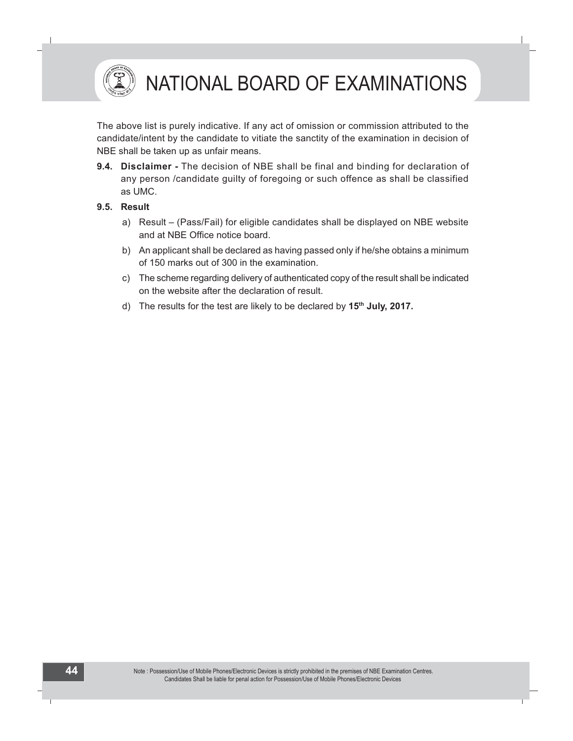The above list is purely indicative. If any act of omission or commission attributed to the candidate/intent by the candidate to vitiate the sanctity of the examination in decision of NBE shall be taken up as unfair means.

**9.4. Disclaimer -** The decision of NBE shall be final and binding for declaration of any person /candidate guilty of foregoing or such offence as shall be classified as UMC.

**9.5. Result**

a) Result – (Pass/Fail) for eligible candidates shall be displayed on NBE website and at NBE Office notice board.

b) An applicant shall be declared as having passed only if he/she obtains a minimum of 150 marks out of 300 in the examination.

c) The scheme regarding delivery of authenticated copy of the result shall be indicated on the website after the declaration of result.

d) The results for the test are likely to be declared by **15th July, 2017.**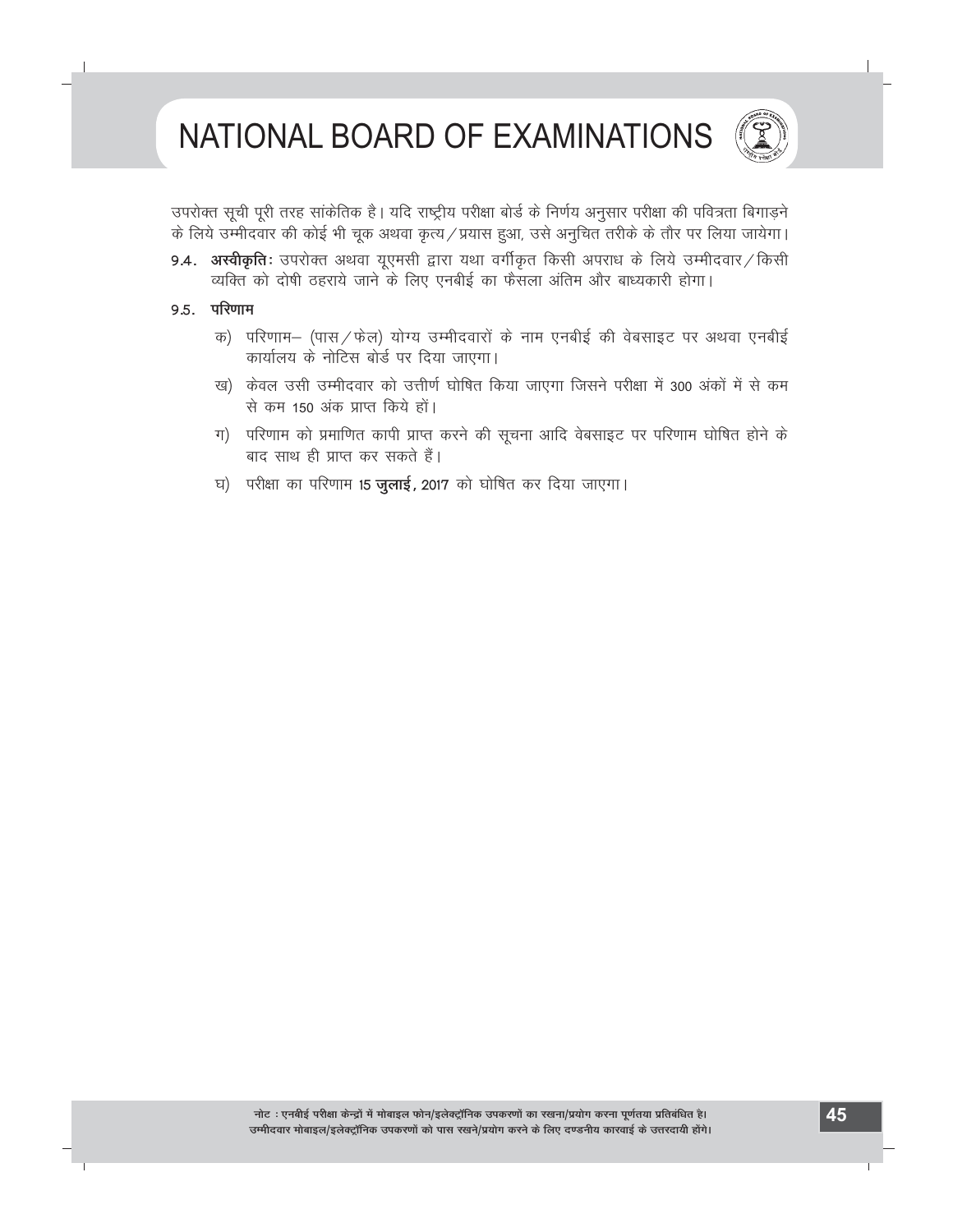उपरोक्त सूची पूरी तरह सांकेतिक है। यदि राष्ट्रीय परीक्षा बोर्ड के निर्णय अनुसार परीक्षा की पवित्रता बिगाड़ने के लिये उम्मीदवार की कोई भी चूक अथवा कृत्य/प्रयास हुआ, उसे अनुचित तरीके के तौर पर लिया जायेगा।

9.4. **अस्वीकृति:** उपरोक्त अथवा यूएमसी द्वारा यथा वर्गीकृत किसी अपराध के लिये उम्मीदवार/किसी व्यक्ति को दोषी ठहराये जाने के लिए एनबीई का फैसला अंतिम और बाध्यकारी होगा।

9.5. **परिणाम**

क) परिणाम– (पास/फेल) योग्य उम्मीदवारों के नाम एनबीई की वेबसाइट पर अथवा एनबीई कार्यालय के नोटिस बोर्ड पर दिया जाएगा।

ख) केवल उसी उम्मीदवार को उत्तीर्ण घोषित किया जाएगा जिसने परीक्षा में 300 अंकों में से कम से कम 150 अंक प्राप्त किये हों।

ग) परिणाम को प्रमाणित कापी प्राप्त करने की सूचना आदि वेबसाइट पर परिणाम घोषित होने के बाद साथ ही प्राप्त कर सकते हैं।

घ) परीक्षा का परिणाम 15 **जुलाई**, 2017 को घोषित कर दिया जाएगा।

नोट : एनबीई परीक्षा केन्द्रों में मोबाइल फोन/इलेक्ट्रॉनिक उपकरणों का रखना/प्रयोग करना पूर्णतया प्रतिबंधित है। उम्मीदवार मोबाइल/इलेक्ट्रॉनिक उपकरणों को पास रखने/प्रयोग करने के लिए दण्डनीय कारवाई के उत्तरदायी होंगे।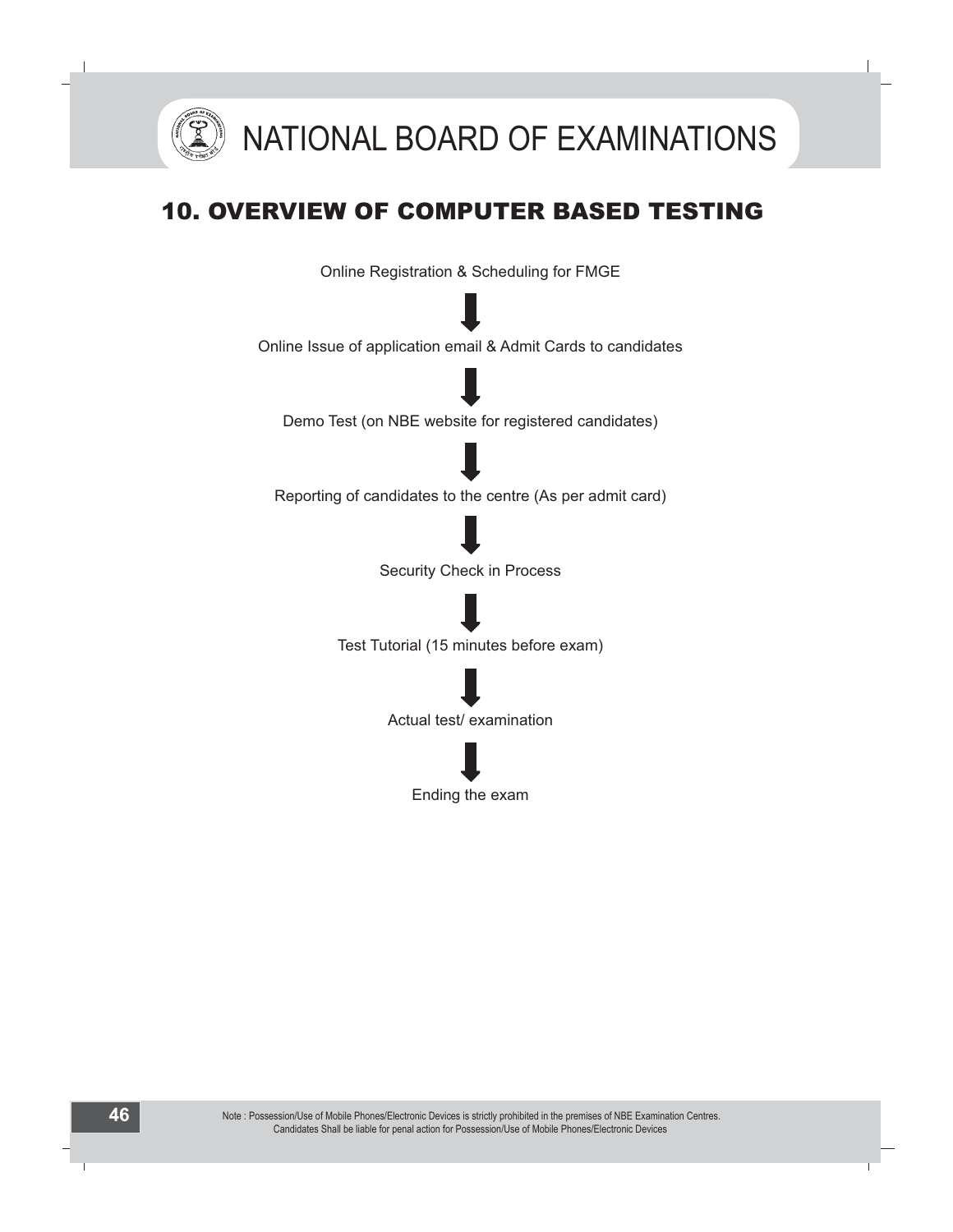## 10. OVERVIEW OF COMPUTER BASED TESTING

Online Registration & Scheduling for FMGE

↓

Online Issue of application email & Admit Cards to candidates

↓

Demo Test (on NBE website for registered candidates)

↓

Reporting of candidates to the centre (As per admit card)

↓

Security Check in Process

↓

Test Tutorial (15 minutes before exam)

↓

Actual test/ examination

↓

Ending the exam

Note : Possession/Use of Mobile Phones/Electronic Devices is strictly prohibited in the premises of NBE Examination Centres. Candidates Shall be liable for penal action for Possession/Use of Mobile Phones/Electronic Devices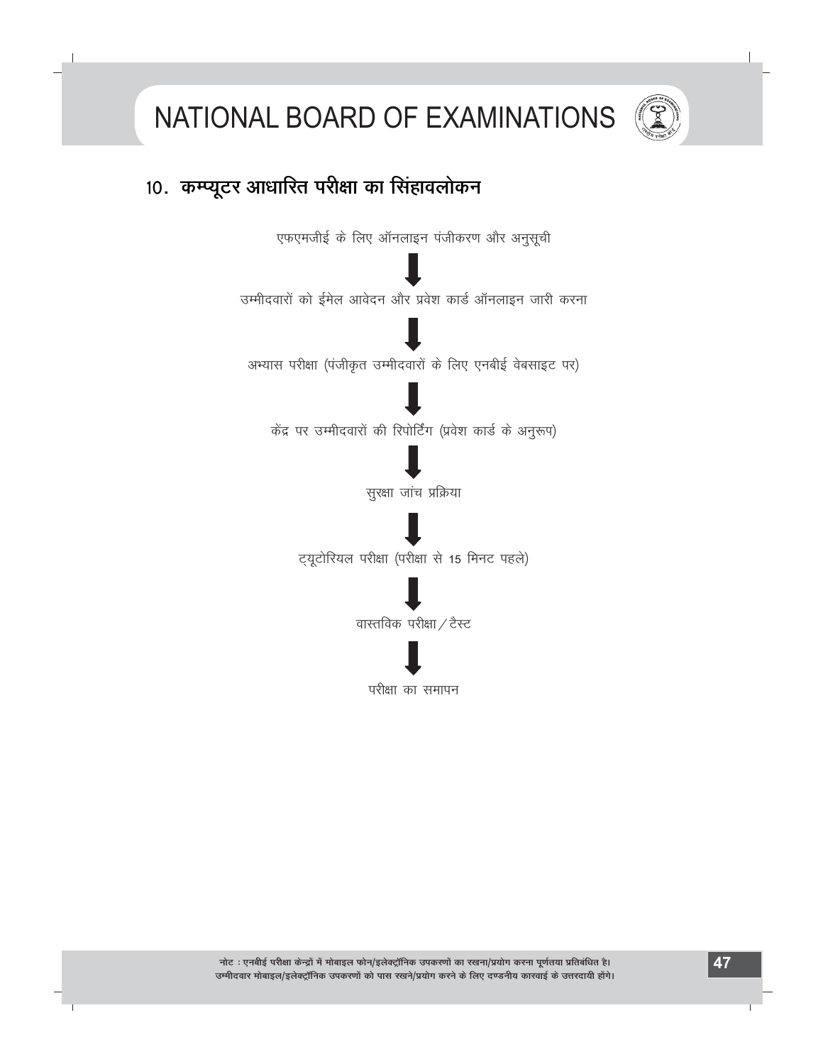## 10. कम्प्यूटर आधारित परीक्षा का सिंहावलोकन

एफएमजीई के लिए ऑनलाइन पंजीकरण और अनुसूची

↓

उम्मीदवारों को ईमेल आवेदन और प्रवेश कार्ड ऑनलाइन जारी करना

↓

अभ्यास परीक्षा (पंजीकृत उम्मीदवारों के लिए एनबीई वेबसाइट पर)

↓

केंद्र पर उम्मीदवारों की रिपोर्टिंग (प्रवेश कार्ड के अनुरूप)

↓

सुरक्षा जांच प्रक्रिया

↓

ट्यूटोरियल परीक्षा (परीक्षा से 15 मिनट पहले)

↓

वास्तविक परीक्षा / टैस्ट

↓

परीक्षा का समापन

नोट : एनबीई परीक्षा केन्द्रों में मोबाइल फोन/इलेक्ट्रॉनिक उपकरणों का रखना/प्रयोग करना पूर्णतया प्रतिबंधित है। उम्मीदवार मोबाइल/इलेक्ट्रॉनिक उपकरणों को पास रखने/प्रयोग करने के लिए दण्डनीय कारवाई के उत्तरदायी होंगे।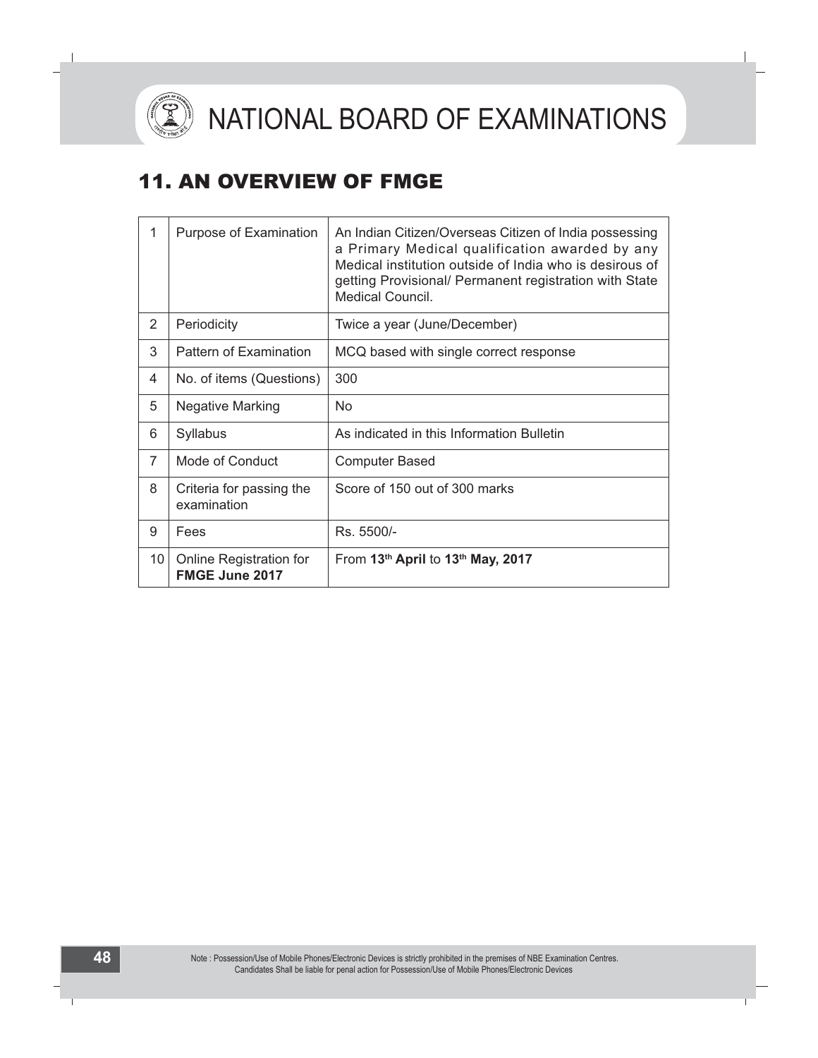## 11. AN OVERVIEW OF FMGE

| | | |
|---|---|---|
| 1 | Purpose of Examination | An Indian Citizen/Overseas Citizen of India possessing a Primary Medical qualification awarded by any Medical institution outside of India who is desirous of getting Provisional/ Permanent registration with State Medical Council. |
| 2 | Periodicity | Twice a year (June/December) |
| 3 | Pattern of Examination | MCQ based with single correct response |
| 4 | No. of items (Questions) | 300 |
| 5 | Negative Marking | No |
| 6 | Syllabus | As indicated in this Information Bulletin |
| 7 | Mode of Conduct | Computer Based |
| 8 | Criteria for passing the examination | Score of 150 out of 300 marks |
| 9 | Fees | Rs. 5500/- |
| 10 | Online Registration for **FMGE June 2017** | From **13th April** to **13th May, 2017** |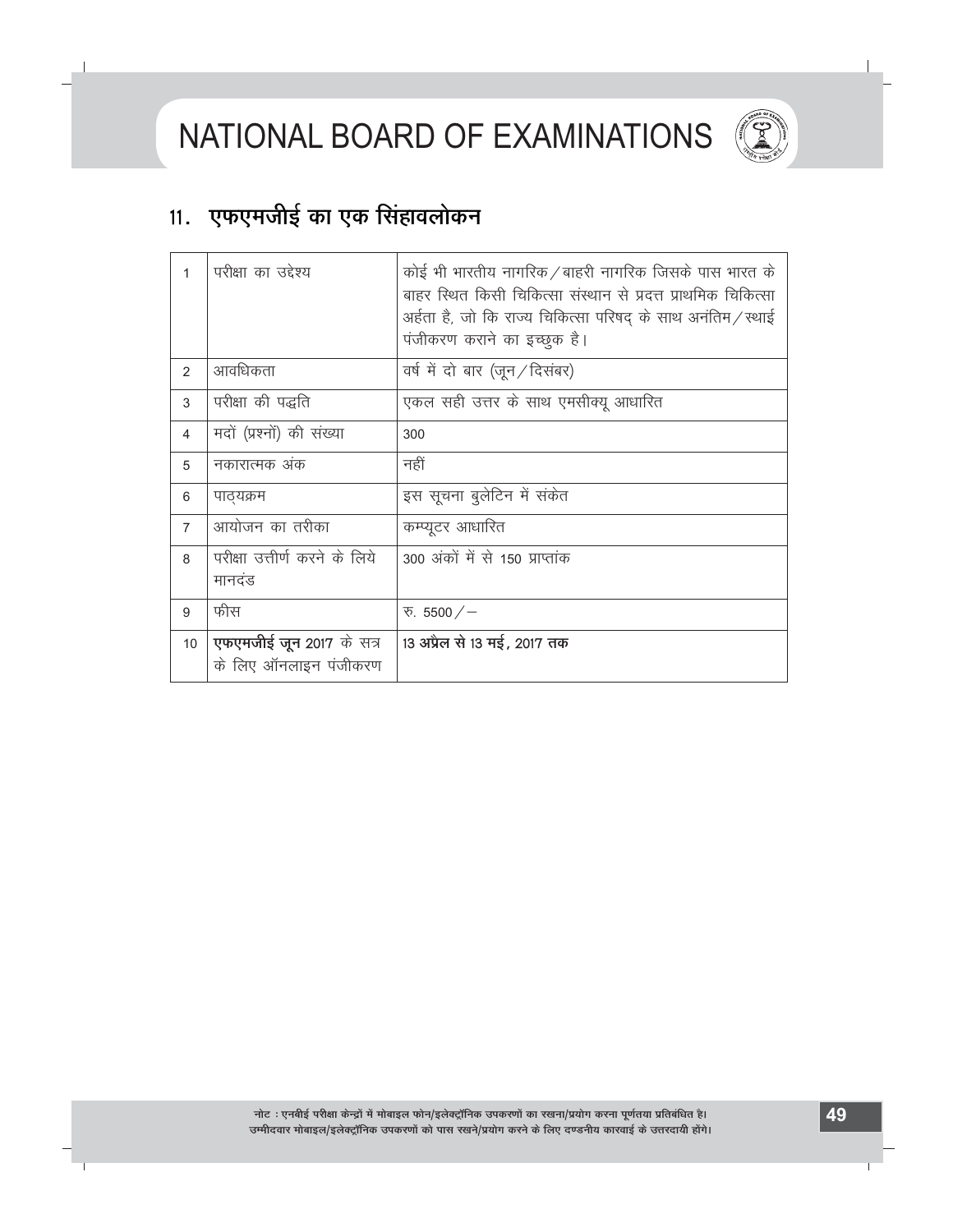## 11. एफएमजीई का एक सिंहावलोकन

| | | |
|---|---|---|
| 1 | परीक्षा का उद्देश्य | कोई भी भारतीय नागरिक / बाहरी नागरिक जिसके पास भारत के बाहर स्थित किसी चिकित्सा संस्थान से प्रदत्त प्राथमिक चिकित्सा अर्हता है, जो कि राज्य चिकित्सा परिषद् के साथ अनंतिम / स्थाई पंजीकरण कराने का इच्छुक है। |
| 2 | आवधिकता | वर्ष में दो बार (जून / दिसंबर) |
| 3 | परीक्षा की पद्धति | एकल सही उत्तर के साथ एमसीक्यू आधारित |
| 4 | मदों (प्रश्नों) की संख्या | 300 |
| 5 | नकारात्मक अंक | नहीं |
| 6 | पाठ्यक्रम | इस सूचना बुलेटिन में संकेत |
| 7 | आयोजन का तरीका | कम्प्यूटर आधारित |
| 8 | परीक्षा उत्तीर्ण करने के लिये मानदंड | 300 अंकों में से 150 प्राप्तांक |
| 9 | फीस | रु. 5500 /– |
| 10 | **एफएमजीई जून** 2017 के सत्र के लिए ऑनलाइन पंजीकरण | **13 अप्रैल से 13 मई, 2017 तक** |

नोट : एनबीई परीक्षा केन्द्रों में मोबाइल फोन/इलेक्ट्रॉनिक उपकरणों का रखना/प्रयोग करना पूर्णतया प्रतिबंधित है। उम्मीदवार मोबाइल/इलेक्ट्रॉनिक उपकरणों को पास रखने/प्रयोग करने के लिए दण्डनीय कारवाई के उत्तरदायी होंगे।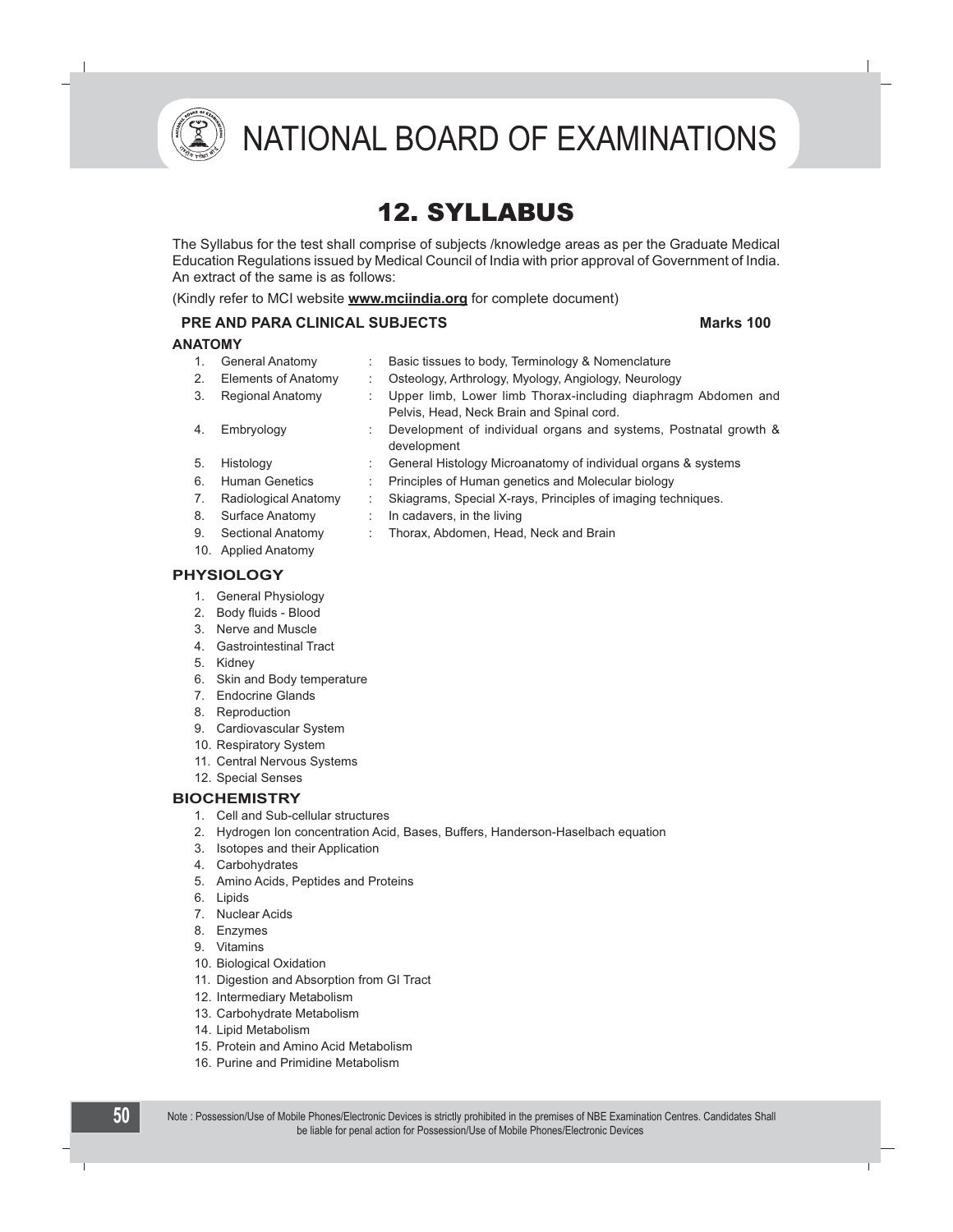# 12. SYLLABUS

The Syllabus for the test shall comprise of subjects /knowledge areas as per the Graduate Medical Education Regulations issued by Medical Council of India with prior approval of Government of India. An extract of the same is as follows:

(Kindly refer to MCI website **www.mciindia.org** for complete document)

**PRE AND PARA CLINICAL SUBJECTS** **Marks 100**

### ANATOMY

1. General Anatomy : Basic tissues to body, Terminology & Nomenclature
2. Elements of Anatomy : Osteology, Arthrology, Myology, Angiology, Neurology
3. Regional Anatomy : Upper limb, Lower limb Thorax-including diaphragm Abdomen and Pelvis, Head, Neck Brain and Spinal cord.
4. Embryology : Development of individual organs and systems, Postnatal growth & development
5. Histology : General Histology Microanatomy of individual organs & systems
6. Human Genetics : Principles of Human genetics and Molecular biology
7. Radiological Anatomy : Skiagrams, Special X-rays, Principles of imaging techniques.
8. Surface Anatomy : In cadavers, in the living
9. Sectional Anatomy : Thorax, Abdomen, Head, Neck and Brain
10. Applied Anatomy

### PHYSIOLOGY

1. General Physiology
2. Body fluids - Blood
3. Nerve and Muscle
4. Gastrointestinal Tract
5. Kidney
6. Skin and Body temperature
7. Endocrine Glands
8. Reproduction
9. Cardiovascular System
10. Respiratory System
11. Central Nervous Systems
12. Special Senses

### BIOCHEMISTRY

1. Cell and Sub-cellular structures
2. Hydrogen Ion concentration Acid, Bases, Buffers, Handerson-Haselbach equation
3. Isotopes and their Application
4. Carbohydrates
5. Amino Acids, Peptides and Proteins
6. Lipids
7. Nuclear Acids
8. Enzymes
9. Vitamins
10. Biological Oxidation
11. Digestion and Absorption from GI Tract
12. Intermediary Metabolism
13. Carbohydrate Metabolism
14. Lipid Metabolism
15. Protein and Amino Acid Metabolism
16. Purine and Primidine Metabolism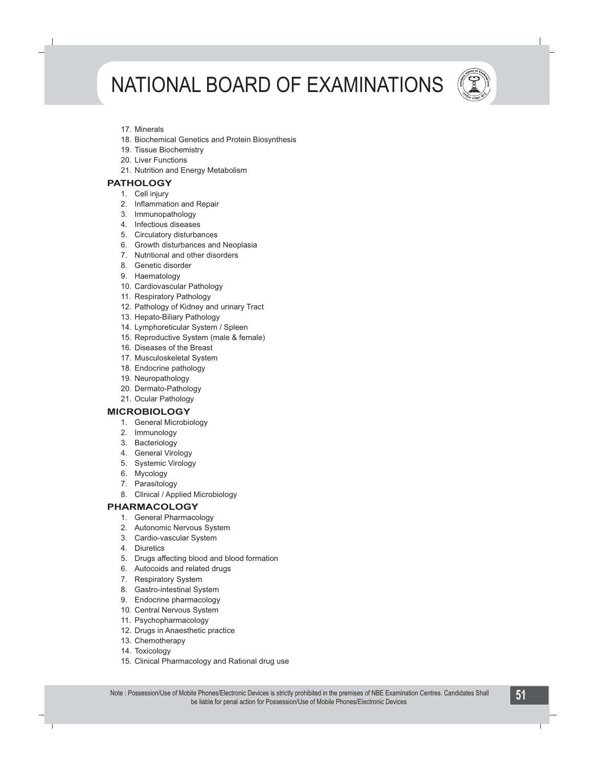17. Minerals
18. Biochemical Genetics and Protein Biosynthesis
19. Tissue Biochemistry
20. Liver Functions
21. Nutrition and Energy Metabolism

### PATHOLOGY

1. Cell injury
2. Inflammation and Repair
3. Immunopathology
4. Infectious diseases
5. Circulatory disturbances
6. Growth disturbances and Neoplasia
7. Nutritional and other disorders
8. Genetic disorder
9. Haematology
10. Cardiovascular Pathology
11. Respiratory Pathology
12. Pathology of Kidney and urinary Tract
13. Hepato-Biliary Pathology
14. Lymphoreticular System / Spleen
15. Reproductive System (male & female)
16. Diseases of the Breast
17. Musculoskeletal System
18. Endocrine pathology
19. Neuropathology
20. Dermato-Pathology
21. Ocular Pathology

### MICROBIOLOGY

1. General Microbiology
2. Immunology
3. Bacteriology
4. General Virology
5. Systemic Virology
6. Mycology
7. Parasitology
8. Clinical / Applied Microbiology

### PHARMACOLOGY

1. General Pharmacology
2. Autonomic Nervous System
3. Cardio-vascular System
4. Diuretics
5. Drugs affecting blood and blood formation
6. Autocoids and related drugs
7. Respiratory System
8. Gastro-intestinal System
9. Endocrine pharmacology
10. Central Nervous System
11. Psychopharmacology
12. Drugs in Anaesthetic practice
13. Chemotherapy
14. Toxicology
15. Clinical Pharmacology and Rational drug use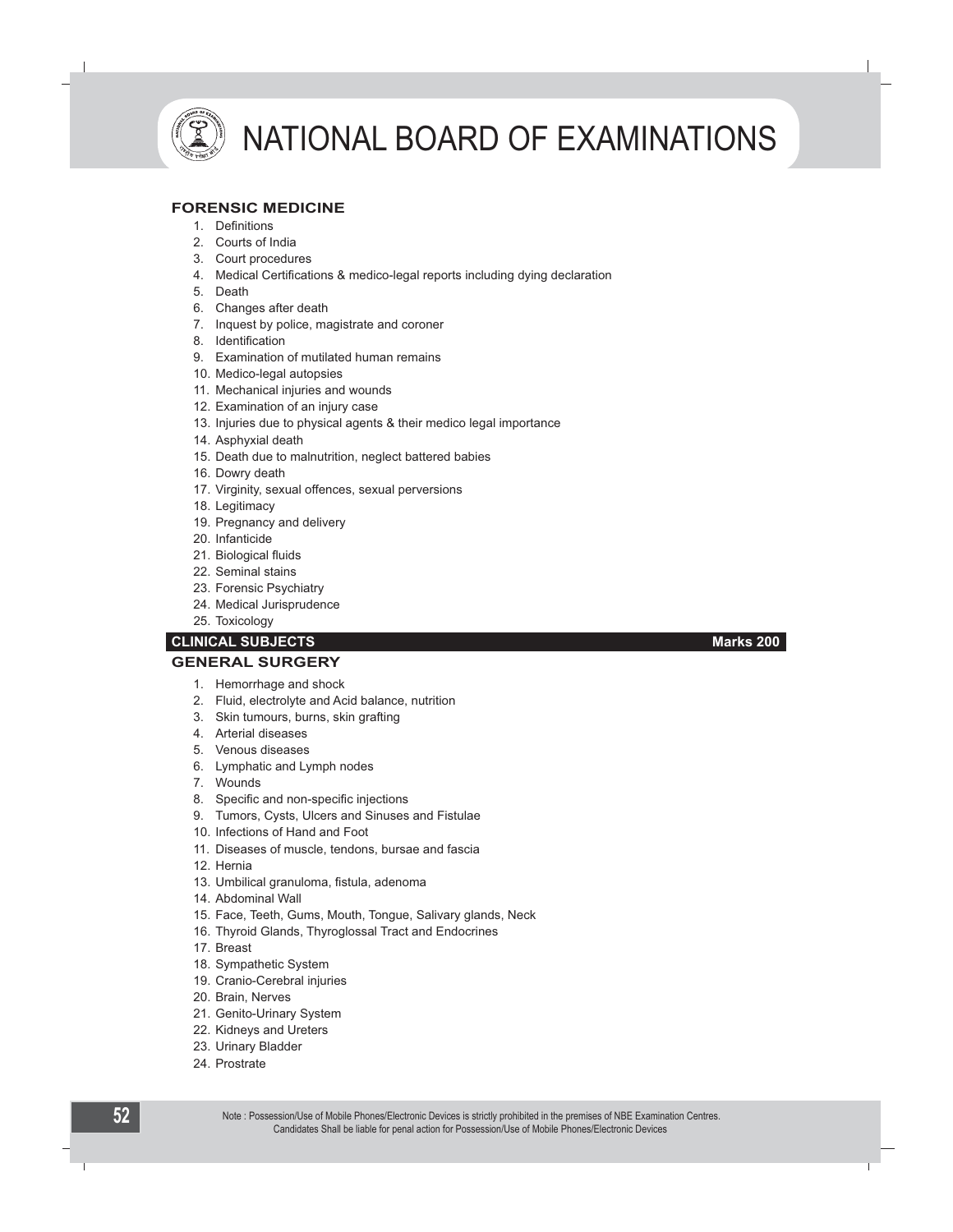## FORENSIC MEDICINE

1. Definitions
2. Courts of India
3. Court procedures
4. Medical Certifications & medico-legal reports including dying declaration
5. Death
6. Changes after death
7. Inquest by police, magistrate and coroner
8. Identification
9. Examination of mutilated human remains
10. Medico-legal autopsies
11. Mechanical injuries and wounds
12. Examination of an injury case
13. Injuries due to physical agents & their medico legal importance
14. Asphyxial death
15. Death due to malnutrition, neglect battered babies
16. Dowry death
17. Virginity, sexual offences, sexual perversions
18. Legitimacy
19. Pregnancy and delivery
20. Infanticide
21. Biological fluids
22. Seminal stains
23. Forensic Psychiatry
24. Medical Jurisprudence
25. Toxicology

## CLINICAL SUBJECTS — Marks 200

### GENERAL SURGERY

1. Hemorrhage and shock
2. Fluid, electrolyte and Acid balance, nutrition
3. Skin tumours, burns, skin grafting
4. Arterial diseases
5. Venous diseases
6. Lymphatic and Lymph nodes
7. Wounds
8. Specific and non-specific injections
9. Tumors, Cysts, Ulcers and Sinuses and Fistulae
10. Infections of Hand and Foot
11. Diseases of muscle, tendons, bursae and fascia
12. Hernia
13. Umbilical granuloma, fistula, adenoma
14. Abdominal Wall
15. Face, Teeth, Gums, Mouth, Tongue, Salivary glands, Neck
16. Thyroid Glands, Thyroglossal Tract and Endocrines
17. Breast
18. Sympathetic System
19. Cranio-Cerebral injuries
20. Brain, Nerves
21. Genito-Urinary System
22. Kidneys and Ureters
23. Urinary Bladder
24. Prostrate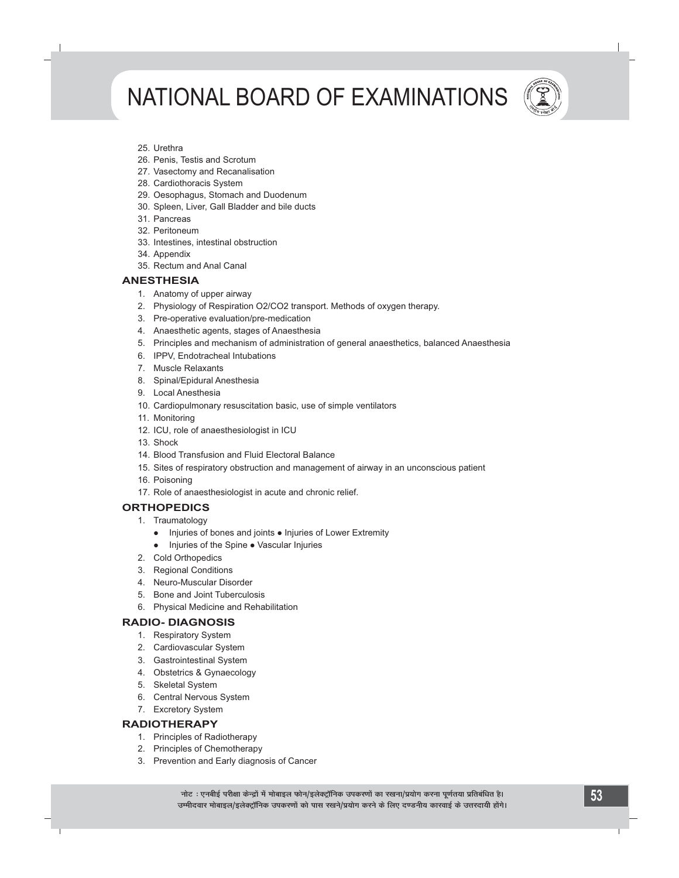25. Urethra
26. Penis, Testis and Scrotum
27. Vasectomy and Recanalisation
28. Cardiothoracis System
29. Oesophagus, Stomach and Duodenum
30. Spleen, Liver, Gall Bladder and bile ducts
31. Pancreas
32. Peritoneum
33. Intestines, intestinal obstruction
34. Appendix
35. Rectum and Anal Canal

## ANESTHESIA

1. Anatomy of upper airway
2. Physiology of Respiration O2/CO2 transport. Methods of oxygen therapy.
3. Pre-operative evaluation/pre-medication
4. Anaesthetic agents, stages of Anaesthesia
5. Principles and mechanism of administration of general anaesthetics, balanced Anaesthesia
6. IPPV, Endotracheal Intubations
7. Muscle Relaxants
8. Spinal/Epidural Anesthesia
9. Local Anesthesia
10. Cardiopulmonary resuscitation basic, use of simple ventilators
11. Monitoring
12. ICU, role of anaesthesiologist in ICU
13. Shock
14. Blood Transfusion and Fluid Electoral Balance
15. Sites of respiratory obstruction and management of airway in an unconscious patient
16. Poisoning
17. Role of anaesthesiologist in acute and chronic relief.

## ORTHOPEDICS

1. Traumatology
   - Injuries of bones and joints ● Injuries of Lower Extremity
   - Injuries of the Spine ● Vascular Injuries
2. Cold Orthopedics
3. Regional Conditions
4. Neuro-Muscular Disorder
5. Bone and Joint Tuberculosis
6. Physical Medicine and Rehabilitation

## RADIO- DIAGNOSIS

1. Respiratory System
2. Cardiovascular System
3. Gastrointestinal System
4. Obstetrics & Gynaecology
5. Skeletal System
6. Central Nervous System
7. Excretory System

## RADIOTHERAPY

1. Principles of Radiotherapy
2. Principles of Chemotherapy
3. Prevention and Early diagnosis of Cancer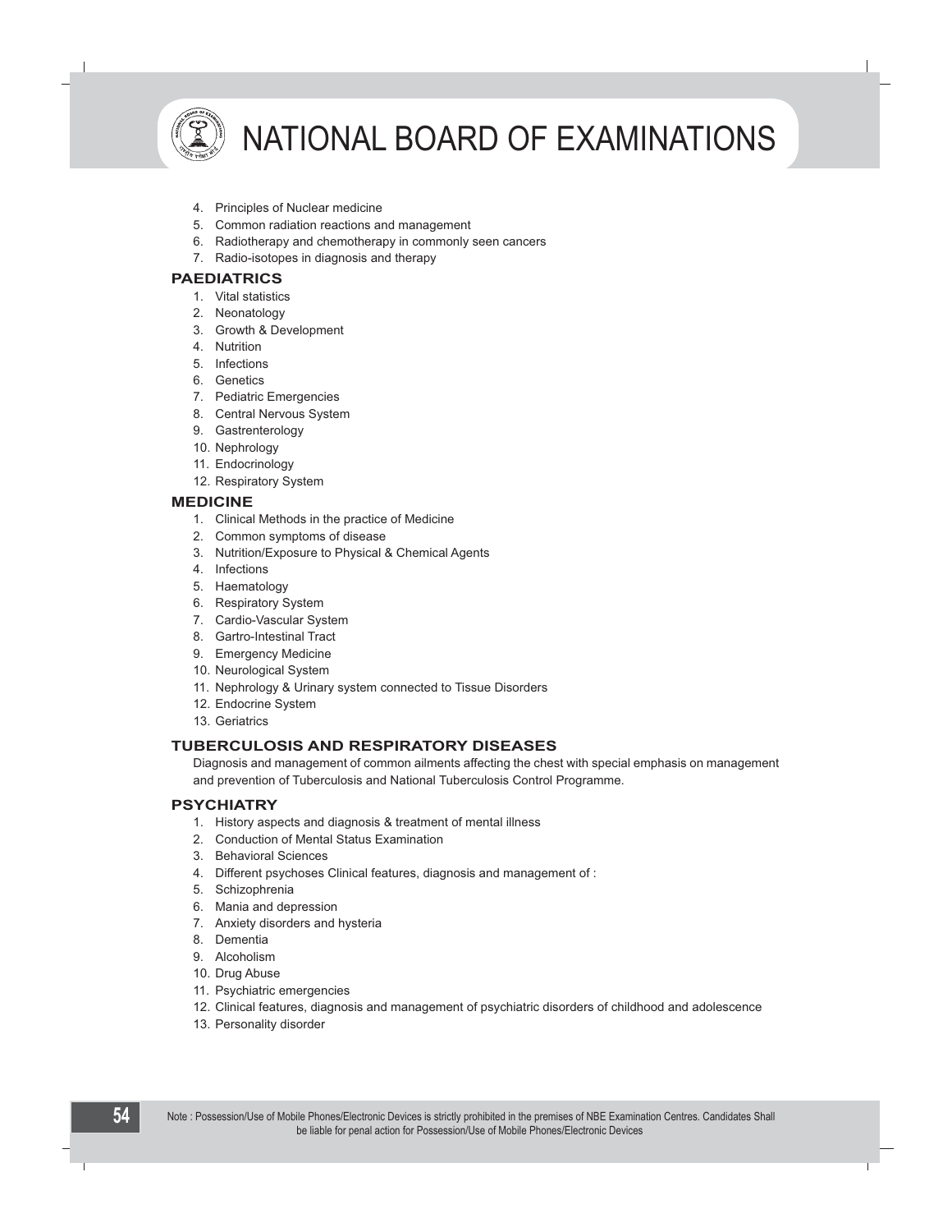4. Principles of Nuclear medicine
5. Common radiation reactions and management
6. Radiotherapy and chemotherapy in commonly seen cancers
7. Radio-isotopes in diagnosis and therapy

## PAEDIATRICS

1. Vital statistics
2. Neonatology
3. Growth & Development
4. Nutrition
5. Infections
6. Genetics
7. Pediatric Emergencies
8. Central Nervous System
9. Gastrenterology
10. Nephrology
11. Endocrinology
12. Respiratory System

## MEDICINE

1. Clinical Methods in the practice of Medicine
2. Common symptoms of disease
3. Nutrition/Exposure to Physical & Chemical Agents
4. Infections
5. Haematology
6. Respiratory System
7. Cardio-Vascular System
8. Gartro-Intestinal Tract
9. Emergency Medicine
10. Neurological System
11. Nephrology & Urinary system connected to Tissue Disorders
12. Endocrine System
13. Geriatrics

## TUBERCULOSIS AND RESPIRATORY DISEASES

Diagnosis and management of common ailments affecting the chest with special emphasis on management and prevention of Tuberculosis and National Tuberculosis Control Programme.

## PSYCHIATRY

1. History aspects and diagnosis & treatment of mental illness
2. Conduction of Mental Status Examination
3. Behavioral Sciences
4. Different psychoses Clinical features, diagnosis and management of :
5. Schizophrenia
6. Mania and depression
7. Anxiety disorders and hysteria
8. Dementia
9. Alcoholism
10. Drug Abuse
11. Psychiatric emergencies
12. Clinical features, diagnosis and management of psychiatric disorders of childhood and adolescence
13. Personality disorder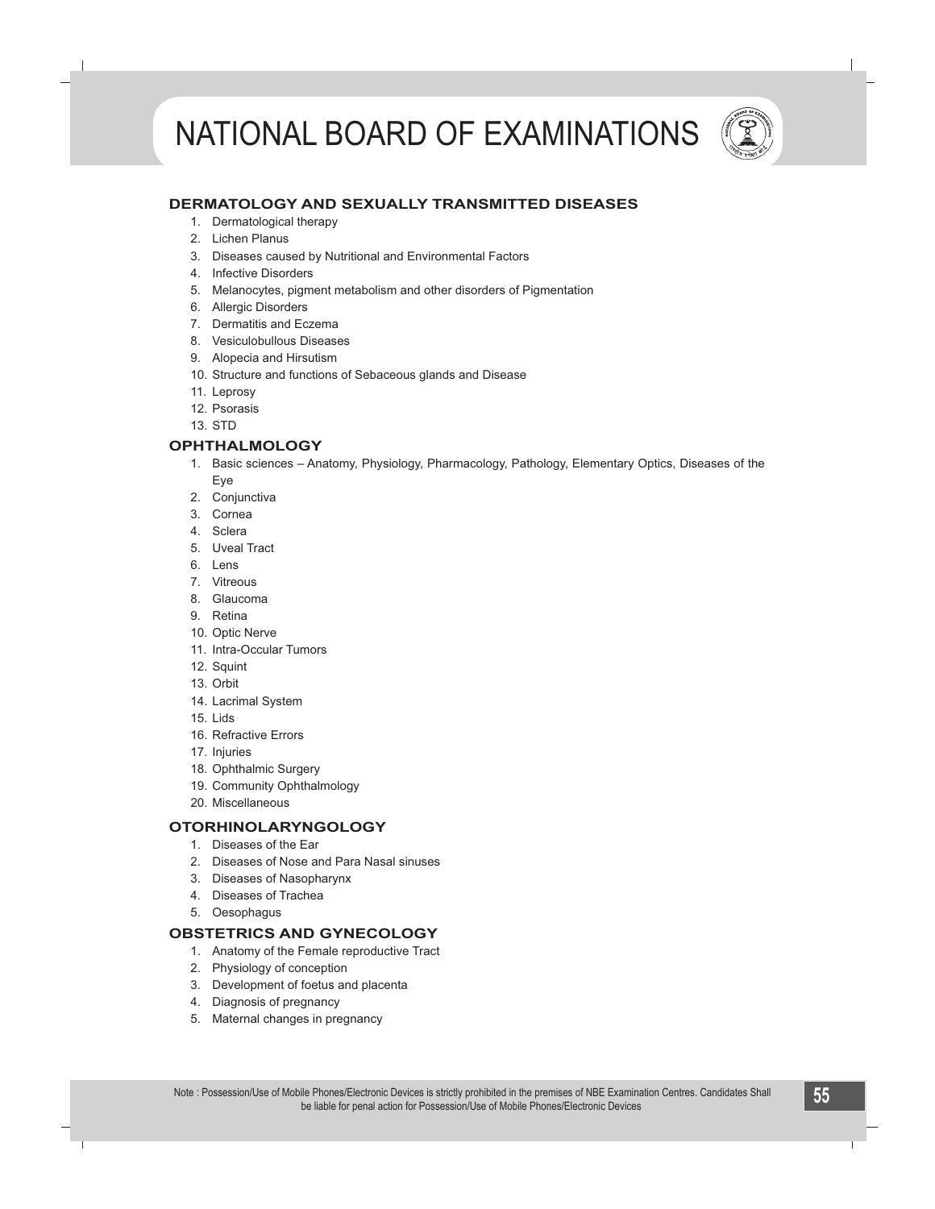## DERMATOLOGY AND SEXUALLY TRANSMITTED DISEASES

1. Dermatological therapy
2. Lichen Planus
3. Diseases caused by Nutritional and Environmental Factors
4. Infective Disorders
5. Melanocytes, pigment metabolism and other disorders of Pigmentation
6. Allergic Disorders
7. Dermatitis and Eczema
8. Vesiculobullous Diseases
9. Alopecia and Hirsutism
10. Structure and functions of Sebaceous glands and Disease
11. Leprosy
12. Psorasis
13. STD

## OPHTHALMOLOGY

1. Basic sciences – Anatomy, Physiology, Pharmacology, Pathology, Elementary Optics, Diseases of the Eye
2. Conjunctiva
3. Cornea
4. Sclera
5. Uveal Tract
6. Lens
7. Vitreous
8. Glaucoma
9. Retina
10. Optic Nerve
11. Intra-Occular Tumors
12. Squint
13. Orbit
14. Lacrimal System
15. Lids
16. Refractive Errors
17. Injuries
18. Ophthalmic Surgery
19. Community Ophthalmology
20. Miscellaneous

## OTORHINOLARYNGOLOGY

1. Diseases of the Ear
2. Diseases of Nose and Para Nasal sinuses
3. Diseases of Nasopharynx
4. Diseases of Trachea
5. Oesophagus

## OBSTETRICS AND GYNECOLOGY

1. Anatomy of the Female reproductive Tract
2. Physiology of conception
3. Development of foetus and placenta
4. Diagnosis of pregnancy
5. Maternal changes in pregnancy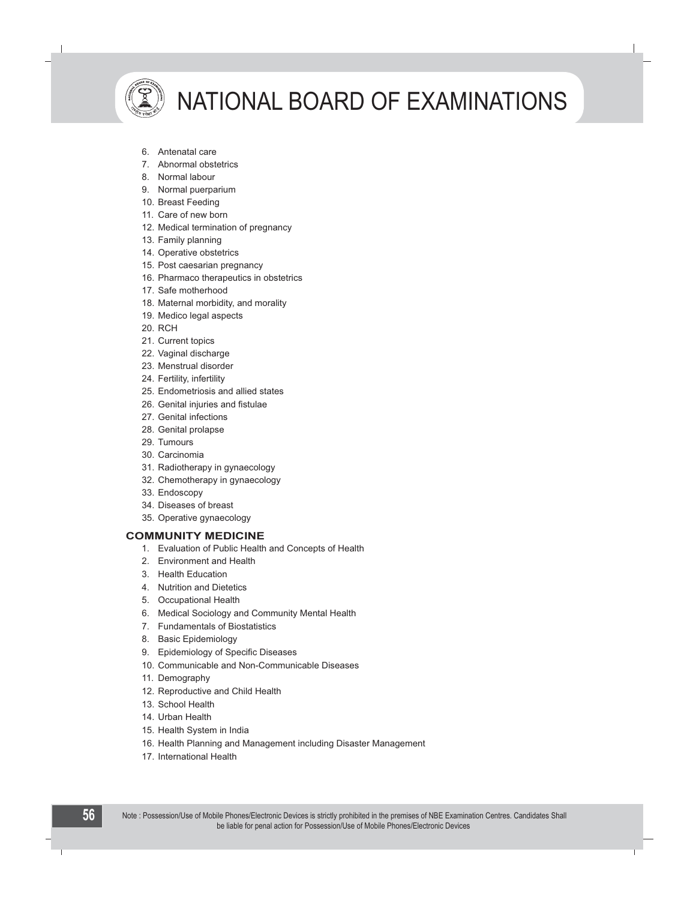6. Antenatal care
7. Abnormal obstetrics
8. Normal labour
9. Normal puerparium
10. Breast Feeding
11. Care of new born
12. Medical termination of pregnancy
13. Family planning
14. Operative obstetrics
15. Post caesarian pregnancy
16. Pharmaco therapeutics in obstetrics
17. Safe motherhood
18. Maternal morbidity, and morality
19. Medico legal aspects
20. RCH
21. Current topics
22. Vaginal discharge
23. Menstrual disorder
24. Fertility, infertility
25. Endometriosis and allied states
26. Genital injuries and fistulae
27. Genital infections
28. Genital prolapse
29. Tumours
30. Carcinomia
31. Radiotherapy in gynaecology
32. Chemotherapy in gynaecology
33. Endoscopy
34. Diseases of breast
35. Operative gynaecology

### COMMUNITY MEDICINE

1. Evaluation of Public Health and Concepts of Health
2. Environment and Health
3. Health Education
4. Nutrition and Dietetics
5. Occupational Health
6. Medical Sociology and Community Mental Health
7. Fundamentals of Biostatistics
8. Basic Epidemiology
9. Epidemiology of Specific Diseases
10. Communicable and Non-Communicable Diseases
11. Demography
12. Reproductive and Child Health
13. School Health
14. Urban Health
15. Health System in India
16. Health Planning and Management including Disaster Management
17. International Health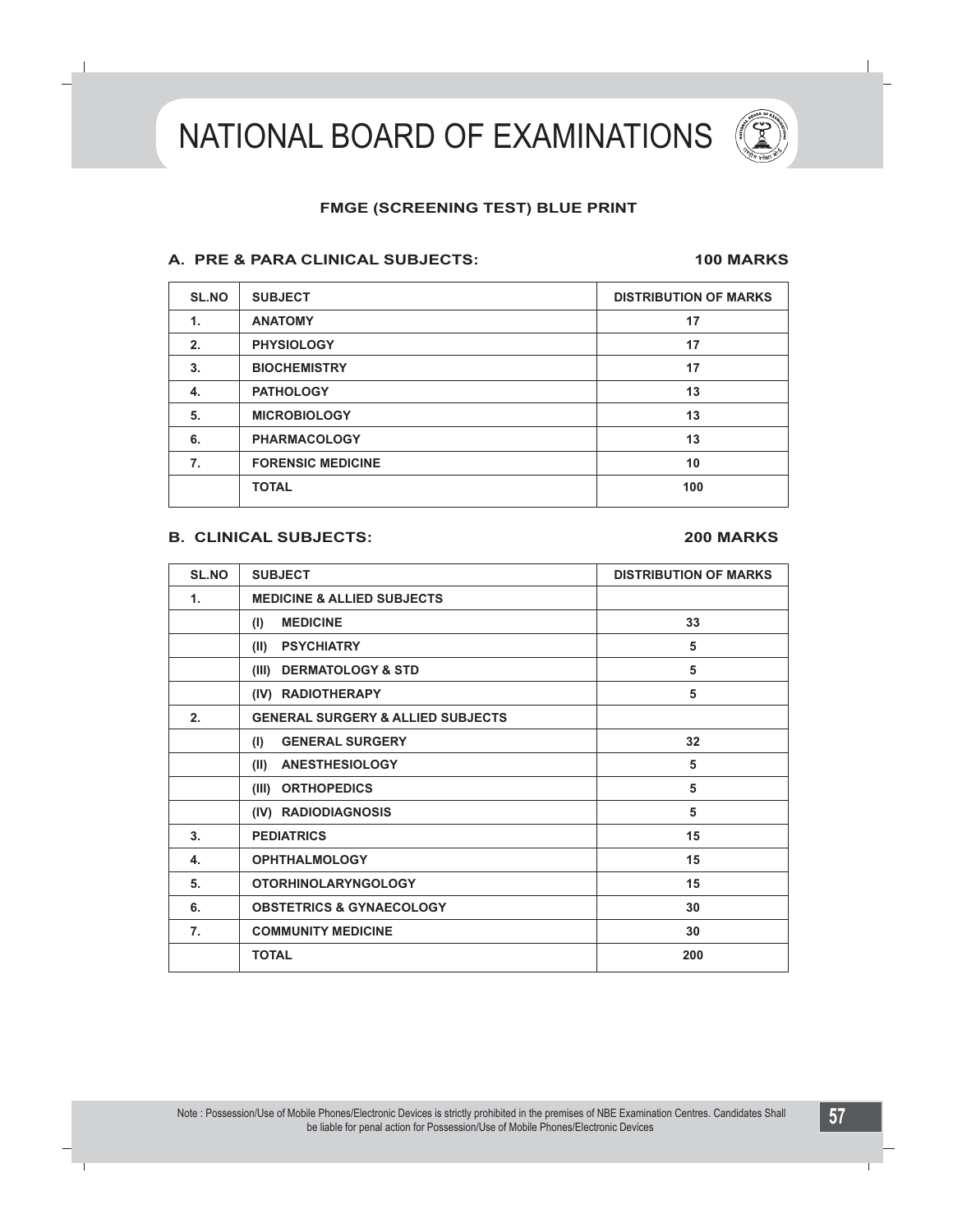# NATIONAL BOARD OF EXAMINATIONS

## FMGE (SCREENING TEST) BLUE PRINT

### A. PRE & PARA CLINICAL SUBJECTS: 100 MARKS

| SL.NO | SUBJECT | DISTRIBUTION OF MARKS |
|---|---|---|
| 1. | ANATOMY | 17 |
| 2. | PHYSIOLOGY | 17 |
| 3. | BIOCHEMISTRY | 17 |
| 4. | PATHOLOGY | 13 |
| 5. | MICROBIOLOGY | 13 |
| 6. | PHARMACOLOGY | 13 |
| 7. | FORENSIC MEDICINE | 10 |
| | TOTAL | 100 |

### B. CLINICAL SUBJECTS: 200 MARKS

| SL.NO | SUBJECT | DISTRIBUTION OF MARKS |
|---|---|---|
| 1. | MEDICINE & ALLIED SUBJECTS | |
| | (I) MEDICINE | 33 |
| | (II) PSYCHIATRY | 5 |
| | (III) DERMATOLOGY & STD | 5 |
| | (IV) RADIOTHERAPY | 5 |
| 2. | GENERAL SURGERY & ALLIED SUBJECTS | |
| | (I) GENERAL SURGERY | 32 |
| | (II) ANESTHESIOLOGY | 5 |
| | (III) ORTHOPEDICS | 5 |
| | (IV) RADIODIAGNOSIS | 5 |
| 3. | PEDIATRICS | 15 |
| 4. | OPHTHALMOLOGY | 15 |
| 5. | OTORHINOLARYNGOLOGY | 15 |
| 6. | OBSTETRICS & GYNAECOLOGY | 30 |
| 7. | COMMUNITY MEDICINE | 30 |
| | TOTAL | 200 |

Note : Possession/Use of Mobile Phones/Electronic Devices is strictly prohibited in the premises of NBE Examination Centres. Candidates Shall be liable for penal action for Possession/Use of Mobile Phones/Electronic Devices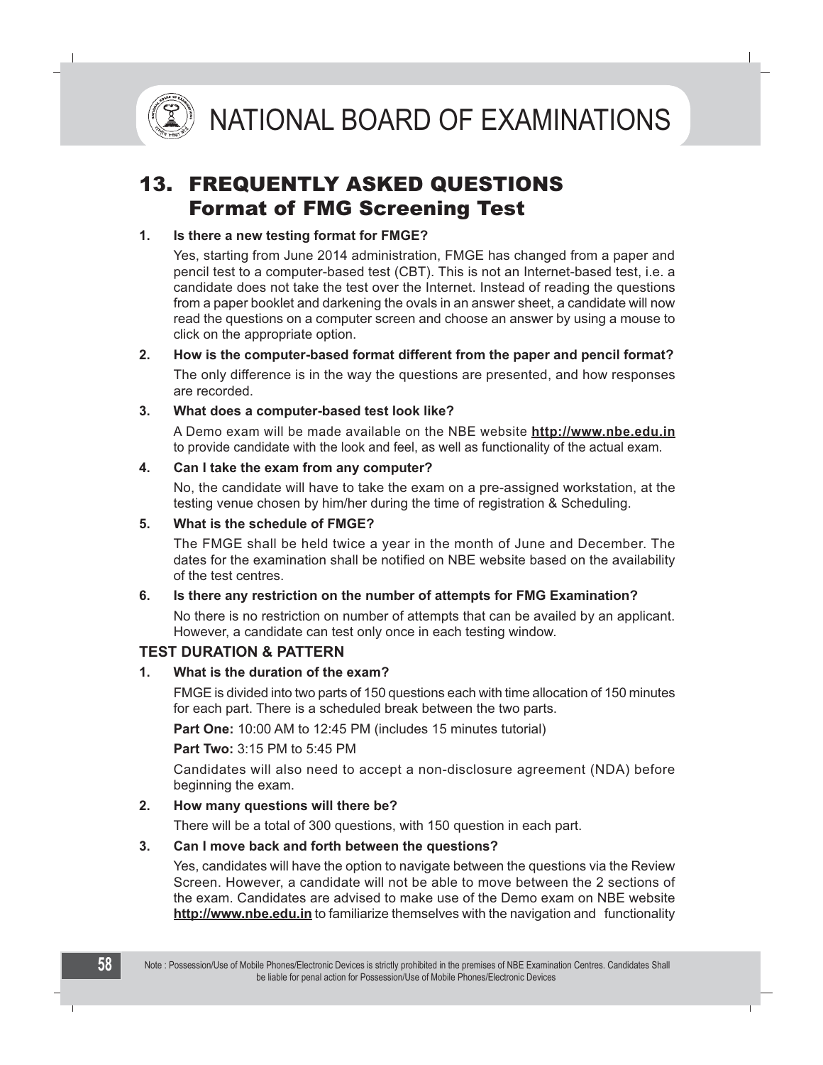## 13. FREQUENTLY ASKED QUESTIONS
## Format of FMG Screening Test

**1. Is there a new testing format for FMGE?**

Yes, starting from June 2014 administration, FMGE has changed from a paper and pencil test to a computer-based test (CBT). This is not an Internet-based test, i.e. a candidate does not take the test over the Internet. Instead of reading the questions from a paper booklet and darkening the ovals in an answer sheet, a candidate will now read the questions on a computer screen and choose an answer by using a mouse to click on the appropriate option.

**2. How is the computer-based format different from the paper and pencil format?**

The only difference is in the way the questions are presented, and how responses are recorded.

**3. What does a computer-based test look like?**

A Demo exam will be made available on the NBE website **http://www.nbe.edu.in** to provide candidate with the look and feel, as well as functionality of the actual exam.

**4. Can I take the exam from any computer?**

No, the candidate will have to take the exam on a pre-assigned workstation, at the testing venue chosen by him/her during the time of registration & Scheduling.

**5. What is the schedule of FMGE?**

The FMGE shall be held twice a year in the month of June and December. The dates for the examination shall be notified on NBE website based on the availability of the test centres.

**6. Is there any restriction on the number of attempts for FMG Examination?**

No there is no restriction on number of attempts that can be availed by an applicant. However, a candidate can test only once in each testing window.

### TEST DURATION & PATTERN

**1. What is the duration of the exam?**

FMGE is divided into two parts of 150 questions each with time allocation of 150 minutes for each part. There is a scheduled break between the two parts.

**Part One:** 10:00 AM to 12:45 PM (includes 15 minutes tutorial)

**Part Two:** 3:15 PM to 5:45 PM

Candidates will also need to accept a non-disclosure agreement (NDA) before beginning the exam.

**2. How many questions will there be?**

There will be a total of 300 questions, with 150 question in each part.

**3. Can I move back and forth between the questions?**

Yes, candidates will have the option to navigate between the questions via the Review Screen. However, a candidate will not be able to move between the 2 sections of the exam. Candidates are advised to make use of the Demo exam on NBE website **http://www.nbe.edu.in** to familiarize themselves with the navigation and functionality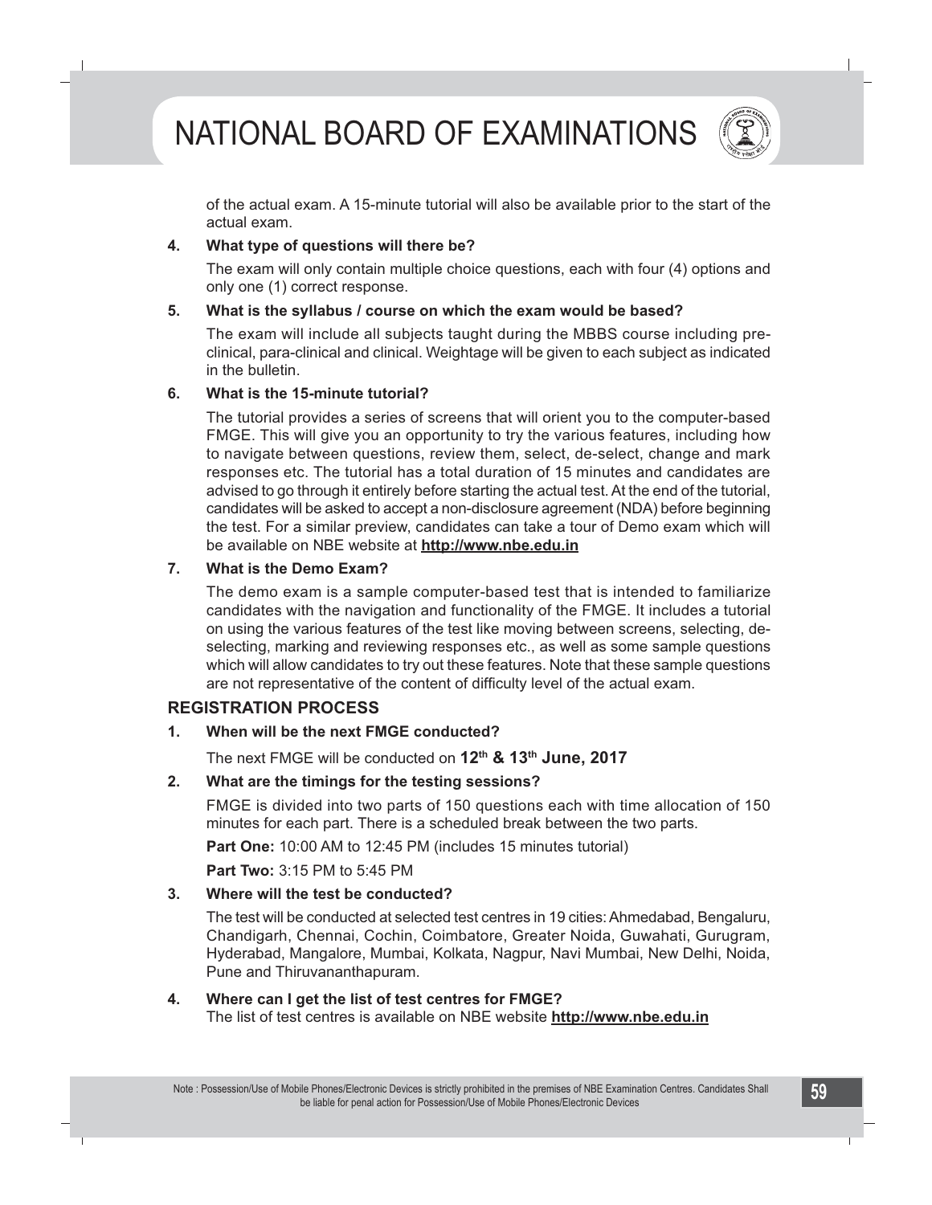of the actual exam. A 15-minute tutorial will also be available prior to the start of the actual exam.

**4. What type of questions will there be?**

The exam will only contain multiple choice questions, each with four (4) options and only one (1) correct response.

**5. What is the syllabus / course on which the exam would be based?**

The exam will include all subjects taught during the MBBS course including pre-clinical, para-clinical and clinical. Weightage will be given to each subject as indicated in the bulletin.

**6. What is the 15-minute tutorial?**

The tutorial provides a series of screens that will orient you to the computer-based FMGE. This will give you an opportunity to try the various features, including how to navigate between questions, review them, select, de-select, change and mark responses etc. The tutorial has a total duration of 15 minutes and candidates are advised to go through it entirely before starting the actual test. At the end of the tutorial, candidates will be asked to accept a non-disclosure agreement (NDA) before beginning the test. For a similar preview, candidates can take a tour of Demo exam which will be available on NBE website at **http://www.nbe.edu.in**

**7. What is the Demo Exam?**

The demo exam is a sample computer-based test that is intended to familiarize candidates with the navigation and functionality of the FMGE. It includes a tutorial on using the various features of the test like moving between screens, selecting, de-selecting, marking and reviewing responses etc., as well as some sample questions which will allow candidates to try out these features. Note that these sample questions are not representative of the content of difficulty level of the actual exam.

## REGISTRATION PROCESS

**1. When will be the next FMGE conducted?**

The next FMGE will be conducted on **12th & 13th June, 2017**

**2. What are the timings for the testing sessions?**

FMGE is divided into two parts of 150 questions each with time allocation of 150 minutes for each part. There is a scheduled break between the two parts.

**Part One:** 10:00 AM to 12:45 PM (includes 15 minutes tutorial)

**Part Two:** 3:15 PM to 5:45 PM

**3. Where will the test be conducted?**

The test will be conducted at selected test centres in 19 cities: Ahmedabad, Bengaluru, Chandigarh, Chennai, Cochin, Coimbatore, Greater Noida, Guwahati, Gurugram, Hyderabad, Mangalore, Mumbai, Kolkata, Nagpur, Navi Mumbai, New Delhi, Noida, Pune and Thiruvananthapuram.

**4. Where can I get the list of test centres for FMGE?**

The list of test centres is available on NBE website **http://www.nbe.edu.in**

Note : Possession/Use of Mobile Phones/Electronic Devices is strictly prohibited in the premises of NBE Examination Centres. Candidates Shall be liable for penal action for Possession/Use of Mobile Phones/Electronic Devices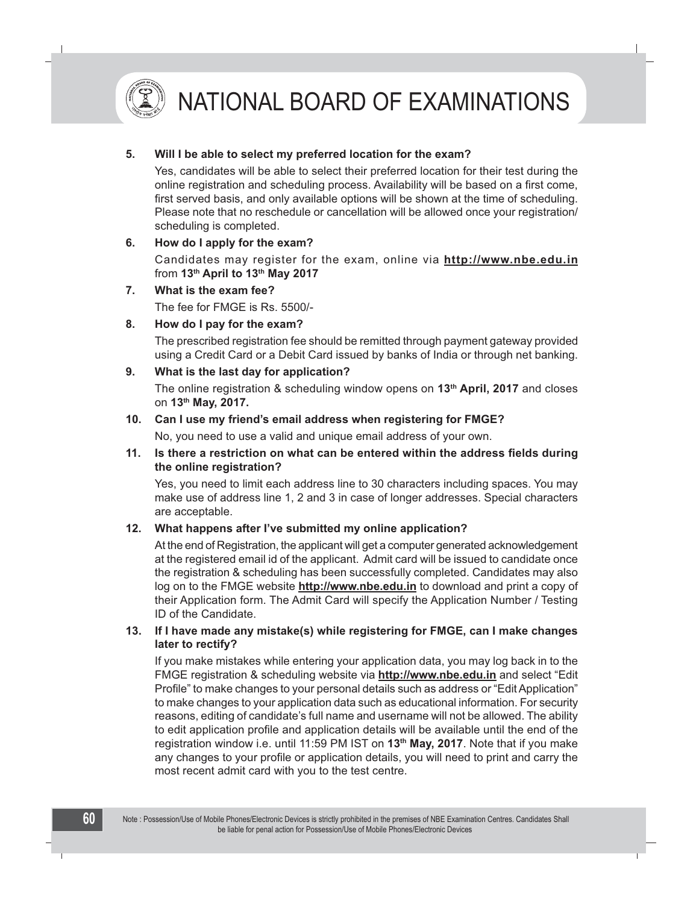**5. Will I be able to select my preferred location for the exam?**

Yes, candidates will be able to select their preferred location for their test during the online registration and scheduling process. Availability will be based on a first come, first served basis, and only available options will be shown at the time of scheduling. Please note that no reschedule or cancellation will be allowed once your registration/ scheduling is completed.

**6. How do I apply for the exam?**

Candidates may register for the exam, online via **http://www.nbe.edu.in** from **13th April to 13th May 2017**

**7. What is the exam fee?**

The fee for FMGE is Rs. 5500/-

**8. How do I pay for the exam?**

The prescribed registration fee should be remitted through payment gateway provided using a Credit Card or a Debit Card issued by banks of India or through net banking.

**9. What is the last day for application?**

The online registration & scheduling window opens on **13th April, 2017** and closes on **13th May, 2017.**

**10. Can I use my friend's email address when registering for FMGE?**

No, you need to use a valid and unique email address of your own.

**11. Is there a restriction on what can be entered within the address fields during the online registration?**

Yes, you need to limit each address line to 30 characters including spaces. You may make use of address line 1, 2 and 3 in case of longer addresses. Special characters are acceptable.

**12. What happens after I've submitted my online application?**

At the end of Registration, the applicant will get a computer generated acknowledgement at the registered email id of the applicant. Admit card will be issued to candidate once the registration & scheduling has been successfully completed. Candidates may also log on to the FMGE website **http://www.nbe.edu.in** to download and print a copy of their Application form. The Admit Card will specify the Application Number / Testing ID of the Candidate.

**13. If I have made any mistake(s) while registering for FMGE, can I make changes later to rectify?**

If you make mistakes while entering your application data, you may log back in to the FMGE registration & scheduling website via **http://www.nbe.edu.in** and select "Edit Profile" to make changes to your personal details such as address or "Edit Application" to make changes to your application data such as educational information. For security reasons, editing of candidate's full name and username will not be allowed. The ability to edit application profile and application details will be available until the end of the registration window i.e. until 11:59 PM IST on **13th May, 2017**. Note that if you make any changes to your profile or application details, you will need to print and carry the most recent admit card with you to the test centre.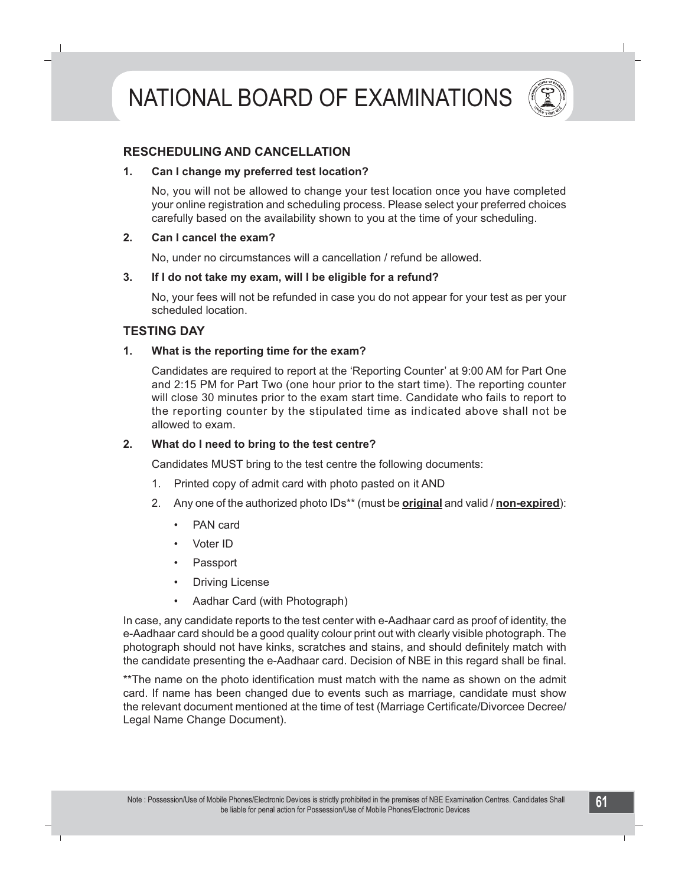## RESCHEDULING AND CANCELLATION

**1. Can I change my preferred test location?**

No, you will not be allowed to change your test location once you have completed your online registration and scheduling process. Please select your preferred choices carefully based on the availability shown to you at the time of your scheduling.

**2. Can I cancel the exam?**

No, under no circumstances will a cancellation / refund be allowed.

**3. If I do not take my exam, will I be eligible for a refund?**

No, your fees will not be refunded in case you do not appear for your test as per your scheduled location.

## TESTING DAY

**1. What is the reporting time for the exam?**

Candidates are required to report at the 'Reporting Counter' at 9:00 AM for Part One and 2:15 PM for Part Two (one hour prior to the start time). The reporting counter will close 30 minutes prior to the exam start time. Candidate who fails to report to the reporting counter by the stipulated time as indicated above shall not be allowed to exam.

**2. What do I need to bring to the test centre?**

Candidates MUST bring to the test centre the following documents:

1. Printed copy of admit card with photo pasted on it AND
2. Any one of the authorized photo IDs** (must be **original** and valid / **non-expired**):
   - PAN card
   - Voter ID
   - Passport
   - Driving License
   - Aadhar Card (with Photograph)

In case, any candidate reports to the test center with e-Aadhaar card as proof of identity, the e-Aadhaar card should be a good quality colour print out with clearly visible photograph. The photograph should not have kinks, scratches and stains, and should definitely match with the candidate presenting the e-Aadhaar card. Decision of NBE in this regard shall be final.

**The name on the photo identification must match with the name as shown on the admit card. If name has been changed due to events such as marriage, candidate must show the relevant document mentioned at the time of test (Marriage Certificate/Divorcee Decree/ Legal Name Change Document).

Note : Possession/Use of Mobile Phones/Electronic Devices is strictly prohibited in the premises of NBE Examination Centres. Candidates Shall be liable for penal action for Possession/Use of Mobile Phones/Electronic Devices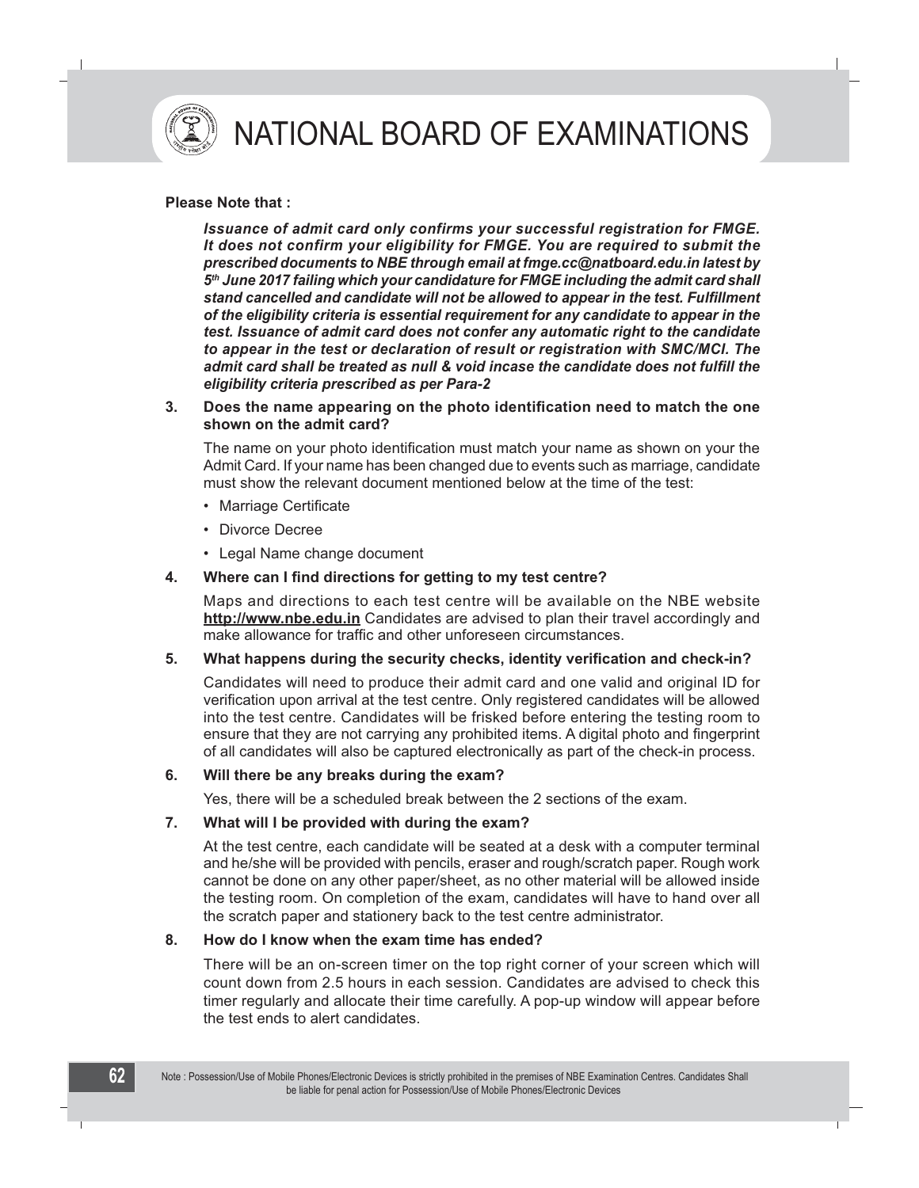**Please Note that :**

***Issuance of admit card only confirms your successful registration for FMGE. It does not confirm your eligibility for FMGE. You are required to submit the prescribed documents to NBE through email at fmge.cc@natboard.edu.in latest by 5th June 2017 failing which your candidature for FMGE including the admit card shall stand cancelled and candidate will not be allowed to appear in the test. Fulfillment of the eligibility criteria is essential requirement for any candidate to appear in the test. Issuance of admit card does not confer any automatic right to the candidate to appear in the test or declaration of result or registration with SMC/MCI. The admit card shall be treated as null & void incase the candidate does not fulfill the eligibility criteria prescribed as per Para-2***

**3. Does the name appearing on the photo identification need to match the one shown on the admit card?**

The name on your photo identification must match your name as shown on your the Admit Card. If your name has been changed due to events such as marriage, candidate must show the relevant document mentioned below at the time of the test:

- Marriage Certificate
- Divorce Decree
- Legal Name change document

**4. Where can I find directions for getting to my test centre?**

Maps and directions to each test centre will be available on the NBE website **http://www.nbe.edu.in** Candidates are advised to plan their travel accordingly and make allowance for traffic and other unforeseen circumstances.

**5. What happens during the security checks, identity verification and check-in?**

Candidates will need to produce their admit card and one valid and original ID for verification upon arrival at the test centre. Only registered candidates will be allowed into the test centre. Candidates will be frisked before entering the testing room to ensure that they are not carrying any prohibited items. A digital photo and fingerprint of all candidates will also be captured electronically as part of the check-in process.

**6. Will there be any breaks during the exam?**

Yes, there will be a scheduled break between the 2 sections of the exam.

**7. What will I be provided with during the exam?**

At the test centre, each candidate will be seated at a desk with a computer terminal and he/she will be provided with pencils, eraser and rough/scratch paper. Rough work cannot be done on any other paper/sheet, as no other material will be allowed inside the testing room. On completion of the exam, candidates will have to hand over all the scratch paper and stationery back to the test centre administrator.

**8. How do I know when the exam time has ended?**

There will be an on-screen timer on the top right corner of your screen which will count down from 2.5 hours in each session. Candidates are advised to check this timer regularly and allocate their time carefully. A pop-up window will appear before the test ends to alert candidates.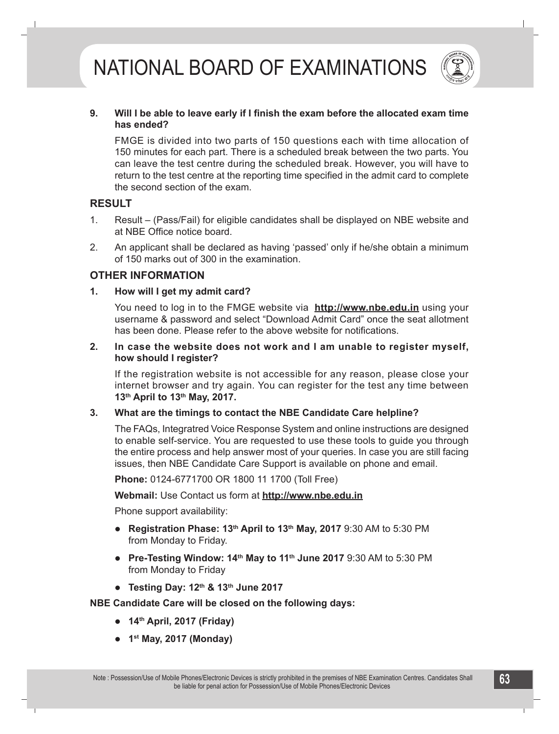**9. Will I be able to leave early if I finish the exam before the allocated exam time has ended?**

FMGE is divided into two parts of 150 questions each with time allocation of 150 minutes for each part. There is a scheduled break between the two parts. You can leave the test centre during the scheduled break. However, you will have to return to the test centre at the reporting time specified in the admit card to complete the second section of the exam.

## RESULT

1. Result – (Pass/Fail) for eligible candidates shall be displayed on NBE website and at NBE Office notice board.
2. An applicant shall be declared as having 'passed' only if he/she obtain a minimum of 150 marks out of 300 in the examination.

## OTHER INFORMATION

**1. How will I get my admit card?**

You need to log in to the FMGE website via **http://www.nbe.edu.in** using your username & password and select "Download Admit Card" once the seat allotment has been done. Please refer to the above website for notifications.

**2. In case the website does not work and I am unable to register myself, how should I register?**

If the registration website is not accessible for any reason, please close your internet browser and try again. You can register for the test any time between **13th April to 13th May, 2017.**

**3. What are the timings to contact the NBE Candidate Care helpline?**

The FAQs, Integratred Voice Response System and online instructions are designed to enable self-service. You are requested to use these tools to guide you through the entire process and help answer most of your queries. In case you are still facing issues, then NBE Candidate Care Support is available on phone and email.

**Phone:** 0124-6771700 OR 1800 11 1700 (Toll Free)

**Webmail:** Use Contact us form at **http://www.nbe.edu.in**

Phone support availability:

- **Registration Phase: 13th April to 13th May, 2017** 9:30 AM to 5:30 PM from Monday to Friday.
- **Pre-Testing Window: 14th May to 11th June 2017** 9:30 AM to 5:30 PM from Monday to Friday
- **Testing Day: 12th & 13th June 2017**

**NBE Candidate Care will be closed on the following days:**

- **14th April, 2017 (Friday)**
- **1st May, 2017 (Monday)**

Note : Possession/Use of Mobile Phones/Electronic Devices is strictly prohibited in the premises of NBE Examination Centres. Candidates Shall be liable for penal action for Possession/Use of Mobile Phones/Electronic Devices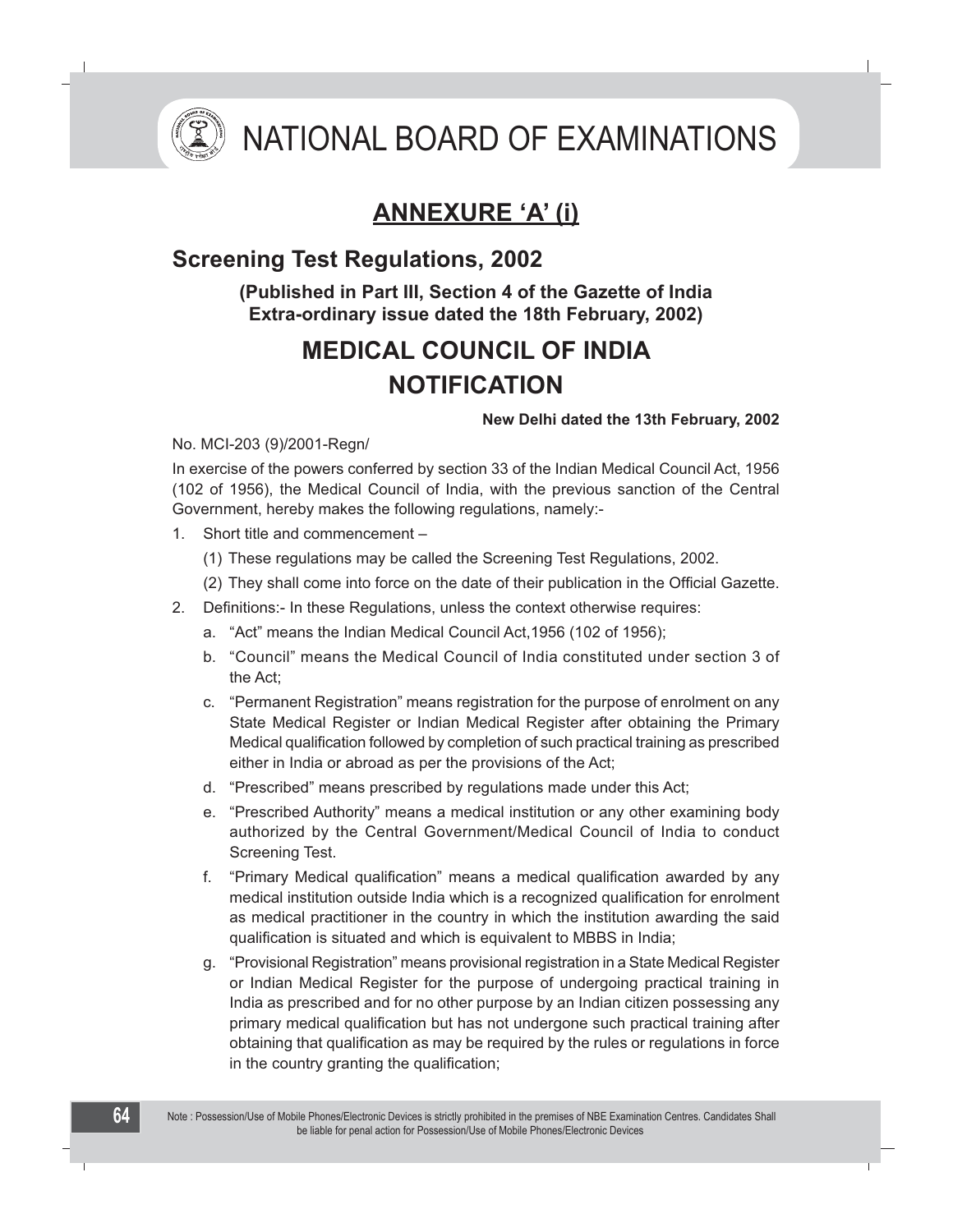# NATIONAL BOARD OF EXAMINATIONS

## ANNEXURE 'A' (i)

## Screening Test Regulations, 2002

**(Published in Part III, Section 4 of the Gazette of India Extra-ordinary issue dated the 18th February, 2002)**

## MEDICAL COUNCIL OF INDIA
## NOTIFICATION

**New Delhi dated the 13th February, 2002**

No. MCI-203 (9)/2001-Regn/

In exercise of the powers conferred by section 33 of the Indian Medical Council Act, 1956 (102 of 1956), the Medical Council of India, with the previous sanction of the Central Government, hereby makes the following regulations, namely:-

1. Short title and commencement –
   (1) These regulations may be called the Screening Test Regulations, 2002.
   (2) They shall come into force on the date of their publication in the Official Gazette.
2. Definitions:- In these Regulations, unless the context otherwise requires:
   a. "Act" means the Indian Medical Council Act,1956 (102 of 1956);
   b. "Council" means the Medical Council of India constituted under section 3 of the Act;
   c. "Permanent Registration" means registration for the purpose of enrolment on any State Medical Register or Indian Medical Register after obtaining the Primary Medical qualification followed by completion of such practical training as prescribed either in India or abroad as per the provisions of the Act;
   d. "Prescribed" means prescribed by regulations made under this Act;
   e. "Prescribed Authority" means a medical institution or any other examining body authorized by the Central Government/Medical Council of India to conduct Screening Test.
   f. "Primary Medical qualification" means a medical qualification awarded by any medical institution outside India which is a recognized qualification for enrolment as medical practitioner in the country in which the institution awarding the said qualification is situated and which is equivalent to MBBS in India;
   g. "Provisional Registration" means provisional registration in a State Medical Register or Indian Medical Register for the purpose of undergoing practical training in India as prescribed and for no other purpose by an Indian citizen possessing any primary medical qualification but has not undergone such practical training after obtaining that qualification as may be required by the rules or regulations in force in the country granting the qualification;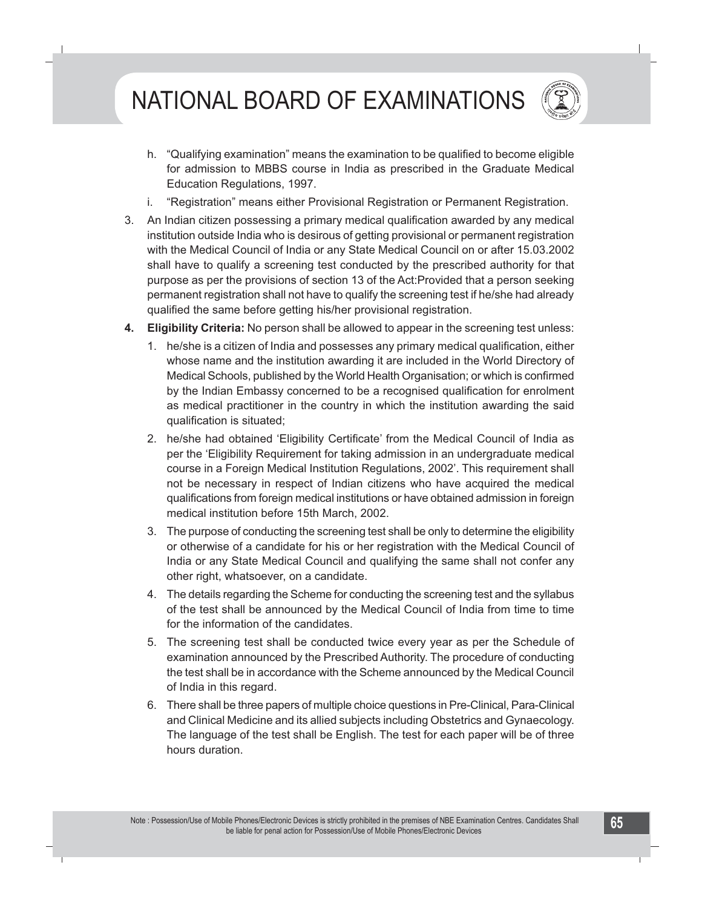h. "Qualifying examination" means the examination to be qualified to become eligible for admission to MBBS course in India as prescribed in the Graduate Medical Education Regulations, 1997.

i. "Registration" means either Provisional Registration or Permanent Registration.

3. An Indian citizen possessing a primary medical qualification awarded by any medical institution outside India who is desirous of getting provisional or permanent registration with the Medical Council of India or any State Medical Council on or after 15.03.2002 shall have to qualify a screening test conducted by the prescribed authority for that purpose as per the provisions of section 13 of the Act:Provided that a person seeking permanent registration shall not have to qualify the screening test if he/she had already qualified the same before getting his/her provisional registration.

4. **Eligibility Criteria:** No person shall be allowed to appear in the screening test unless:

   1. he/she is a citizen of India and possesses any primary medical qualification, either whose name and the institution awarding it are included in the World Directory of Medical Schools, published by the World Health Organisation; or which is confirmed by the Indian Embassy concerned to be a recognised qualification for enrolment as medical practitioner in the country in which the institution awarding the said qualification is situated;
   2. he/she had obtained 'Eligibility Certificate' from the Medical Council of India as per the 'Eligibility Requirement for taking admission in an undergraduate medical course in a Foreign Medical Institution Regulations, 2002'. This requirement shall not be necessary in respect of Indian citizens who have acquired the medical qualifications from foreign medical institutions or have obtained admission in foreign medical institution before 15th March, 2002.
   3. The purpose of conducting the screening test shall be only to determine the eligibility or otherwise of a candidate for his or her registration with the Medical Council of India or any State Medical Council and qualifying the same shall not confer any other right, whatsoever, on a candidate.
   4. The details regarding the Scheme for conducting the screening test and the syllabus of the test shall be announced by the Medical Council of India from time to time for the information of the candidates.
   5. The screening test shall be conducted twice every year as per the Schedule of examination announced by the Prescribed Authority. The procedure of conducting the test shall be in accordance with the Scheme announced by the Medical Council of India in this regard.
   6. There shall be three papers of multiple choice questions in Pre-Clinical, Para-Clinical and Clinical Medicine and its allied subjects including Obstetrics and Gynaecology. The language of the test shall be English. The test for each paper will be of three hours duration.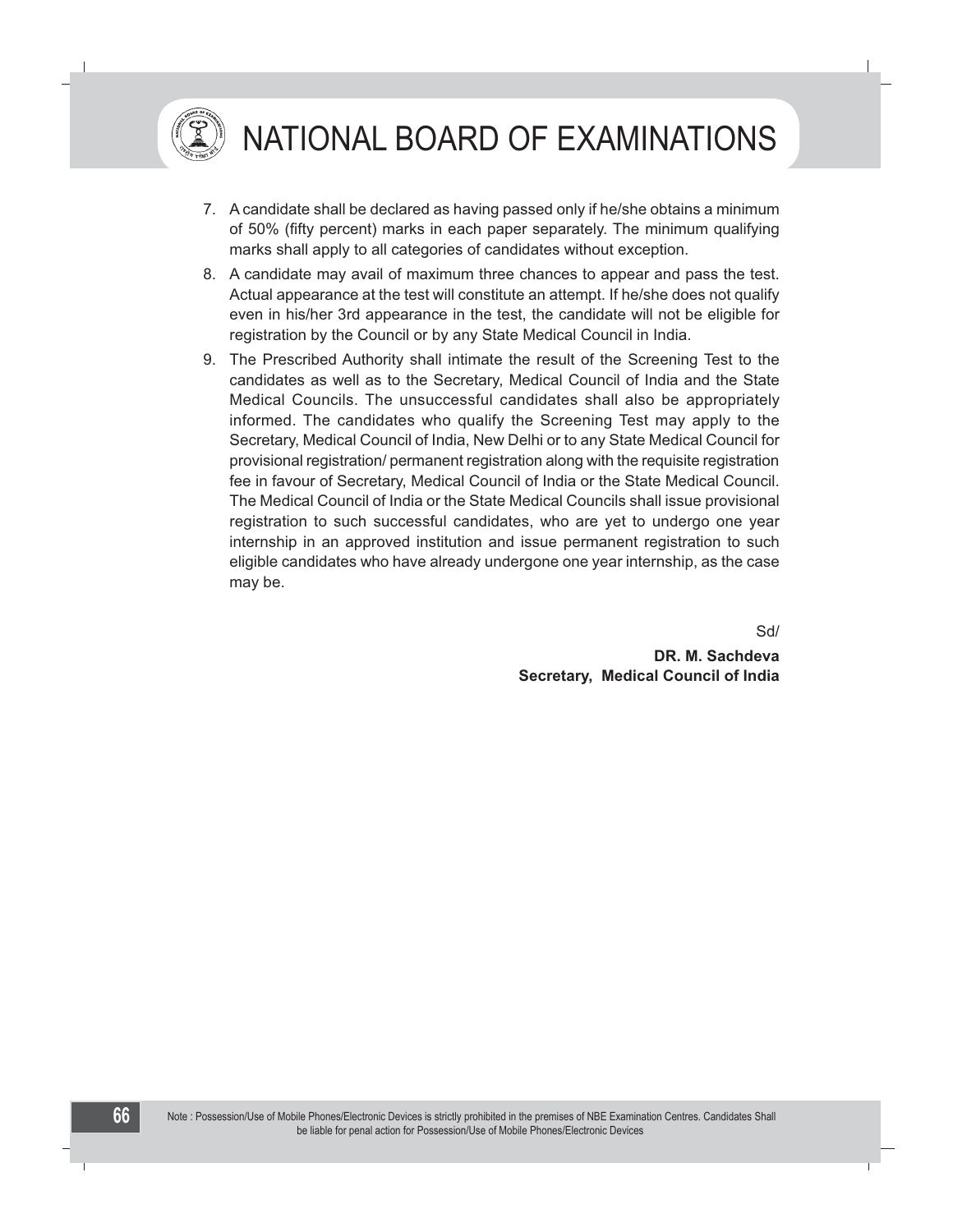7. A candidate shall be declared as having passed only if he/she obtains a minimum of 50% (fifty percent) marks in each paper separately. The minimum qualifying marks shall apply to all categories of candidates without exception.
8. A candidate may avail of maximum three chances to appear and pass the test. Actual appearance at the test will constitute an attempt. If he/she does not qualify even in his/her 3rd appearance in the test, the candidate will not be eligible for registration by the Council or by any State Medical Council in India.
9. The Prescribed Authority shall intimate the result of the Screening Test to the candidates as well as to the Secretary, Medical Council of India and the State Medical Councils. The unsuccessful candidates shall also be appropriately informed. The candidates who qualify the Screening Test may apply to the Secretary, Medical Council of India, New Delhi or to any State Medical Council for provisional registration/ permanent registration along with the requisite registration fee in favour of Secretary, Medical Council of India or the State Medical Council. The Medical Council of India or the State Medical Councils shall issue provisional registration to such successful candidates, who are yet to undergo one year internship in an approved institution and issue permanent registration to such eligible candidates who have already undergone one year internship, as the case may be.

Sd/

**DR. M. Sachdeva**
**Secretary, Medical Council of India**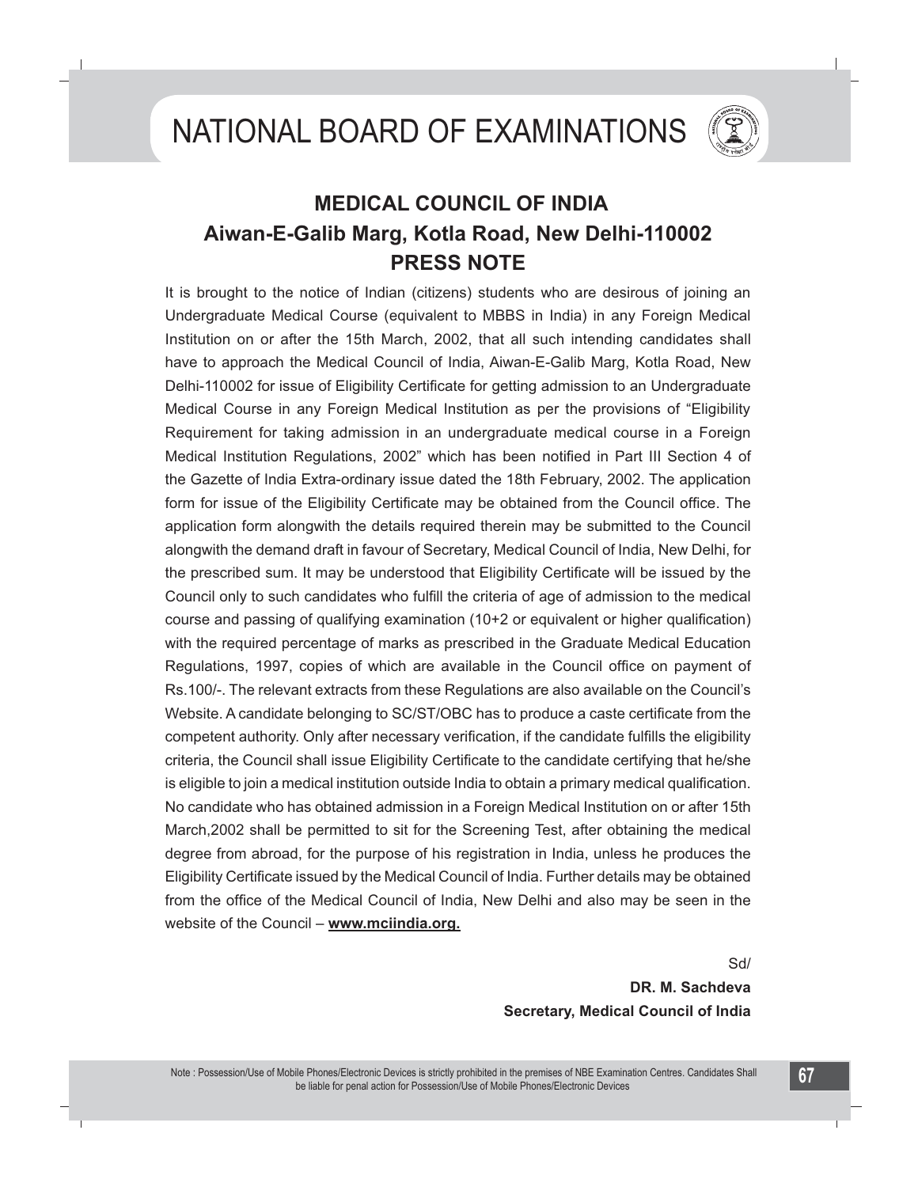## MEDICAL COUNCIL OF INDIA

## Aiwan-E-Galib Marg, Kotla Road, New Delhi-110002

## PRESS NOTE

It is brought to the notice of Indian (citizens) students who are desirous of joining an Undergraduate Medical Course (equivalent to MBBS in India) in any Foreign Medical Institution on or after the 15th March, 2002, that all such intending candidates shall have to approach the Medical Council of India, Aiwan-E-Galib Marg, Kotla Road, New Delhi-110002 for issue of Eligibility Certificate for getting admission to an Undergraduate Medical Course in any Foreign Medical Institution as per the provisions of "Eligibility Requirement for taking admission in an undergraduate medical course in a Foreign Medical Institution Regulations, 2002" which has been notified in Part III Section 4 of the Gazette of India Extra-ordinary issue dated the 18th February, 2002. The application form for issue of the Eligibility Certificate may be obtained from the Council office. The application form alongwith the details required therein may be submitted to the Council alongwith the demand draft in favour of Secretary, Medical Council of India, New Delhi, for the prescribed sum. It may be understood that Eligibility Certificate will be issued by the Council only to such candidates who fulfill the criteria of age of admission to the medical course and passing of qualifying examination (10+2 or equivalent or higher qualification) with the required percentage of marks as prescribed in the Graduate Medical Education Regulations, 1997, copies of which are available in the Council office on payment of Rs.100/-. The relevant extracts from these Regulations are also available on the Council's Website. A candidate belonging to SC/ST/OBC has to produce a caste certificate from the competent authority. Only after necessary verification, if the candidate fulfills the eligibility criteria, the Council shall issue Eligibility Certificate to the candidate certifying that he/she is eligible to join a medical institution outside India to obtain a primary medical qualification. No candidate who has obtained admission in a Foreign Medical Institution on or after 15th March,2002 shall be permitted to sit for the Screening Test, after obtaining the medical degree from abroad, for the purpose of his registration in India, unless he produces the Eligibility Certificate issued by the Medical Council of India. Further details may be obtained from the office of the Medical Council of India, New Delhi and also may be seen in the website of the Council – **www.mciindia.org.**

Sd/

**DR. M. Sachdeva**

**Secretary, Medical Council of India**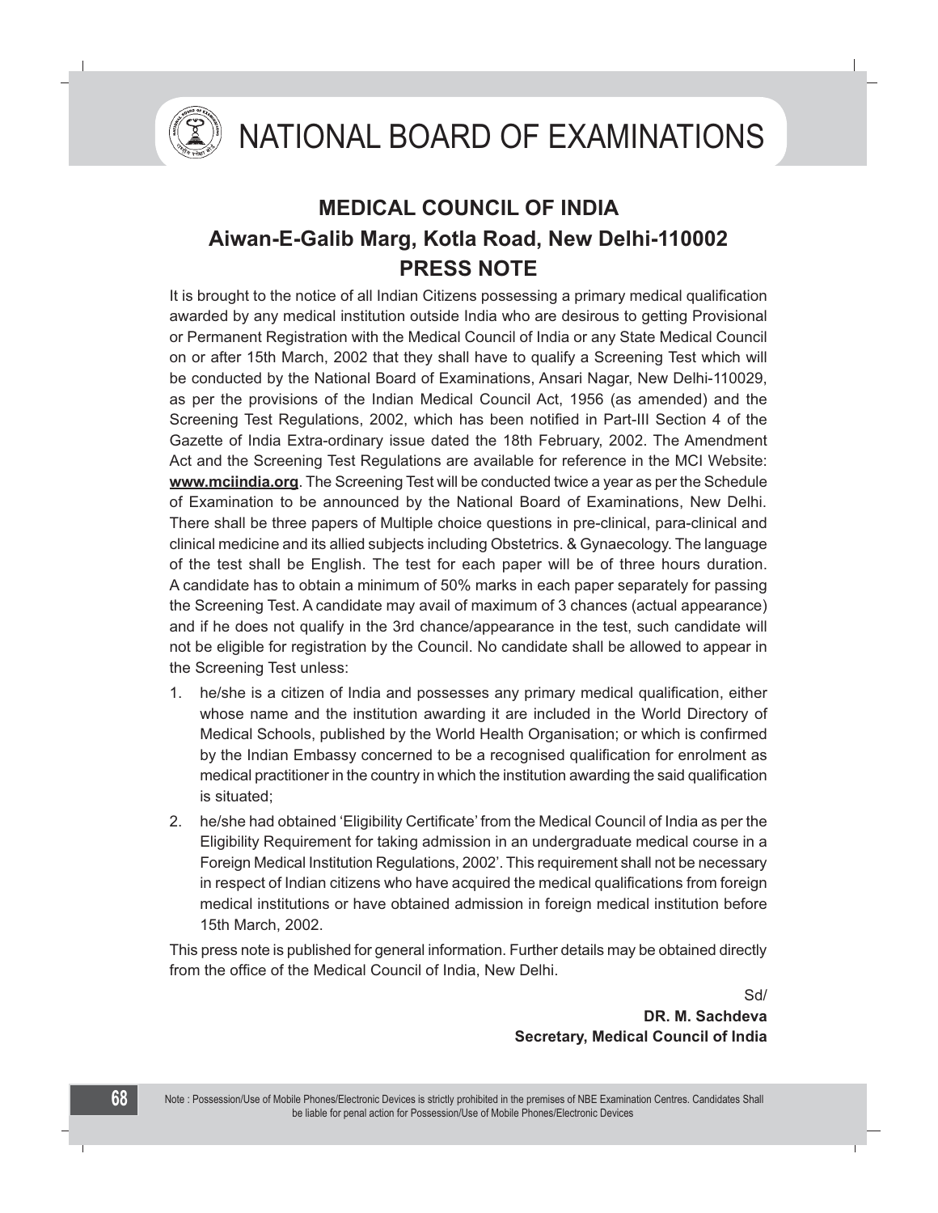## MEDICAL COUNCIL OF INDIA
## Aiwan-E-Galib Marg, Kotla Road, New Delhi-110002
## PRESS NOTE

It is brought to the notice of all Indian Citizens possessing a primary medical qualification awarded by any medical institution outside India who are desirous to getting Provisional or Permanent Registration with the Medical Council of India or any State Medical Council on or after 15th March, 2002 that they shall have to qualify a Screening Test which will be conducted by the National Board of Examinations, Ansari Nagar, New Delhi-110029, as per the provisions of the Indian Medical Council Act, 1956 (as amended) and the Screening Test Regulations, 2002, which has been notified in Part-III Section 4 of the Gazette of India Extra-ordinary issue dated the 18th February, 2002. The Amendment Act and the Screening Test Regulations are available for reference in the MCI Website: **www.mciindia.org**. The Screening Test will be conducted twice a year as per the Schedule of Examination to be announced by the National Board of Examinations, New Delhi. There shall be three papers of Multiple choice questions in pre-clinical, para-clinical and clinical medicine and its allied subjects including Obstetrics. & Gynaecology. The language of the test shall be English. The test for each paper will be of three hours duration. A candidate has to obtain a minimum of 50% marks in each paper separately for passing the Screening Test. A candidate may avail of maximum of 3 chances (actual appearance) and if he does not qualify in the 3rd chance/appearance in the test, such candidate will not be eligible for registration by the Council. No candidate shall be allowed to appear in the Screening Test unless:

1. he/she is a citizen of India and possesses any primary medical qualification, either whose name and the institution awarding it are included in the World Directory of Medical Schools, published by the World Health Organisation; or which is confirmed by the Indian Embassy concerned to be a recognised qualification for enrolment as medical practitioner in the country in which the institution awarding the said qualification is situated;
2. he/she had obtained 'Eligibility Certificate' from the Medical Council of India as per the Eligibility Requirement for taking admission in an undergraduate medical course in a Foreign Medical Institution Regulations, 2002'. This requirement shall not be necessary in respect of Indian citizens who have acquired the medical qualifications from foreign medical institutions or have obtained admission in foreign medical institution before 15th March, 2002.

This press note is published for general information. Further details may be obtained directly from the office of the Medical Council of India, New Delhi.

Sd/

**DR. M. Sachdeva**
**Secretary, Medical Council of India**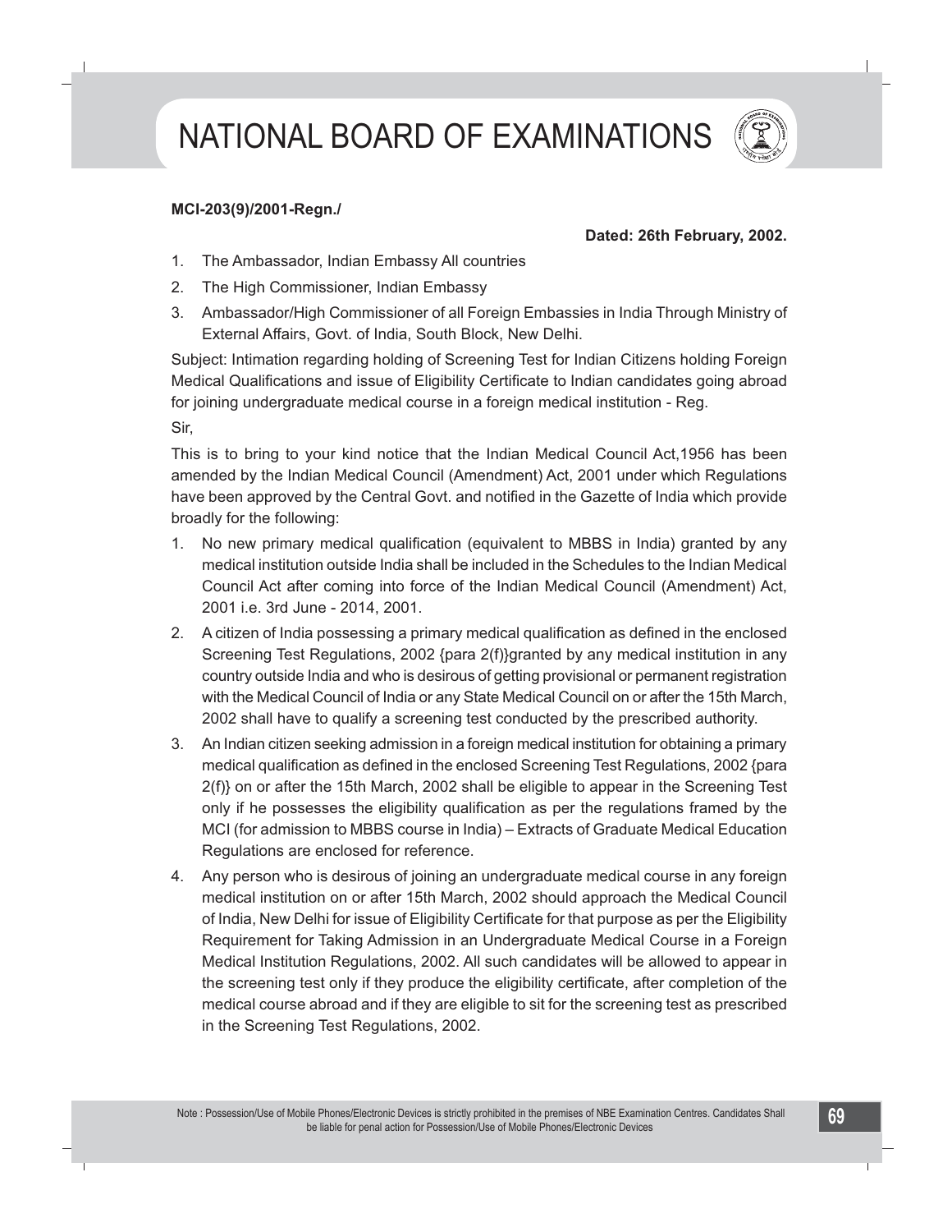**MCI-203(9)/2001-Regn./**

**Dated: 26th February, 2002.**

1. The Ambassador, Indian Embassy All countries
2. The High Commissioner, Indian Embassy
3. Ambassador/High Commissioner of all Foreign Embassies in India Through Ministry of External Affairs, Govt. of India, South Block, New Delhi.

Subject: Intimation regarding holding of Screening Test for Indian Citizens holding Foreign Medical Qualifications and issue of Eligibility Certificate to Indian candidates going abroad for joining undergraduate medical course in a foreign medical institution - Reg.

Sir,

This is to bring to your kind notice that the Indian Medical Council Act,1956 has been amended by the Indian Medical Council (Amendment) Act, 2001 under which Regulations have been approved by the Central Govt. and notified in the Gazette of India which provide broadly for the following:

1. No new primary medical qualification (equivalent to MBBS in India) granted by any medical institution outside India shall be included in the Schedules to the Indian Medical Council Act after coming into force of the Indian Medical Council (Amendment) Act, 2001 i.e. 3rd June - 2014, 2001.
2. A citizen of India possessing a primary medical qualification as defined in the enclosed Screening Test Regulations, 2002 {para 2(f)}granted by any medical institution in any country outside India and who is desirous of getting provisional or permanent registration with the Medical Council of India or any State Medical Council on or after the 15th March, 2002 shall have to qualify a screening test conducted by the prescribed authority.
3. An Indian citizen seeking admission in a foreign medical institution for obtaining a primary medical qualification as defined in the enclosed Screening Test Regulations, 2002 {para 2(f)} on or after the 15th March, 2002 shall be eligible to appear in the Screening Test only if he possesses the eligibility qualification as per the regulations framed by the MCI (for admission to MBBS course in India) – Extracts of Graduate Medical Education Regulations are enclosed for reference.
4. Any person who is desirous of joining an undergraduate medical course in any foreign medical institution on or after 15th March, 2002 should approach the Medical Council of India, New Delhi for issue of Eligibility Certificate for that purpose as per the Eligibility Requirement for Taking Admission in an Undergraduate Medical Course in a Foreign Medical Institution Regulations, 2002. All such candidates will be allowed to appear in the screening test only if they produce the eligibility certificate, after completion of the medical course abroad and if they are eligible to sit for the screening test as prescribed in the Screening Test Regulations, 2002.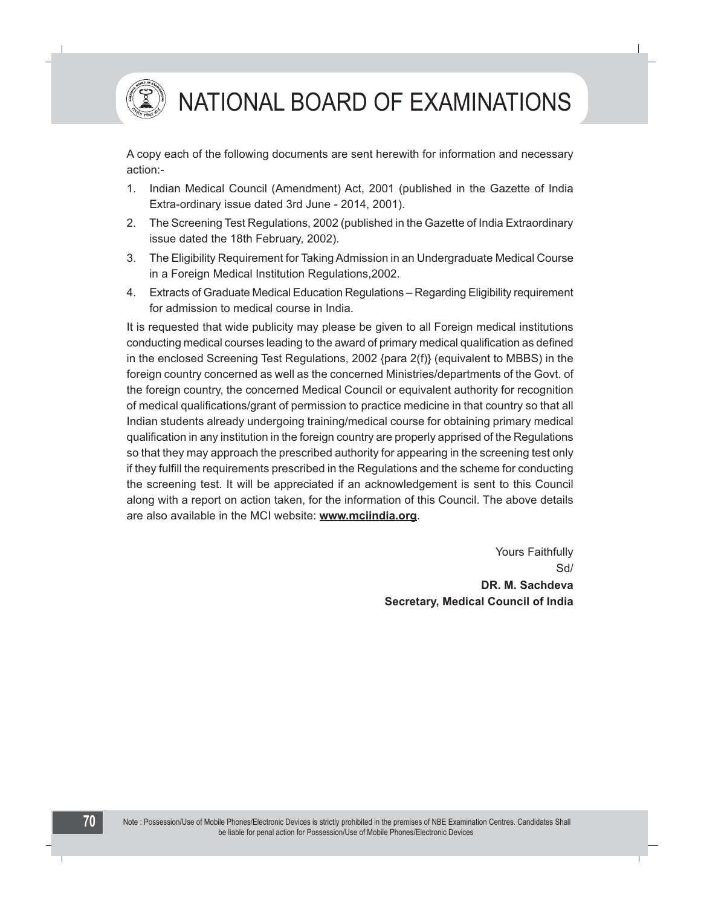A copy each of the following documents are sent herewith for information and necessary action:-

1. Indian Medical Council (Amendment) Act, 2001 (published in the Gazette of India Extra-ordinary issue dated 3rd June - 2014, 2001).
2. The Screening Test Regulations, 2002 (published in the Gazette of India Extraordinary issue dated the 18th February, 2002).
3. The Eligibility Requirement for Taking Admission in an Undergraduate Medical Course in a Foreign Medical Institution Regulations,2002.
4. Extracts of Graduate Medical Education Regulations – Regarding Eligibility requirement for admission to medical course in India.

It is requested that wide publicity may please be given to all Foreign medical institutions conducting medical courses leading to the award of primary medical qualification as defined in the enclosed Screening Test Regulations, 2002 {para 2(f)} (equivalent to MBBS) in the foreign country concerned as well as the concerned Ministries/departments of the Govt. of the foreign country, the concerned Medical Council or equivalent authority for recognition of medical qualifications/grant of permission to practice medicine in that country so that all Indian students already undergoing training/medical course for obtaining primary medical qualification in any institution in the foreign country are properly apprised of the Regulations so that they may approach the prescribed authority for appearing in the screening test only if they fulfill the requirements prescribed in the Regulations and the scheme for conducting the screening test. It will be appreciated if an acknowledgement is sent to this Council along with a report on action taken, for the information of this Council. The above details are also available in the MCI website: **www.mciindia.org**.

Yours Faithfully

Sd/

**DR. M. Sachdeva**

**Secretary, Medical Council of India**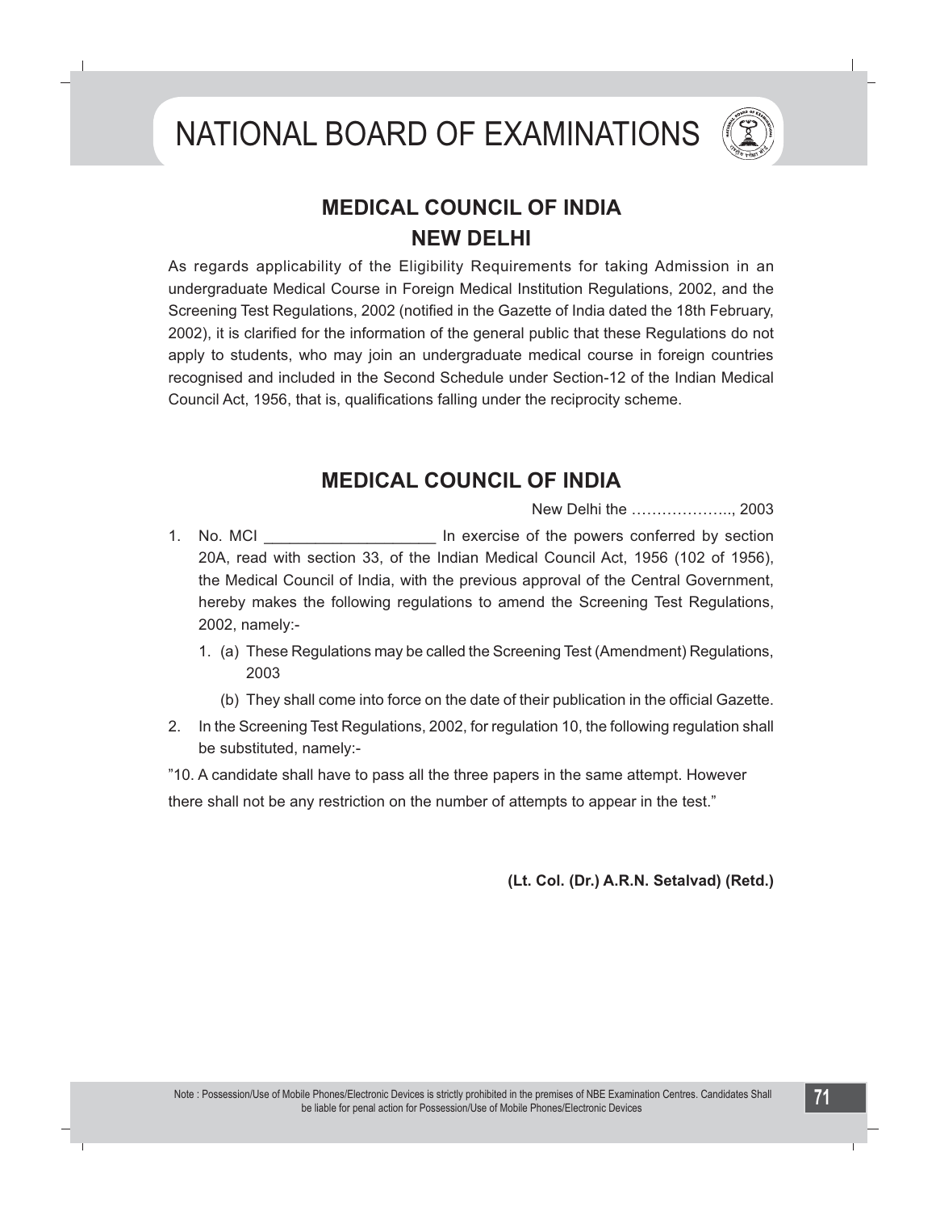## MEDICAL COUNCIL OF INDIA
## NEW DELHI

As regards applicability of the Eligibility Requirements for taking Admission in an undergraduate Medical Course in Foreign Medical Institution Regulations, 2002, and the Screening Test Regulations, 2002 (notified in the Gazette of India dated the 18th February, 2002), it is clarified for the information of the general public that these Regulations do not apply to students, who may join an undergraduate medical course in foreign countries recognised and included in the Second Schedule under Section-12 of the Indian Medical Council Act, 1956, that is, qualifications falling under the reciprocity scheme.

## MEDICAL COUNCIL OF INDIA

New Delhi the ……………….., 2003

1. No. MCI ____________________ In exercise of the powers conferred by section 20A, read with section 33, of the Indian Medical Council Act, 1956 (102 of 1956), the Medical Council of India, with the previous approval of the Central Government, hereby makes the following regulations to amend the Screening Test Regulations, 2002, namely:-
   1. (a) These Regulations may be called the Screening Test (Amendment) Regulations, 2003
      (b) They shall come into force on the date of their publication in the official Gazette.
2. In the Screening Test Regulations, 2002, for regulation 10, the following regulation shall be substituted, namely:-

"10. A candidate shall have to pass all the three papers in the same attempt. However there shall not be any restriction on the number of attempts to appear in the test."

**(Lt. Col. (Dr.) A.R.N. Setalvad) (Retd.)**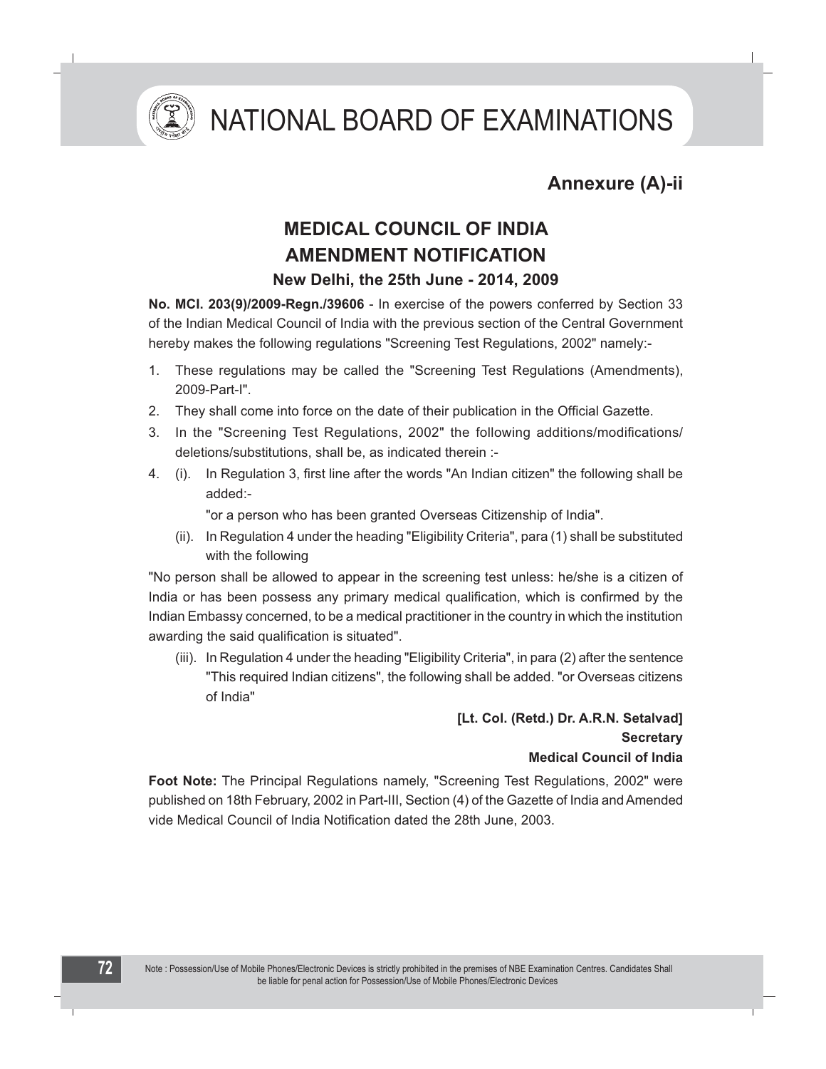# NATIONAL BOARD OF EXAMINATIONS

## Annexure (A)-ii

## MEDICAL COUNCIL OF INDIA
## AMENDMENT NOTIFICATION

### New Delhi, the 25th June - 2014, 2009

**No. MCI. 203(9)/2009-Regn./39606** - In exercise of the powers conferred by Section 33 of the Indian Medical Council of India with the previous section of the Central Government hereby makes the following regulations "Screening Test Regulations, 2002" namely:-

1. These regulations may be called the "Screening Test Regulations (Amendments), 2009-Part-I".
2. They shall come into force on the date of their publication in the Official Gazette.
3. In the "Screening Test Regulations, 2002" the following additions/modifications/ deletions/substitutions, shall be, as indicated therein :-
4. (i). In Regulation 3, first line after the words "An Indian citizen" the following shall be added:-

   "or a person who has been granted Overseas Citizenship of India".

   (ii). In Regulation 4 under the heading "Eligibility Criteria", para (1) shall be substituted with the following

"No person shall be allowed to appear in the screening test unless: he/she is a citizen of India or has been possess any primary medical qualification, which is confirmed by the Indian Embassy concerned, to be a medical practitioner in the country in which the institution awarding the said qualification is situated".

   (iii). In Regulation 4 under the heading "Eligibility Criteria", in para (2) after the sentence "This required Indian citizens", the following shall be added. "or Overseas citizens of India"

**[Lt. Col. (Retd.) Dr. A.R.N. Setalvad]**
**Secretary**
**Medical Council of India**

**Foot Note:** The Principal Regulations namely, "Screening Test Regulations, 2002" were published on 18th February, 2002 in Part-III, Section (4) of the Gazette of India and Amended vide Medical Council of India Notification dated the 28th June, 2003.

Note : Possession/Use of Mobile Phones/Electronic Devices is strictly prohibited in the premises of NBE Examination Centres. Candidates Shall be liable for penal action for Possession/Use of Mobile Phones/Electronic Devices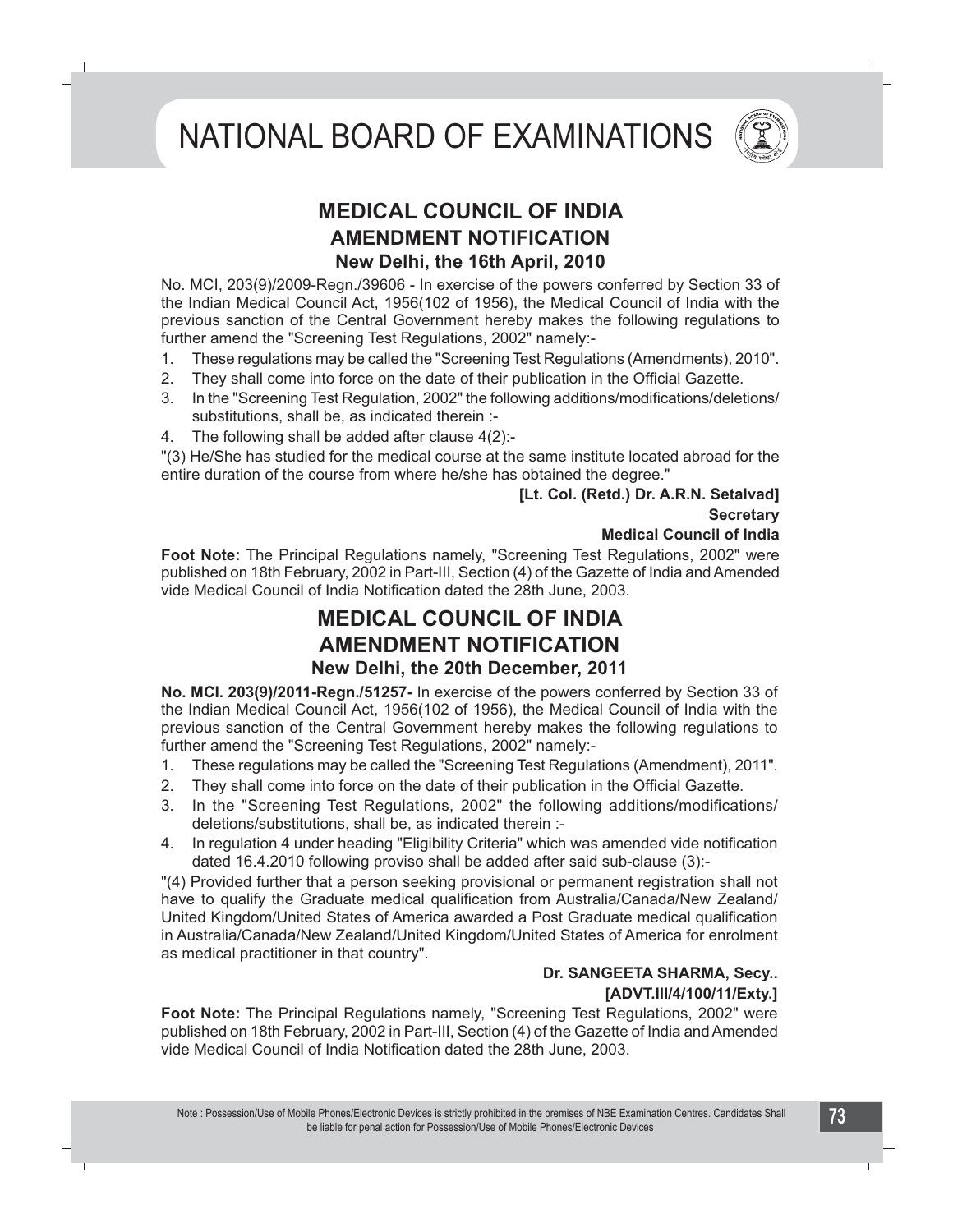## MEDICAL COUNCIL OF INDIA
## AMENDMENT NOTIFICATION
### New Delhi, the 16th April, 2010

No. MCI, 203(9)/2009-Regn./39606 - In exercise of the powers conferred by Section 33 of the Indian Medical Council Act, 1956(102 of 1956), the Medical Council of India with the previous sanction of the Central Government hereby makes the following regulations to further amend the "Screening Test Regulations, 2002" namely:-

1. These regulations may be called the "Screening Test Regulations (Amendments), 2010".
2. They shall come into force on the date of their publication in the Official Gazette.
3. In the "Screening Test Regulation, 2002" the following additions/modifications/deletions/ substitutions, shall be, as indicated therein :-
4. The following shall be added after clause 4(2):-

"(3) He/She has studied for the medical course at the same institute located abroad for the entire duration of the course from where he/she has obtained the degree."

**[Lt. Col. (Retd.) Dr. A.R.N. Setalvad]**
**Secretary**
**Medical Council of India**

**Foot Note:** The Principal Regulations namely, "Screening Test Regulations, 2002" were published on 18th February, 2002 in Part-III, Section (4) of the Gazette of India and Amended vide Medical Council of India Notification dated the 28th June, 2003.

## MEDICAL COUNCIL OF INDIA
## AMENDMENT NOTIFICATION
### New Delhi, the 20th December, 2011

**No. MCI. 203(9)/2011-Regn./51257-** In exercise of the powers conferred by Section 33 of the Indian Medical Council Act, 1956(102 of 1956), the Medical Council of India with the previous sanction of the Central Government hereby makes the following regulations to further amend the "Screening Test Regulations, 2002" namely:-

1. These regulations may be called the "Screening Test Regulations (Amendment), 2011".
2. They shall come into force on the date of their publication in the Official Gazette.
3. In the "Screening Test Regulations, 2002" the following additions/modifications/ deletions/substitutions, shall be, as indicated therein :-
4. In regulation 4 under heading "Eligibility Criteria" which was amended vide notification dated 16.4.2010 following proviso shall be added after said sub-clause (3):-

"(4) Provided further that a person seeking provisional or permanent registration shall not have to qualify the Graduate medical qualification from Australia/Canada/New Zealand/ United Kingdom/United States of America awarded a Post Graduate medical qualification in Australia/Canada/New Zealand/United Kingdom/United States of America for enrolment as medical practitioner in that country".

**Dr. SANGEETA SHARMA, Secy..**
**[ADVT.III/4/100/11/Exty.]**

**Foot Note:** The Principal Regulations namely, "Screening Test Regulations, 2002" were published on 18th February, 2002 in Part-III, Section (4) of the Gazette of India and Amended vide Medical Council of India Notification dated the 28th June, 2003.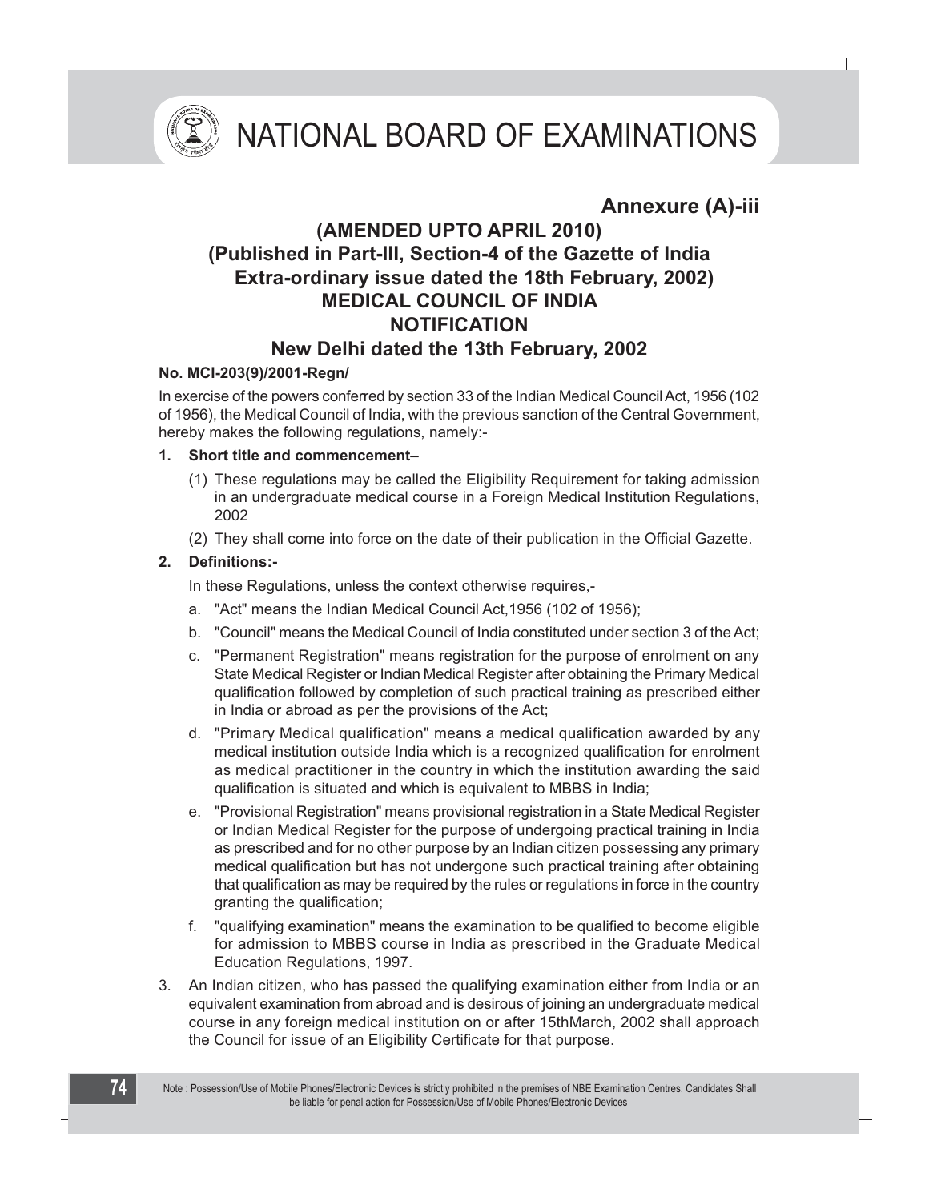# NATIONAL BOARD OF EXAMINATIONS

## Annexure (A)-iii

**(AMENDED UPTO APRIL 2010)**
**(Published in Part-III, Section-4 of the Gazette of India Extra-ordinary issue dated the 18th February, 2002)**
**MEDICAL COUNCIL OF INDIA**
**NOTIFICATION**
**New Delhi dated the 13th February, 2002**

**No. MCI-203(9)/2001-Regn/**

In exercise of the powers conferred by section 33 of the Indian Medical Council Act, 1956 (102 of 1956), the Medical Council of India, with the previous sanction of the Central Government, hereby makes the following regulations, namely:-

**1. Short title and commencement–**

(1) These regulations may be called the Eligibility Requirement for taking admission in an undergraduate medical course in a Foreign Medical Institution Regulations, 2002

(2) They shall come into force on the date of their publication in the Official Gazette.

**2. Definitions:-**

In these Regulations, unless the context otherwise requires,-

a. "Act" means the Indian Medical Council Act,1956 (102 of 1956);

b. "Council" means the Medical Council of India constituted under section 3 of the Act;

c. "Permanent Registration" means registration for the purpose of enrolment on any State Medical Register or Indian Medical Register after obtaining the Primary Medical qualification followed by completion of such practical training as prescribed either in India or abroad as per the provisions of the Act;

d. "Primary Medical qualification" means a medical qualification awarded by any medical institution outside India which is a recognized qualification for enrolment as medical practitioner in the country in which the institution awarding the said qualification is situated and which is equivalent to MBBS in India;

e. "Provisional Registration" means provisional registration in a State Medical Register or Indian Medical Register for the purpose of undergoing practical training in India as prescribed and for no other purpose by an Indian citizen possessing any primary medical qualification but has not undergone such practical training after obtaining that qualification as may be required by the rules or regulations in force in the country granting the qualification;

f. "qualifying examination" means the examination to be qualified to become eligible for admission to MBBS course in India as prescribed in the Graduate Medical Education Regulations, 1997.

3. An Indian citizen, who has passed the qualifying examination either from India or an equivalent examination from abroad and is desirous of joining an undergraduate medical course in any foreign medical institution on or after 15thMarch, 2002 shall approach the Council for issue of an Eligibility Certificate for that purpose.

Note : Possession/Use of Mobile Phones/Electronic Devices is strictly prohibited in the premises of NBE Examination Centres. Candidates Shall be liable for penal action for Possession/Use of Mobile Phones/Electronic Devices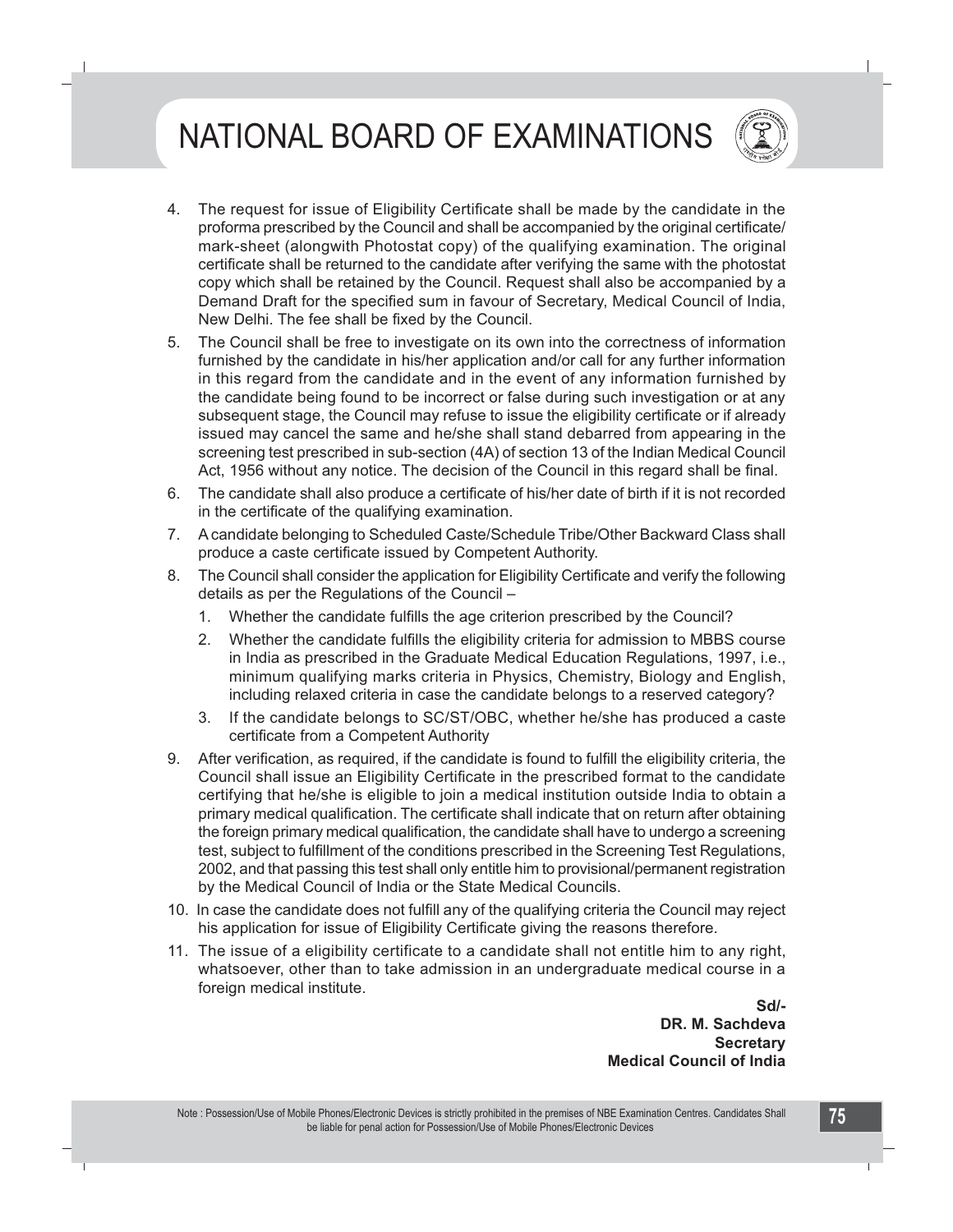4. The request for issue of Eligibility Certificate shall be made by the candidate in the proforma prescribed by the Council and shall be accompanied by the original certificate/ mark-sheet (alongwith Photostat copy) of the qualifying examination. The original certificate shall be returned to the candidate after verifying the same with the photostat copy which shall be retained by the Council. Request shall also be accompanied by a Demand Draft for the specified sum in favour of Secretary, Medical Council of India, New Delhi. The fee shall be fixed by the Council.
5. The Council shall be free to investigate on its own into the correctness of information furnished by the candidate in his/her application and/or call for any further information in this regard from the candidate and in the event of any information furnished by the candidate being found to be incorrect or false during such investigation or at any subsequent stage, the Council may refuse to issue the eligibility certificate or if already issued may cancel the same and he/she shall stand debarred from appearing in the screening test prescribed in sub-section (4A) of section 13 of the Indian Medical Council Act, 1956 without any notice. The decision of the Council in this regard shall be final.
6. The candidate shall also produce a certificate of his/her date of birth if it is not recorded in the certificate of the qualifying examination.
7. A candidate belonging to Scheduled Caste/Schedule Tribe/Other Backward Class shall produce a caste certificate issued by Competent Authority.
8. The Council shall consider the application for Eligibility Certificate and verify the following details as per the Regulations of the Council –
   1. Whether the candidate fulfills the age criterion prescribed by the Council?
   2. Whether the candidate fulfills the eligibility criteria for admission to MBBS course in India as prescribed in the Graduate Medical Education Regulations, 1997, i.e., minimum qualifying marks criteria in Physics, Chemistry, Biology and English, including relaxed criteria in case the candidate belongs to a reserved category?
   3. If the candidate belongs to SC/ST/OBC, whether he/she has produced a caste certificate from a Competent Authority
9. After verification, as required, if the candidate is found to fulfill the eligibility criteria, the Council shall issue an Eligibility Certificate in the prescribed format to the candidate certifying that he/she is eligible to join a medical institution outside India to obtain a primary medical qualification. The certificate shall indicate that on return after obtaining the foreign primary medical qualification, the candidate shall have to undergo a screening test, subject to fulfillment of the conditions prescribed in the Screening Test Regulations, 2002, and that passing this test shall only entitle him to provisional/permanent registration by the Medical Council of India or the State Medical Councils.
10. In case the candidate does not fulfill any of the qualifying criteria the Council may reject his application for issue of Eligibility Certificate giving the reasons therefore.
11. The issue of a eligibility certificate to a candidate shall not entitle him to any right, whatsoever, other than to take admission in an undergraduate medical course in a foreign medical institute.

**Sd/-**
**DR. M. Sachdeva**
**Secretary**
**Medical Council of India**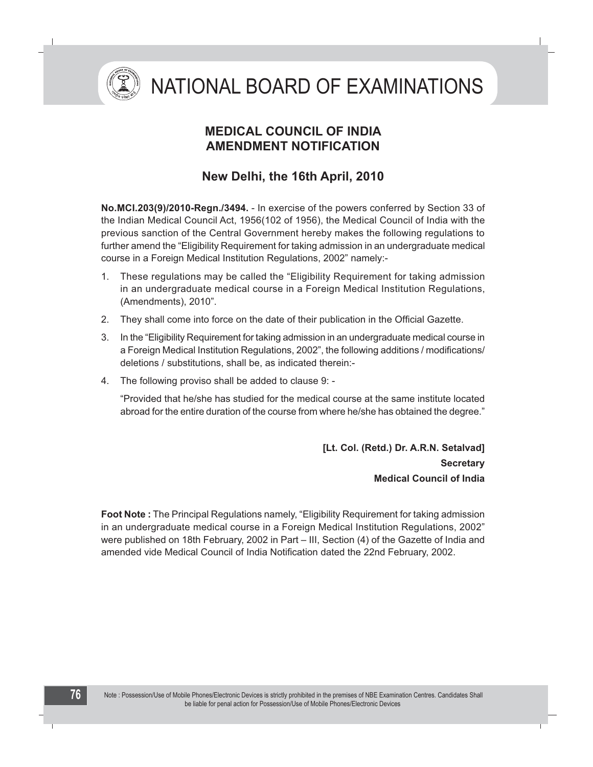## MEDICAL COUNCIL OF INDIA
## AMENDMENT NOTIFICATION

### New Delhi, the 16th April, 2010

**No.MCI.203(9)/2010-Regn./3494.** - In exercise of the powers conferred by Section 33 of the Indian Medical Council Act, 1956(102 of 1956), the Medical Council of India with the previous sanction of the Central Government hereby makes the following regulations to further amend the "Eligibility Requirement for taking admission in an undergraduate medical course in a Foreign Medical Institution Regulations, 2002" namely:-

1. These regulations may be called the "Eligibility Requirement for taking admission in an undergraduate medical course in a Foreign Medical Institution Regulations, (Amendments), 2010".
2. They shall come into force on the date of their publication in the Official Gazette.
3. In the "Eligibility Requirement for taking admission in an undergraduate medical course in a Foreign Medical Institution Regulations, 2002", the following additions / modifications/ deletions / substitutions, shall be, as indicated therein:-
4. The following proviso shall be added to clause 9: -

   "Provided that he/she has studied for the medical course at the same institute located abroad for the entire duration of the course from where he/she has obtained the degree."

**[Lt. Col. (Retd.) Dr. A.R.N. Setalvad]**
**Secretary**
**Medical Council of India**

**Foot Note :** The Principal Regulations namely, "Eligibility Requirement for taking admission in an undergraduate medical course in a Foreign Medical Institution Regulations, 2002" were published on 18th February, 2002 in Part – III, Section (4) of the Gazette of India and amended vide Medical Council of India Notification dated the 22nd February, 2002.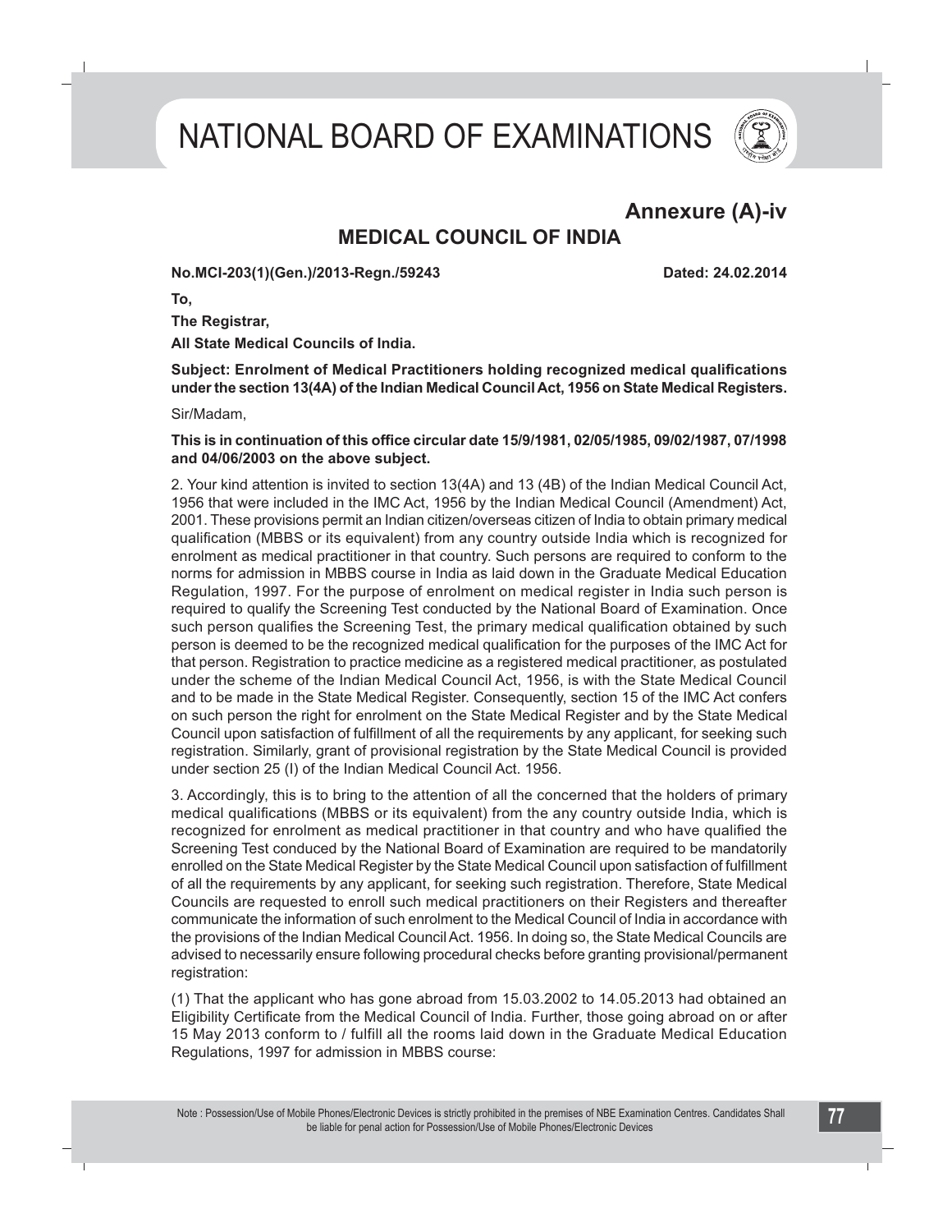# NATIONAL BOARD OF EXAMINATIONS

## Annexure (A)-iv

## MEDICAL COUNCIL OF INDIA

**No.MCI-203(1)(Gen.)/2013-Regn./59243** **Dated: 24.02.2014**

**To,**

**The Registrar,**

**All State Medical Councils of India.**

**Subject: Enrolment of Medical Practitioners holding recognized medical qualifications under the section 13(4A) of the Indian Medical Council Act, 1956 on State Medical Registers.**

Sir/Madam,

**This is in continuation of this office circular date 15/9/1981, 02/05/1985, 09/02/1987, 07/1998 and 04/06/2003 on the above subject.**

2. Your kind attention is invited to section 13(4A) and 13 (4B) of the Indian Medical Council Act, 1956 that were included in the IMC Act, 1956 by the Indian Medical Council (Amendment) Act, 2001. These provisions permit an Indian citizen/overseas citizen of India to obtain primary medical qualification (MBBS or its equivalent) from any country outside India which is recognized for enrolment as medical practitioner in that country. Such persons are required to conform to the norms for admission in MBBS course in India as laid down in the Graduate Medical Education Regulation, 1997. For the purpose of enrolment on medical register in India such person is required to qualify the Screening Test conducted by the National Board of Examination. Once such person qualifies the Screening Test, the primary medical qualification obtained by such person is deemed to be the recognized medical qualification for the purposes of the IMC Act for that person. Registration to practice medicine as a registered medical practitioner, as postulated under the scheme of the Indian Medical Council Act, 1956, is with the State Medical Council and to be made in the State Medical Register. Consequently, section 15 of the IMC Act confers on such person the right for enrolment on the State Medical Register and by the State Medical Council upon satisfaction of fulfillment of all the requirements by any applicant, for seeking such registration. Similarly, grant of provisional registration by the State Medical Council is provided under section 25 (I) of the Indian Medical Council Act. 1956.

3. Accordingly, this is to bring to the attention of all the concerned that the holders of primary medical qualifications (MBBS or its equivalent) from the any country outside India, which is recognized for enrolment as medical practitioner in that country and who have qualified the Screening Test conduced by the National Board of Examination are required to be mandatorily enrolled on the State Medical Register by the State Medical Council upon satisfaction of fulfillment of all the requirements by any applicant, for seeking such registration. Therefore, State Medical Councils are requested to enroll such medical practitioners on their Registers and thereafter communicate the information of such enrolment to the Medical Council of India in accordance with the provisions of the Indian Medical Council Act. 1956. In doing so, the State Medical Councils are advised to necessarily ensure following procedural checks before granting provisional/permanent registration:

(1) That the applicant who has gone abroad from 15.03.2002 to 14.05.2013 had obtained an Eligibility Certificate from the Medical Council of India. Further, those going abroad on or after 15 May 2013 conform to / fulfill all the rooms laid down in the Graduate Medical Education Regulations, 1997 for admission in MBBS course: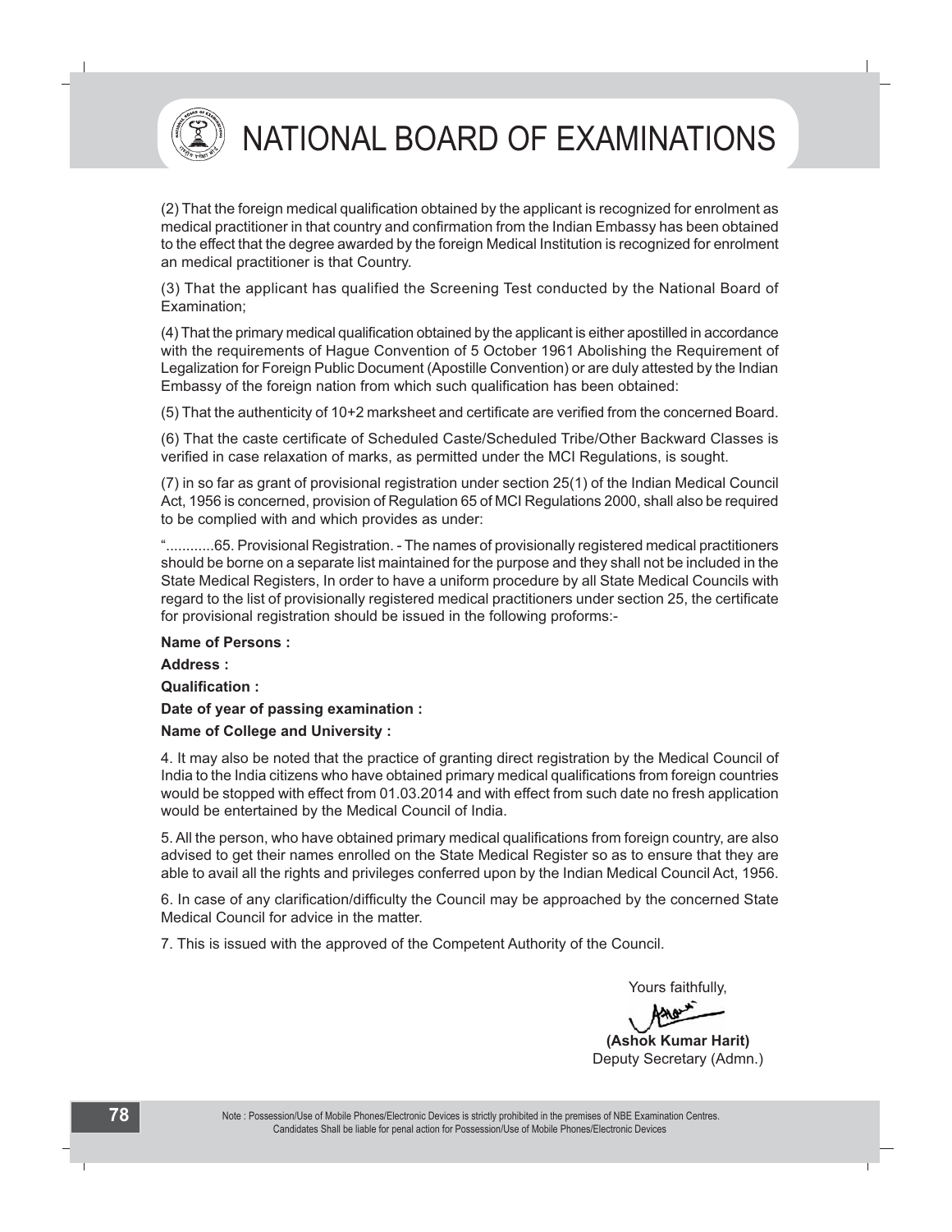(2) That the foreign medical qualification obtained by the applicant is recognized for enrolment as medical practitioner in that country and confirmation from the Indian Embassy has been obtained to the effect that the degree awarded by the foreign Medical Institution is recognized for enrolment an medical practitioner is that Country.

(3) That the applicant has qualified the Screening Test conducted by the National Board of Examination;

(4) That the primary medical qualification obtained by the applicant is either apostilled in accordance with the requirements of Hague Convention of 5 October 1961 Abolishing the Requirement of Legalization for Foreign Public Document (Apostille Convention) or are duly attested by the Indian Embassy of the foreign nation from which such qualification has been obtained:

(5) That the authenticity of 10+2 marksheet and certificate are verified from the concerned Board.

(6) That the caste certificate of Scheduled Caste/Scheduled Tribe/Other Backward Classes is verified in case relaxation of marks, as permitted under the MCI Regulations, is sought.

(7) in so far as grant of provisional registration under section 25(1) of the Indian Medical Council Act, 1956 is concerned, provision of Regulation 65 of MCI Regulations 2000, shall also be required to be complied with and which provides as under:

"............65. Provisional Registration. - The names of provisionally registered medical practitioners should be borne on a separate list maintained for the purpose and they shall not be included in the State Medical Registers, In order to have a uniform procedure by all State Medical Councils with regard to the list of provisionally registered medical practitioners under section 25, the certificate for provisional registration should be issued in the following proforms:-

**Name of Persons :**

**Address :**

**Qualification :**

**Date of year of passing examination :**

**Name of College and University :**

4. It may also be noted that the practice of granting direct registration by the Medical Council of India to the India citizens who have obtained primary medical qualifications from foreign countries would be stopped with effect from 01.03.2014 and with effect from such date no fresh application would be entertained by the Medical Council of India.

5. All the person, who have obtained primary medical qualifications from foreign country, are also advised to get their names enrolled on the State Medical Register so as to ensure that they are able to avail all the rights and privileges conferred upon by the Indian Medical Council Act, 1956.

6. In case of any clarification/difficulty the Council may be approached by the concerned State Medical Council for advice in the matter.

7. This is issued with the approved of the Competent Authority of the Council.

Yours faithfully,

**(Ashok Kumar Harit)**
Deputy Secretary (Admn.)

Note : Possession/Use of Mobile Phones/Electronic Devices is strictly prohibited in the premises of NBE Examination Centres. Candidates Shall be liable for penal action for Possession/Use of Mobile Phones/Electronic Devices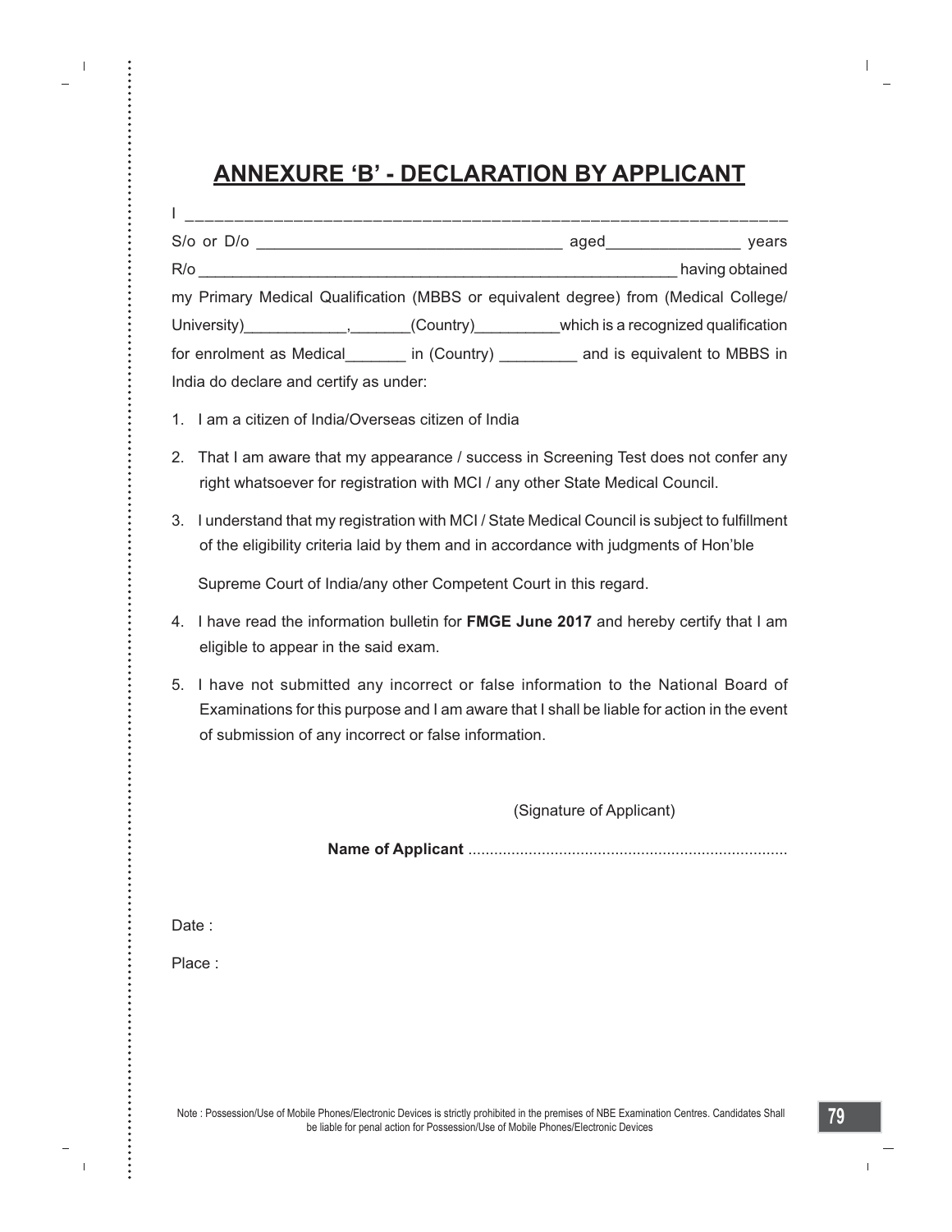## ANNEXURE 'B' - DECLARATION BY APPLICANT

I _______________________________________________________________

S/o or D/o ___________________________________ aged_______________ years

R/o _______________________________________________________ having obtained my Primary Medical Qualification (MBBS or equivalent degree) from (Medical College/ University)____________,_______(Country)__________which is a recognized qualification for enrolment as Medical_______ in (Country) _________ and is equivalent to MBBS in India do declare and certify as under:

1. I am a citizen of India/Overseas citizen of India
2. That I am aware that my appearance / success in Screening Test does not confer any right whatsoever for registration with MCI / any other State Medical Council.
3. I understand that my registration with MCI / State Medical Council is subject to fulfillment of the eligibility criteria laid by them and in accordance with judgments of Hon'ble

   Supreme Court of India/any other Competent Court in this regard.
4. I have read the information bulletin for **FMGE June 2017** and hereby certify that I am eligible to appear in the said exam.
5. I have not submitted any incorrect or false information to the National Board of Examinations for this purpose and I am aware that I shall be liable for action in the event of submission of any incorrect or false information.

(Signature of Applicant)

**Name of Applicant** .........................................................................

Date :

Place :

Note : Possession/Use of Mobile Phones/Electronic Devices is strictly prohibited in the premises of NBE Examination Centres. Candidates Shall be liable for penal action for Possession/Use of Mobile Phones/Electronic Devices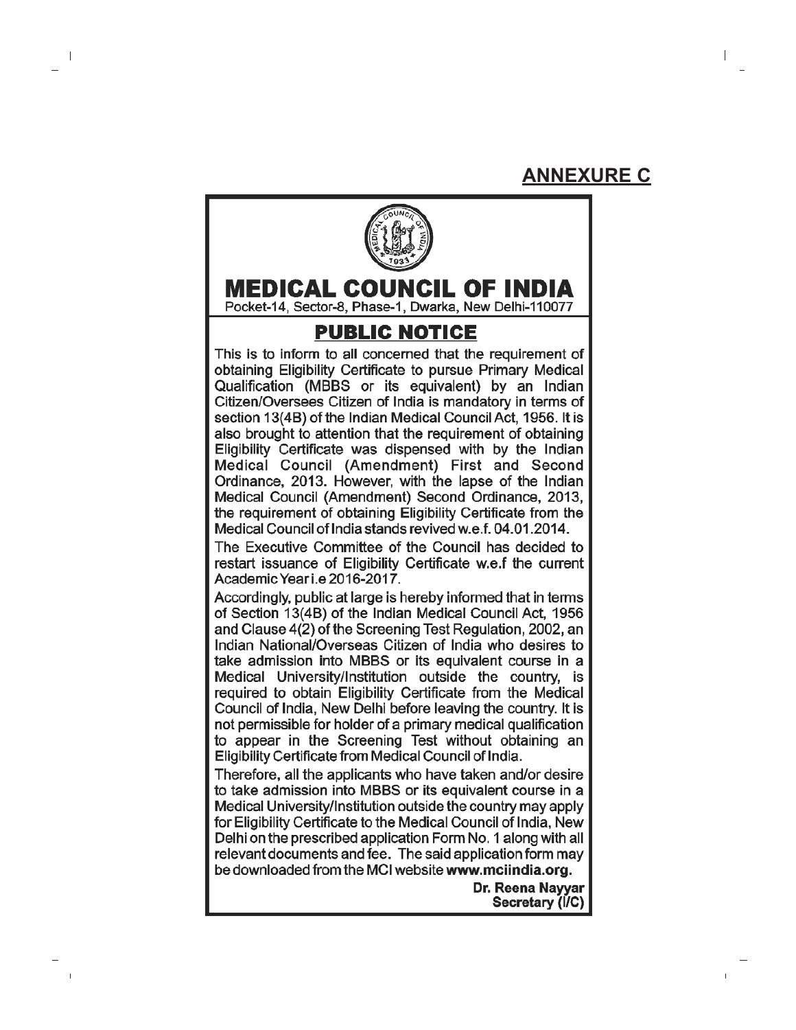## ANNEXURE C

# MEDICAL COUNCIL OF INDIA

Pocket-14, Sector-8, Phase-1, Dwarka, New Delhi-110077

## PUBLIC NOTICE

This is to inform to all concerned that the requirement of obtaining Eligibility Certificate to pursue Primary Medical Qualification (MBBS or its equivalent) by an Indian Citizen/Oversees Citizen of India is mandatory in terms of section 13(4B) of the Indian Medical Council Act, 1956. It is also brought to attention that the requirement of obtaining Eligibility Certificate was dispensed with by the Indian Medical Council (Amendment) First and Second Ordinance, 2013. However, with the lapse of the Indian Medical Council (Amendment) Second Ordinance, 2013, the requirement of obtaining Eligibility Certificate from the Medical Council of India stands revived w.e.f. 04.01.2014.

The Executive Committee of the Council has decided to restart issuance of Eligibility Certificate w.e.f the current Academic Year i.e 2016-2017.

Accordingly, public at large is hereby informed that in terms of Section 13(4B) of the Indian Medical Council Act, 1956 and Clause 4(2) of the Screening Test Regulation, 2002, an Indian National/Overseas Citizen of India who desires to take admission into MBBS or its equivalent course in a Medical University/Institution outside the country, is required to obtain Eligibility Certificate from the Medical Council of India, New Delhi before leaving the country. It is not permissible for holder of a primary medical qualification to appear in the Screening Test without obtaining an Eligibility Certificate from Medical Council of India.

Therefore, all the applicants who have taken and/or desire to take admission into MBBS or its equivalent course in a Medical University/Institution outside the country may apply for Eligibility Certificate to the Medical Council of India, New Delhi on the prescribed application Form No. 1 along with all relevant documents and fee. The said application form may be downloaded from the MCI website **www.mciindia.org.**

**Dr. Reena Nayyar**
**Secretary (I/C)**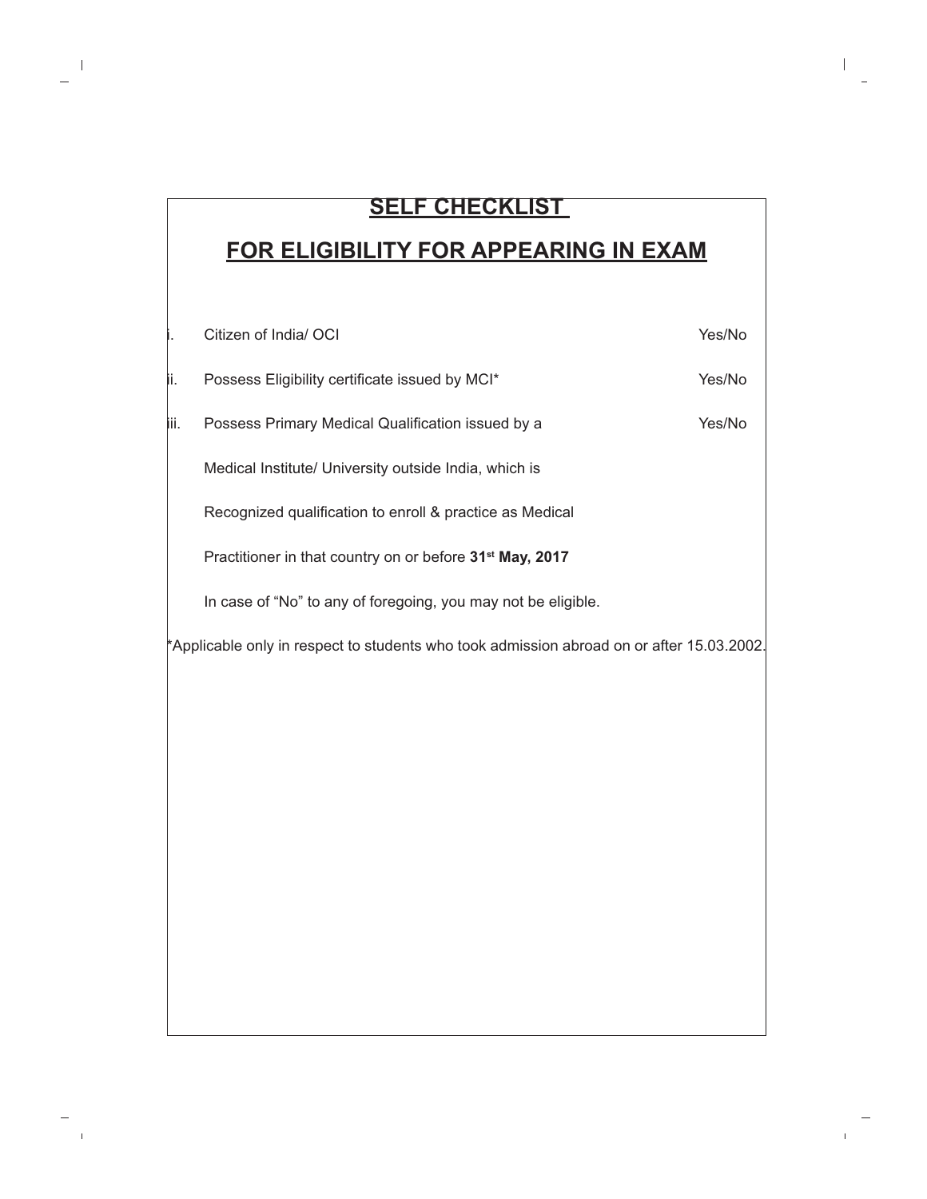## SELF CHECKLIST

## FOR ELIGIBILITY FOR APPEARING IN EXAM

| | | |
|---|---|---|
| i. | Citizen of India/ OCI | Yes/No |
| ii. | Possess Eligibility certificate issued by MCI* | Yes/No |
| iii. | Possess Primary Medical Qualification issued by a Medical Institute/ University outside India, which is Recognized qualification to enroll & practice as Medical Practitioner in that country on or before **31st May, 2017** | Yes/No |

In case of “No” to any of foregoing, you may not be eligible.

*Applicable only in respect to students who took admission abroad on or after 15.03.2002.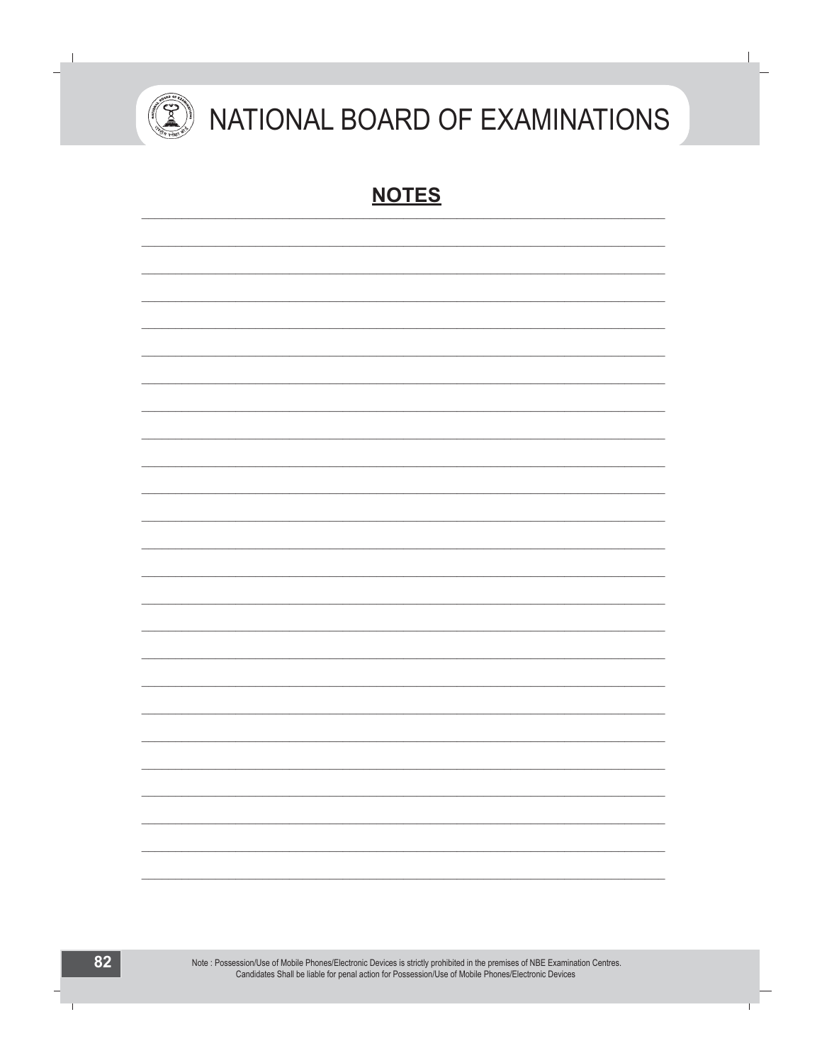## NOTES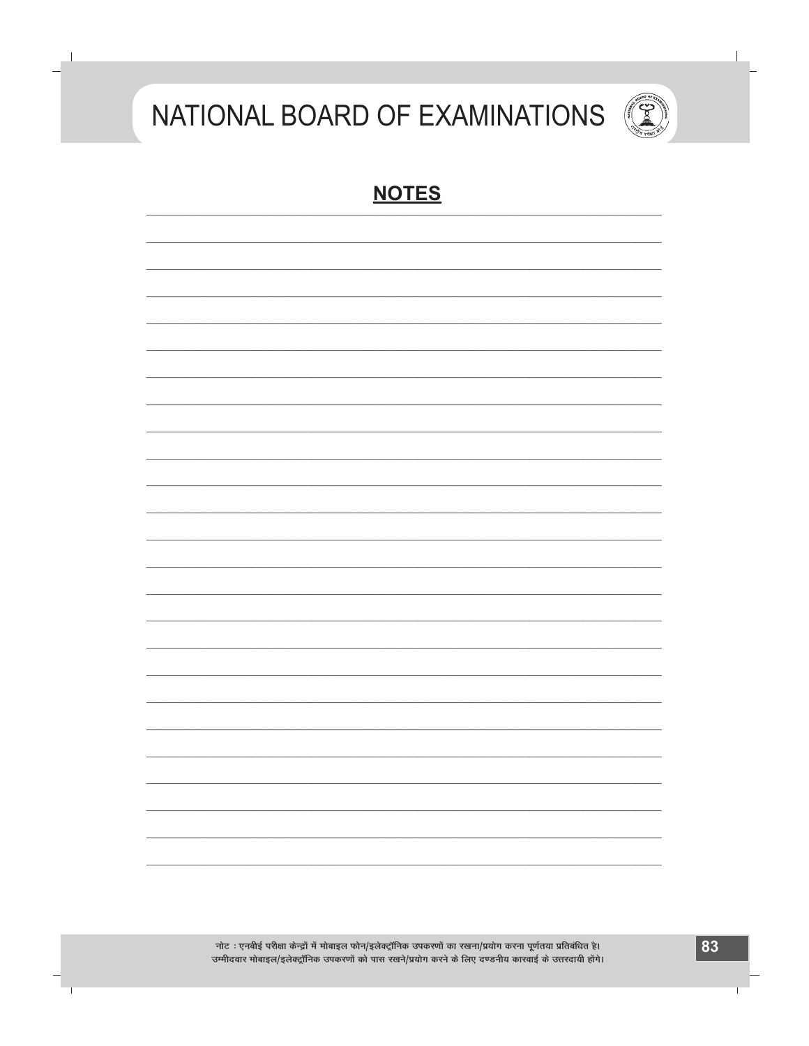## NOTES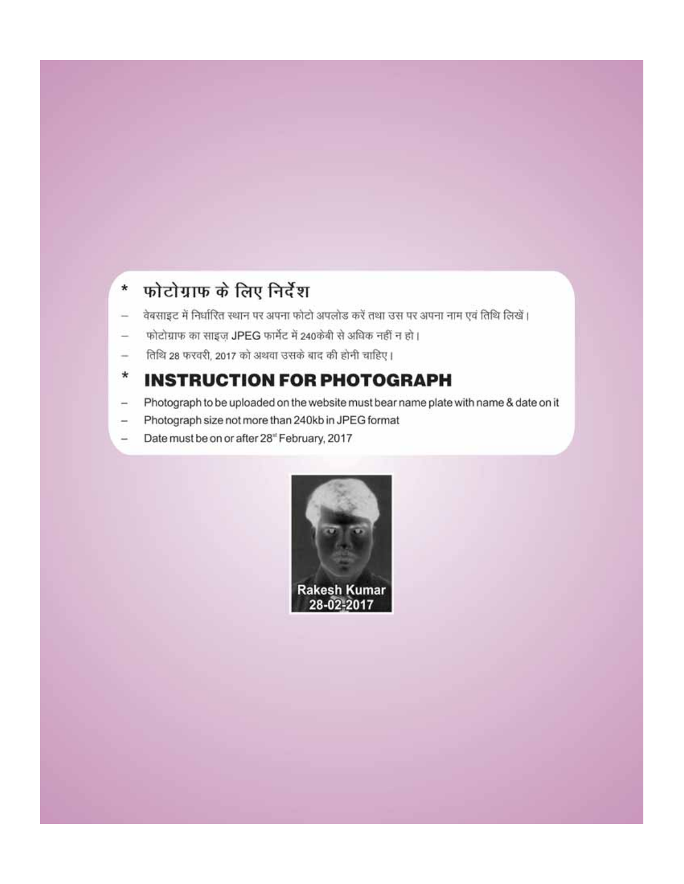## * फोटोग्राफ के लिए निर्देश

- वेबसाइट में निर्धारित स्थान पर अपना फोटो अपलोड करें तथा उस पर अपना नाम एवं तिथि लिखें।
- फोटोग्राफ का साइज़ JPEG फार्मेट में 240केबी से अधिक नहीं न हो।
- तिथि 28 फरवरी, 2017 को अथवा उसके बाद की होनी चाहिए।

## * INSTRUCTION FOR PHOTOGRAPH

- Photograph to be uploaded on the website must bear name plate with name & date on it
- Photograph size not more than 240kb in JPEG format
- Date must be on or after 28st February, 2017

Rakesh Kumar
28-02-2017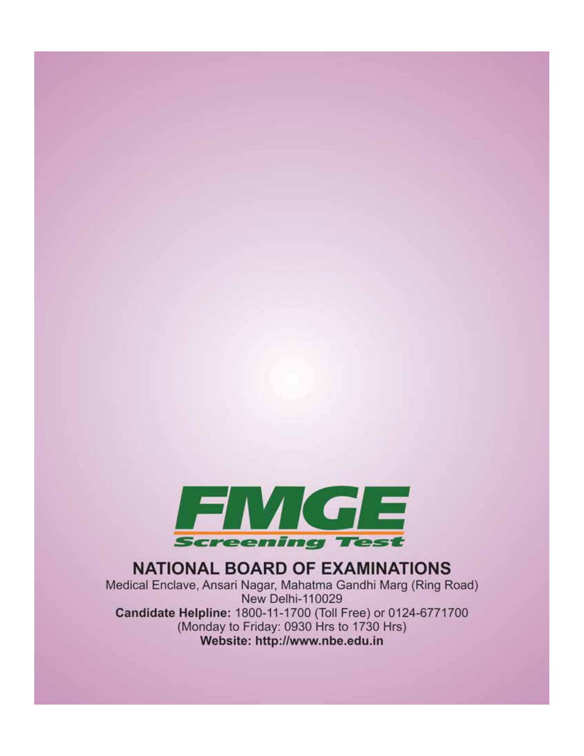**FMGE**

**Screening Test**

## NATIONAL BOARD OF EXAMINATIONS

Medical Enclave, Ansari Nagar, Mahatma Gandhi Marg (Ring Road)
New Delhi-110029

**Candidate Helpline:** 1800-11-1700 (Toll Free) or 0124-6771700
(Monday to Friday: 0930 Hrs to 1730 Hrs)

**Website: http://www.nbe.edu.in**